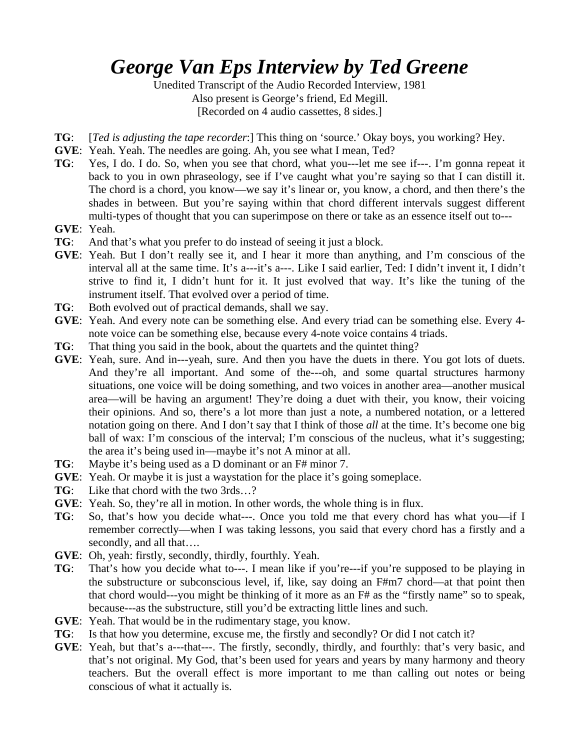# *George Van Eps Interview by Ted Greene*

Unedited Transcript of the Audio Recorded Interview, 1981
Also present is George's friend, Ed Megill.
[Recorded on 4 audio cassettes, 8 sides.]

**TG**: [*Ted is adjusting the tape recorder*:] This thing on 'source.' Okay boys, you working? Hey.

**GVE**: Yeah. Yeah. The needles are going. Ah, you see what I mean, Ted?

**TG**: Yes, I do. I do. So, when you see that chord, what you---let me see if---. I'm gonna repeat it back to you in own phraseology, see if I've caught what you're saying so that I can distill it. The chord is a chord, you know—we say it's linear or, you know, a chord, and then there's the shades in between. But you're saying within that chord different intervals suggest different multi-types of thought that you can superimpose on there or take as an essence itself out to---

**GVE**: Yeah.

**TG**: And that's what you prefer to do instead of seeing it just a block.

**GVE**: Yeah. But I don't really see it, and I hear it more than anything, and I'm conscious of the interval all at the same time. It's a---it's a---. Like I said earlier, Ted: I didn't invent it, I didn't strive to find it, I didn't hunt for it. It just evolved that way. It's like the tuning of the instrument itself. That evolved over a period of time.

**TG**: Both evolved out of practical demands, shall we say.

**GVE**: Yeah. And every note can be something else. And every triad can be something else. Every 4-note voice can be something else, because every 4-note voice contains 4 triads.

**TG**: That thing you said in the book, about the quartets and the quintet thing?

**GVE**: Yeah, sure. And in---yeah, sure. And then you have the duets in there. You got lots of duets. And they're all important. And some of the---oh, and some quartal structures harmony situations, one voice will be doing something, and two voices in another area—another musical area—will be having an argument! They're doing a duet with their, you know, their voicing their opinions. And so, there's a lot more than just a note, a numbered notation, or a lettered notation going on there. And I don't say that I think of those *all* at the time. It's become one big ball of wax: I'm conscious of the interval; I'm conscious of the nucleus, what it's suggesting; the area it's being used in—maybe it's not A minor at all.

**TG**: Maybe it's being used as a D dominant or an F# minor 7.

**GVE**: Yeah. Or maybe it is just a waystation for the place it's going someplace.

**TG**: Like that chord with the two 3rds…?

**GVE**: Yeah. So, they're all in motion. In other words, the whole thing is in flux.

**TG**: So, that's how you decide what---. Once you told me that every chord has what you—if I remember correctly—when I was taking lessons, you said that every chord has a firstly and a secondly, and all that….

**GVE**: Oh, yeah: firstly, secondly, thirdly, fourthly. Yeah.

**TG**: That's how you decide what to---. I mean like if you're---if you're supposed to be playing in the substructure or subconscious level, if, like, say doing an F#m7 chord—at that point then that chord would---you might be thinking of it more as an F# as the "firstly name" so to speak, because---as the substructure, still you'd be extracting little lines and such.

**GVE**: Yeah. That would be in the rudimentary stage, you know.

**TG**: Is that how you determine, excuse me, the firstly and secondly? Or did I not catch it?

**GVE**: Yeah, but that's a---that---. The firstly, secondly, thirdly, and fourthly: that's very basic, and that's not original. My God, that's been used for years and years by many harmony and theory teachers. But the overall effect is more important to me than calling out notes or being conscious of what it actually is.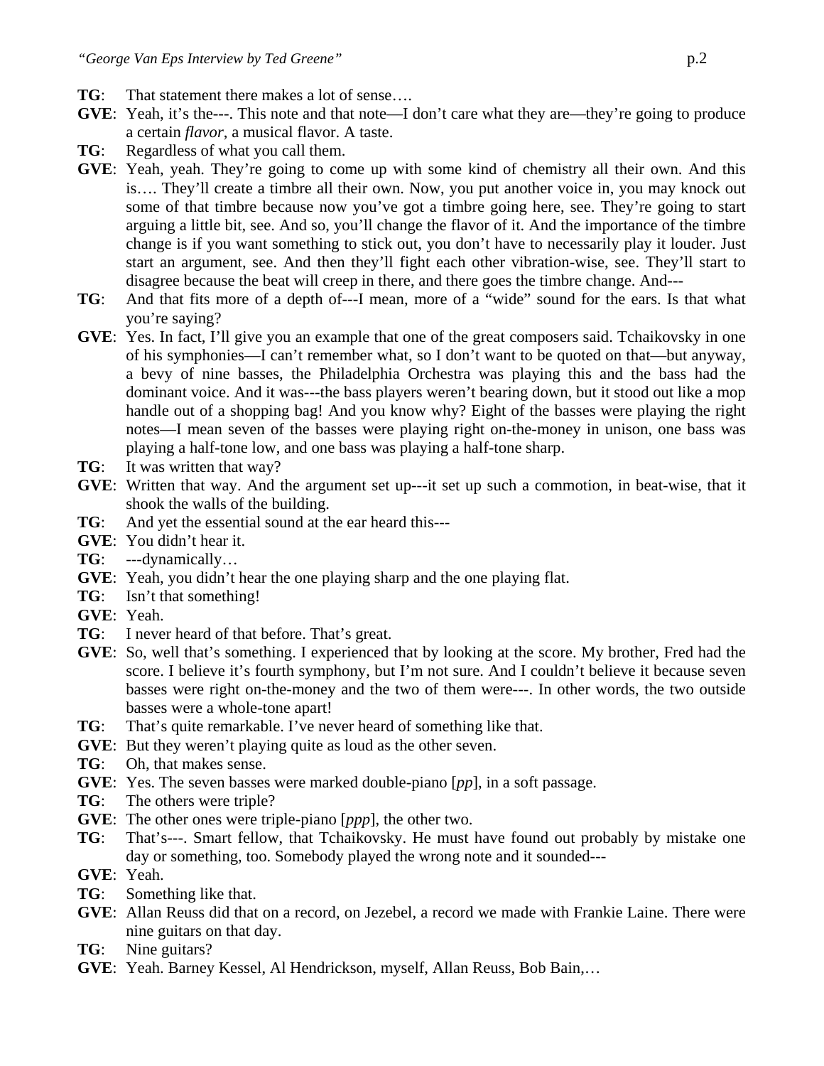**TG**: That statement there makes a lot of sense….

**GVE**: Yeah, it's the---. This note and that note—I don't care what they are—they're going to produce a certain *flavor*, a musical flavor. A taste.

**TG**: Regardless of what you call them.

**GVE**: Yeah, yeah. They're going to come up with some kind of chemistry all their own. And this is…. They'll create a timbre all their own. Now, you put another voice in, you may knock out some of that timbre because now you've got a timbre going here, see. They're going to start arguing a little bit, see. And so, you'll change the flavor of it. And the importance of the timbre change is if you want something to stick out, you don't have to necessarily play it louder. Just start an argument, see. And then they'll fight each other vibration-wise, see. They'll start to disagree because the beat will creep in there, and there goes the timbre change. And---

**TG**: And that fits more of a depth of---I mean, more of a "wide" sound for the ears. Is that what you're saying?

**GVE**: Yes. In fact, I'll give you an example that one of the great composers said. Tchaikovsky in one of his symphonies—I can't remember what, so I don't want to be quoted on that—but anyway, a bevy of nine basses, the Philadelphia Orchestra was playing this and the bass had the dominant voice. And it was---the bass players weren't bearing down, but it stood out like a mop handle out of a shopping bag! And you know why? Eight of the basses were playing the right notes—I mean seven of the basses were playing right on-the-money in unison, one bass was playing a half-tone low, and one bass was playing a half-tone sharp.

**TG**: It was written that way?

**GVE**: Written that way. And the argument set up---it set up such a commotion, in beat-wise, that it shook the walls of the building.

**TG**: And yet the essential sound at the ear heard this---

**GVE**: You didn't hear it.

**TG**: ---dynamically…

**GVE**: Yeah, you didn't hear the one playing sharp and the one playing flat.

**TG**: Isn't that something!

**GVE**: Yeah.

**TG**: I never heard of that before. That's great.

**GVE**: So, well that's something. I experienced that by looking at the score. My brother, Fred had the score. I believe it's fourth symphony, but I'm not sure. And I couldn't believe it because seven basses were right on-the-money and the two of them were---. In other words, the two outside basses were a whole-tone apart!

**TG**: That's quite remarkable. I've never heard of something like that.

**GVE**: But they weren't playing quite as loud as the other seven.

**TG**: Oh, that makes sense.

**GVE**: Yes. The seven basses were marked double-piano [*pp*], in a soft passage.

**TG**: The others were triple?

**GVE**: The other ones were triple-piano [*ppp*], the other two.

**TG**: That's---. Smart fellow, that Tchaikovsky. He must have found out probably by mistake one day or something, too. Somebody played the wrong note and it sounded---

**GVE**: Yeah.

**TG**: Something like that.

**GVE**: Allan Reuss did that on a record, on Jezebel, a record we made with Frankie Laine. There were nine guitars on that day.

**TG**: Nine guitars?

**GVE**: Yeah. Barney Kessel, Al Hendrickson, myself, Allan Reuss, Bob Bain,…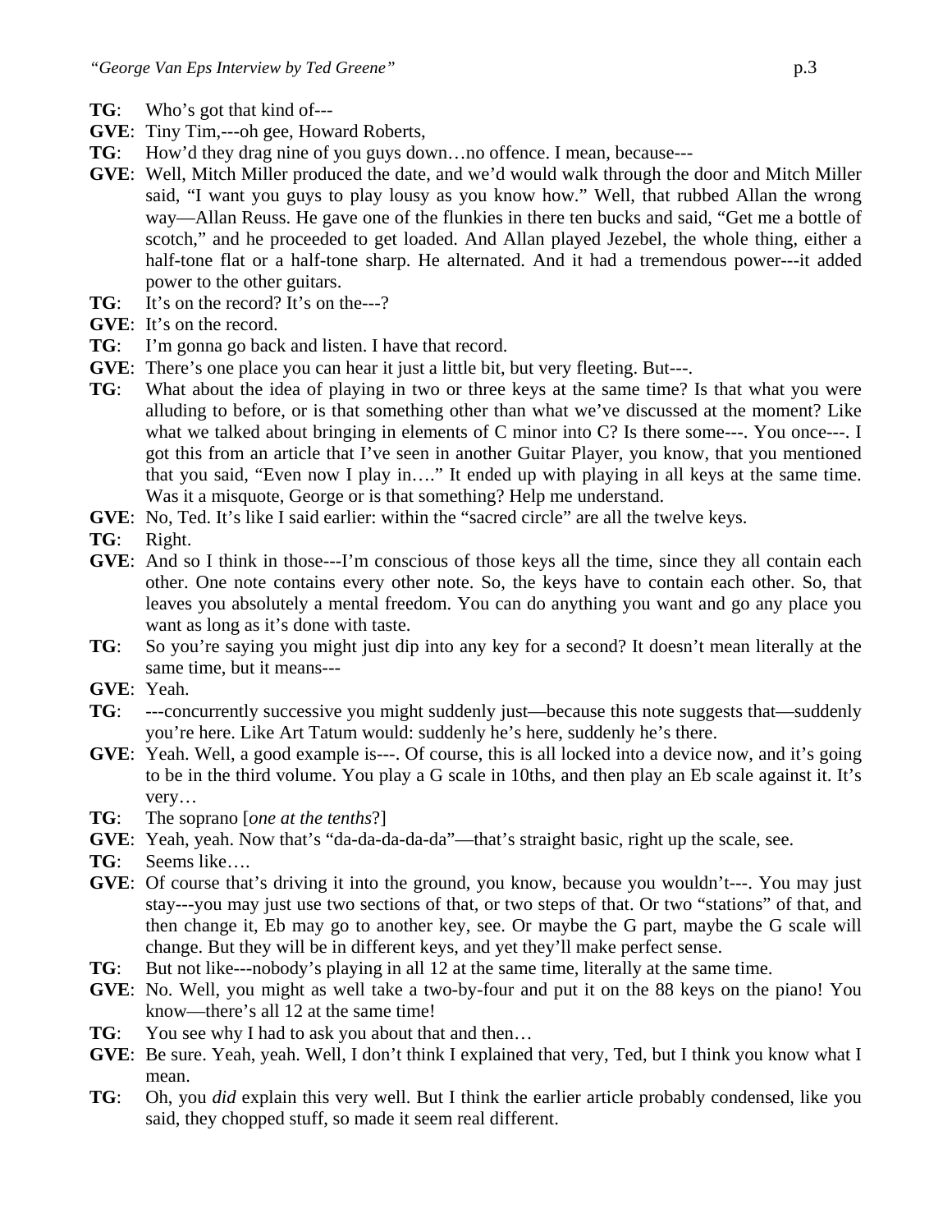**TG**: Who's got that kind of---

**GVE**: Tiny Tim,---oh gee, Howard Roberts,

**TG**: How'd they drag nine of you guys down…no offence. I mean, because---

**GVE**: Well, Mitch Miller produced the date, and we'd would walk through the door and Mitch Miller said, "I want you guys to play lousy as you know how." Well, that rubbed Allan the wrong way—Allan Reuss. He gave one of the flunkies in there ten bucks and said, "Get me a bottle of scotch," and he proceeded to get loaded. And Allan played Jezebel, the whole thing, either a half-tone flat or a half-tone sharp. He alternated. And it had a tremendous power---it added power to the other guitars.

**TG**: It's on the record? It's on the---?

**GVE**: It's on the record.

**TG**: I'm gonna go back and listen. I have that record.

**GVE**: There's one place you can hear it just a little bit, but very fleeting. But---.

**TG**: What about the idea of playing in two or three keys at the same time? Is that what you were alluding to before, or is that something other than what we've discussed at the moment? Like what we talked about bringing in elements of C minor into C? Is there some---. You once---. I got this from an article that I've seen in another Guitar Player, you know, that you mentioned that you said, "Even now I play in…." It ended up with playing in all keys at the same time. Was it a misquote, George or is that something? Help me understand.

**GVE**: No, Ted. It's like I said earlier: within the "sacred circle" are all the twelve keys.

**TG**: Right.

**GVE**: And so I think in those---I'm conscious of those keys all the time, since they all contain each other. One note contains every other note. So, the keys have to contain each other. So, that leaves you absolutely a mental freedom. You can do anything you want and go any place you want as long as it's done with taste.

**TG**: So you're saying you might just dip into any key for a second? It doesn't mean literally at the same time, but it means---

**GVE**: Yeah.

**TG**: ---concurrently successive you might suddenly just—because this note suggests that—suddenly you're here. Like Art Tatum would: suddenly he's here, suddenly he's there.

**GVE**: Yeah. Well, a good example is---. Of course, this is all locked into a device now, and it's going to be in the third volume. You play a G scale in 10ths, and then play an Eb scale against it. It's very…

**TG**: The soprano [*one at the tenths*?]

**GVE**: Yeah, yeah. Now that's "da-da-da-da-da"—that's straight basic, right up the scale, see.

**TG**: Seems like….

**GVE**: Of course that's driving it into the ground, you know, because you wouldn't---. You may just stay---you may just use two sections of that, or two steps of that. Or two "stations" of that, and then change it, Eb may go to another key, see. Or maybe the G part, maybe the G scale will change. But they will be in different keys, and yet they'll make perfect sense.

**TG**: But not like---nobody's playing in all 12 at the same time, literally at the same time.

**GVE**: No. Well, you might as well take a two-by-four and put it on the 88 keys on the piano! You know—there's all 12 at the same time!

**TG**: You see why I had to ask you about that and then…

**GVE**: Be sure. Yeah, yeah. Well, I don't think I explained that very, Ted, but I think you know what I mean.

**TG**: Oh, you *did* explain this very well. But I think the earlier article probably condensed, like you said, they chopped stuff, so made it seem real different.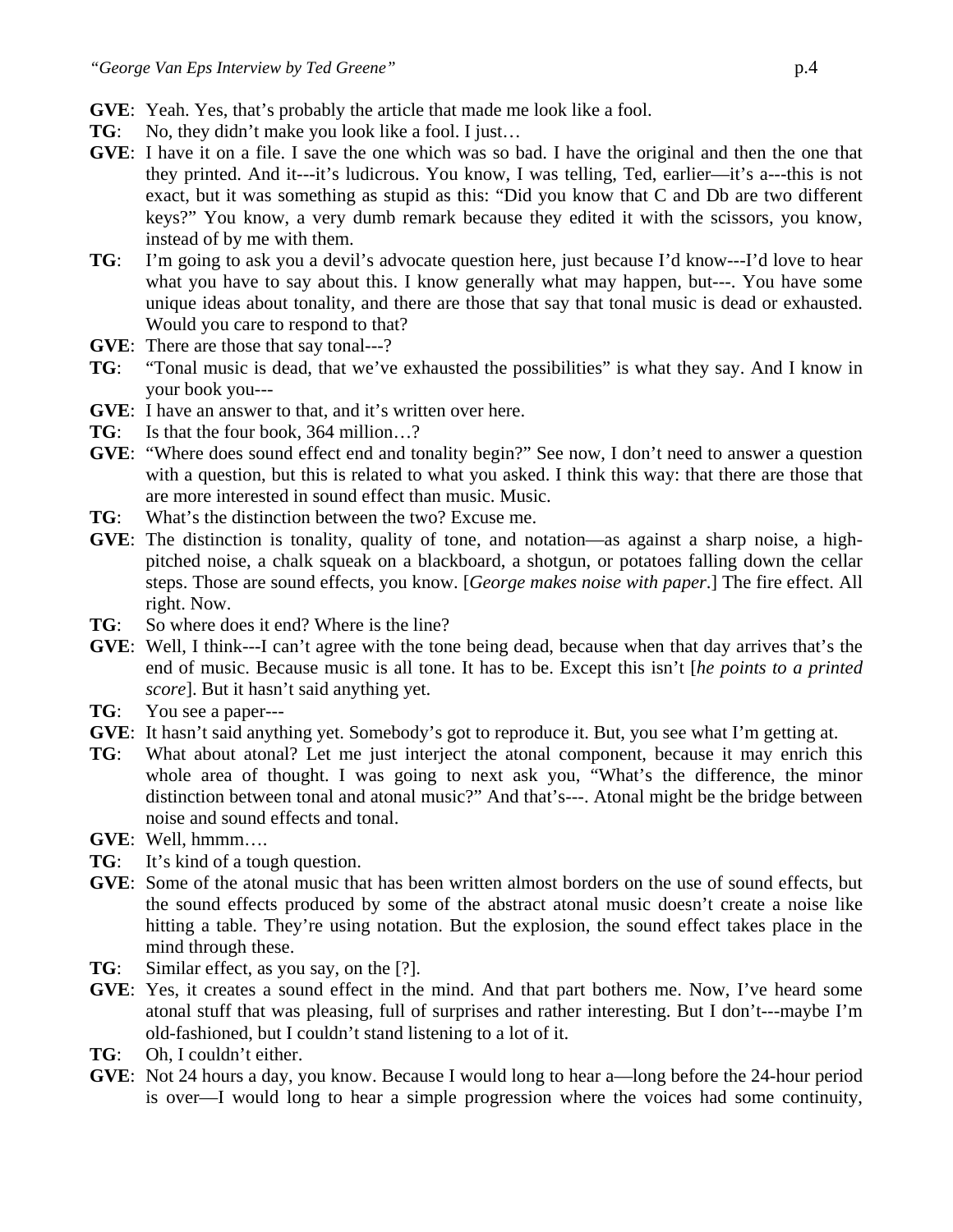**GVE**: Yeah. Yes, that's probably the article that made me look like a fool.

**TG**: No, they didn't make you look like a fool. I just…

**GVE**: I have it on a file. I save the one which was so bad. I have the original and then the one that they printed. And it---it's ludicrous. You know, I was telling, Ted, earlier—it's a---this is not exact, but it was something as stupid as this: "Did you know that C and Db are two different keys?" You know, a very dumb remark because they edited it with the scissors, you know, instead of by me with them.

**TG**: I'm going to ask you a devil's advocate question here, just because I'd know---I'd love to hear what you have to say about this. I know generally what may happen, but---. You have some unique ideas about tonality, and there are those that say that tonal music is dead or exhausted. Would you care to respond to that?

**GVE**: There are those that say tonal---?

**TG**: "Tonal music is dead, that we've exhausted the possibilities" is what they say. And I know in your book you---

**GVE**: I have an answer to that, and it's written over here.

**TG**: Is that the four book, 364 million…?

**GVE**: "Where does sound effect end and tonality begin?" See now, I don't need to answer a question with a question, but this is related to what you asked. I think this way: that there are those that are more interested in sound effect than music. Music.

**TG**: What's the distinction between the two? Excuse me.

**GVE**: The distinction is tonality, quality of tone, and notation—as against a sharp noise, a high-pitched noise, a chalk squeak on a blackboard, a shotgun, or potatoes falling down the cellar steps. Those are sound effects, you know. [*George makes noise with paper*.] The fire effect. All right. Now.

**TG**: So where does it end? Where is the line?

**GVE**: Well, I think---I can't agree with the tone being dead, because when that day arrives that's the end of music. Because music is all tone. It has to be. Except this isn't [*he points to a printed score*]. But it hasn't said anything yet.

**TG**: You see a paper---

**GVE**: It hasn't said anything yet. Somebody's got to reproduce it. But, you see what I'm getting at.

**TG**: What about atonal? Let me just interject the atonal component, because it may enrich this whole area of thought. I was going to next ask you, "What's the difference, the minor distinction between tonal and atonal music?" And that's---. Atonal might be the bridge between noise and sound effects and tonal.

**GVE**: Well, hmmm….

**TG**: It's kind of a tough question.

**GVE**: Some of the atonal music that has been written almost borders on the use of sound effects, but the sound effects produced by some of the abstract atonal music doesn't create a noise like hitting a table. They're using notation. But the explosion, the sound effect takes place in the mind through these.

**TG**: Similar effect, as you say, on the [?].

**GVE**: Yes, it creates a sound effect in the mind. And that part bothers me. Now, I've heard some atonal stuff that was pleasing, full of surprises and rather interesting. But I don't---maybe I'm old-fashioned, but I couldn't stand listening to a lot of it.

**TG**: Oh, I couldn't either.

**GVE**: Not 24 hours a day, you know. Because I would long to hear a—long before the 24-hour period is over—I would long to hear a simple progression where the voices had some continuity,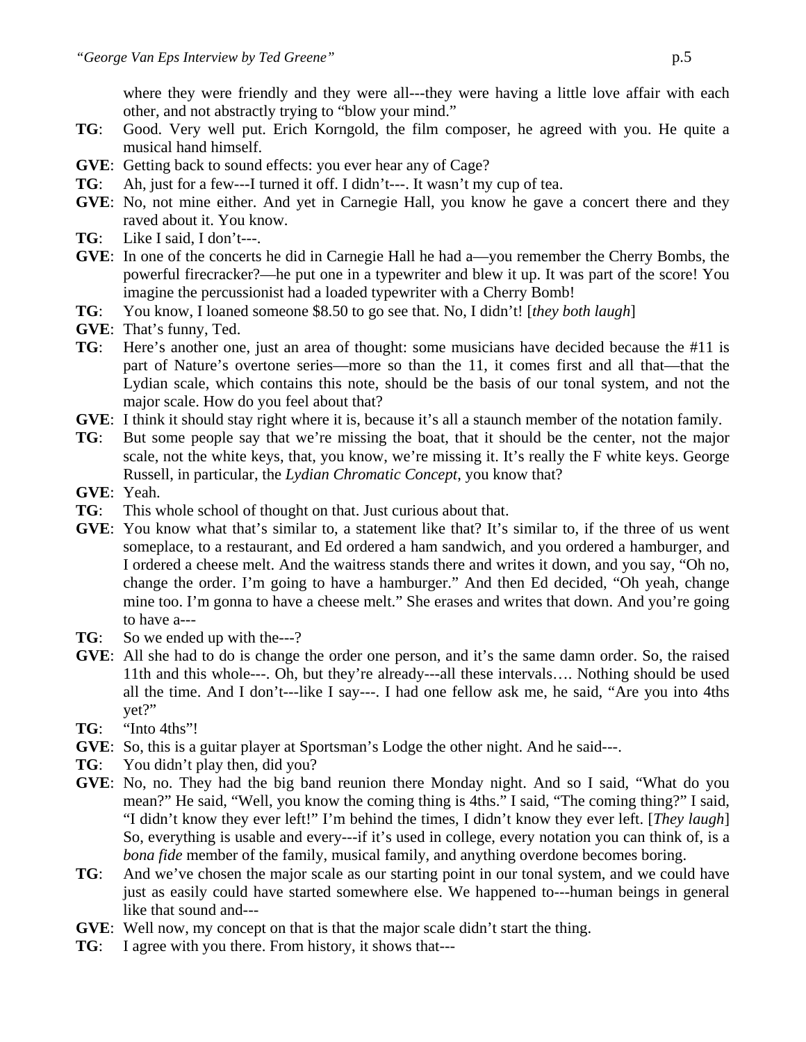where they were friendly and they were all---they were having a little love affair with each other, and not abstractly trying to "blow your mind."

**TG**: Good. Very well put. Erich Korngold, the film composer, he agreed with you. He quite a musical hand himself.

**GVE**: Getting back to sound effects: you ever hear any of Cage?

**TG**: Ah, just for a few---I turned it off. I didn't---. It wasn't my cup of tea.

**GVE**: No, not mine either. And yet in Carnegie Hall, you know he gave a concert there and they raved about it. You know.

**TG**: Like I said, I don't---.

**GVE**: In one of the concerts he did in Carnegie Hall he had a—you remember the Cherry Bombs, the powerful firecracker?—he put one in a typewriter and blew it up. It was part of the score! You imagine the percussionist had a loaded typewriter with a Cherry Bomb!

**TG**: You know, I loaned someone $8.50 to go see that. No, I didn't! [*they both laugh*]

**GVE**: That's funny, Ted.

**TG**: Here's another one, just an area of thought: some musicians have decided because the #11 is part of Nature's overtone series—more so than the 11, it comes first and all that—that the Lydian scale, which contains this note, should be the basis of our tonal system, and not the major scale. How do you feel about that?

**GVE**: I think it should stay right where it is, because it's all a staunch member of the notation family.

**TG**: But some people say that we're missing the boat, that it should be the center, not the major scale, not the white keys, that, you know, we're missing it. It's really the F white keys. George Russell, in particular, the *Lydian Chromatic Concept*, you know that?

**GVE**: Yeah.

**TG**: This whole school of thought on that. Just curious about that.

**GVE**: You know what that's similar to, a statement like that? It's similar to, if the three of us went someplace, to a restaurant, and Ed ordered a ham sandwich, and you ordered a hamburger, and I ordered a cheese melt. And the waitress stands there and writes it down, and you say, "Oh no, change the order. I'm going to have a hamburger." And then Ed decided, "Oh yeah, change mine too. I'm gonna to have a cheese melt." She erases and writes that down. And you're going to have a---

**TG**: So we ended up with the---?

**GVE**: All she had to do is change the order one person, and it's the same damn order. So, the raised 11th and this whole---. Oh, but they're already---all these intervals…. Nothing should be used all the time. And I don't---like I say---. I had one fellow ask me, he said, "Are you into 4ths yet?"

**TG**: "Into 4ths"!

**GVE**: So, this is a guitar player at Sportsman's Lodge the other night. And he said---.

**TG**: You didn't play then, did you?

**GVE**: No, no. They had the big band reunion there Monday night. And so I said, "What do you mean?" He said, "Well, you know the coming thing is 4ths." I said, "The coming thing?" I said, "I didn't know they ever left!" I'm behind the times, I didn't know they ever left. [*They laugh*] So, everything is usable and every---if it's used in college, every notation you can think of, is a *bona fide* member of the family, musical family, and anything overdone becomes boring.

**TG**: And we've chosen the major scale as our starting point in our tonal system, and we could have just as easily could have started somewhere else. We happened to---human beings in general like that sound and---

**GVE**: Well now, my concept on that is that the major scale didn't start the thing.

**TG**: I agree with you there. From history, it shows that---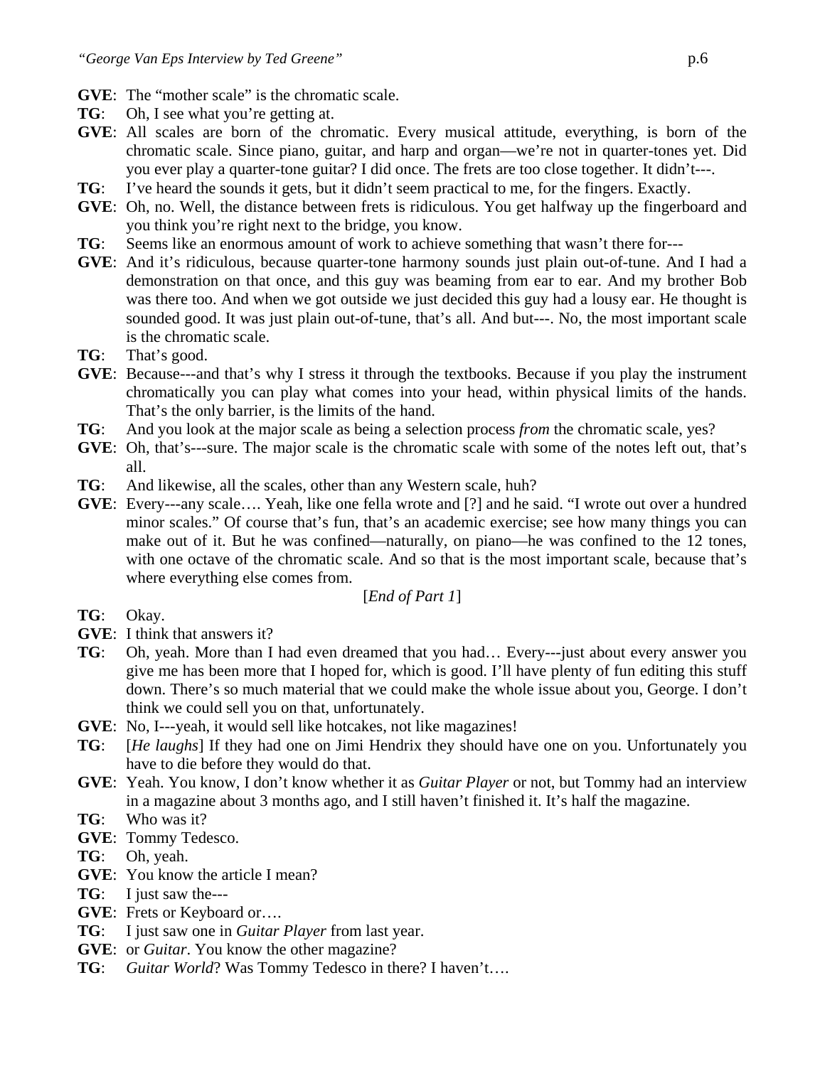**GVE**: The "mother scale" is the chromatic scale.

**TG**: Oh, I see what you're getting at.

**GVE**: All scales are born of the chromatic. Every musical attitude, everything, is born of the chromatic scale. Since piano, guitar, and harp and organ—we're not in quarter-tones yet. Did you ever play a quarter-tone guitar? I did once. The frets are too close together. It didn't---.

**TG**: I've heard the sounds it gets, but it didn't seem practical to me, for the fingers. Exactly.

**GVE**: Oh, no. Well, the distance between frets is ridiculous. You get halfway up the fingerboard and you think you're right next to the bridge, you know.

**TG**: Seems like an enormous amount of work to achieve something that wasn't there for---

**GVE**: And it's ridiculous, because quarter-tone harmony sounds just plain out-of-tune. And I had a demonstration on that once, and this guy was beaming from ear to ear. And my brother Bob was there too. And when we got outside we just decided this guy had a lousy ear. He thought is sounded good. It was just plain out-of-tune, that's all. And but---. No, the most important scale is the chromatic scale.

**TG**: That's good.

**GVE**: Because---and that's why I stress it through the textbooks. Because if you play the instrument chromatically you can play what comes into your head, within physical limits of the hands. That's the only barrier, is the limits of the hand.

**TG**: And you look at the major scale as being a selection process *from* the chromatic scale, yes?

**GVE**: Oh, that's---sure. The major scale is the chromatic scale with some of the notes left out, that's all.

**TG**: And likewise, all the scales, other than any Western scale, huh?

**GVE**: Every---any scale…. Yeah, like one fella wrote and [?] and he said. "I wrote out over a hundred minor scales." Of course that's fun, that's an academic exercise; see how many things you can make out of it. But he was confined—naturally, on piano—he was confined to the 12 tones, with one octave of the chromatic scale. And so that is the most important scale, because that's where everything else comes from.

[*End of Part 1*]

**TG**: Okay.

**GVE**: I think that answers it?

**TG**: Oh, yeah. More than I had even dreamed that you had… Every---just about every answer you give me has been more that I hoped for, which is good. I'll have plenty of fun editing this stuff down. There's so much material that we could make the whole issue about you, George. I don't think we could sell you on that, unfortunately.

**GVE**: No, I---yeah, it would sell like hotcakes, not like magazines!

**TG**: [*He laughs*] If they had one on Jimi Hendrix they should have one on you. Unfortunately you have to die before they would do that.

**GVE**: Yeah. You know, I don't know whether it as *Guitar Player* or not, but Tommy had an interview in a magazine about 3 months ago, and I still haven't finished it. It's half the magazine.

**TG**: Who was it?

**GVE**: Tommy Tedesco.

**TG**: Oh, yeah.

**GVE**: You know the article I mean?

**TG**: I just saw the---

**GVE**: Frets or Keyboard or….

**TG**: I just saw one in *Guitar Player* from last year.

**GVE**: or *Guitar*. You know the other magazine?

**TG**: *Guitar World*? Was Tommy Tedesco in there? I haven't….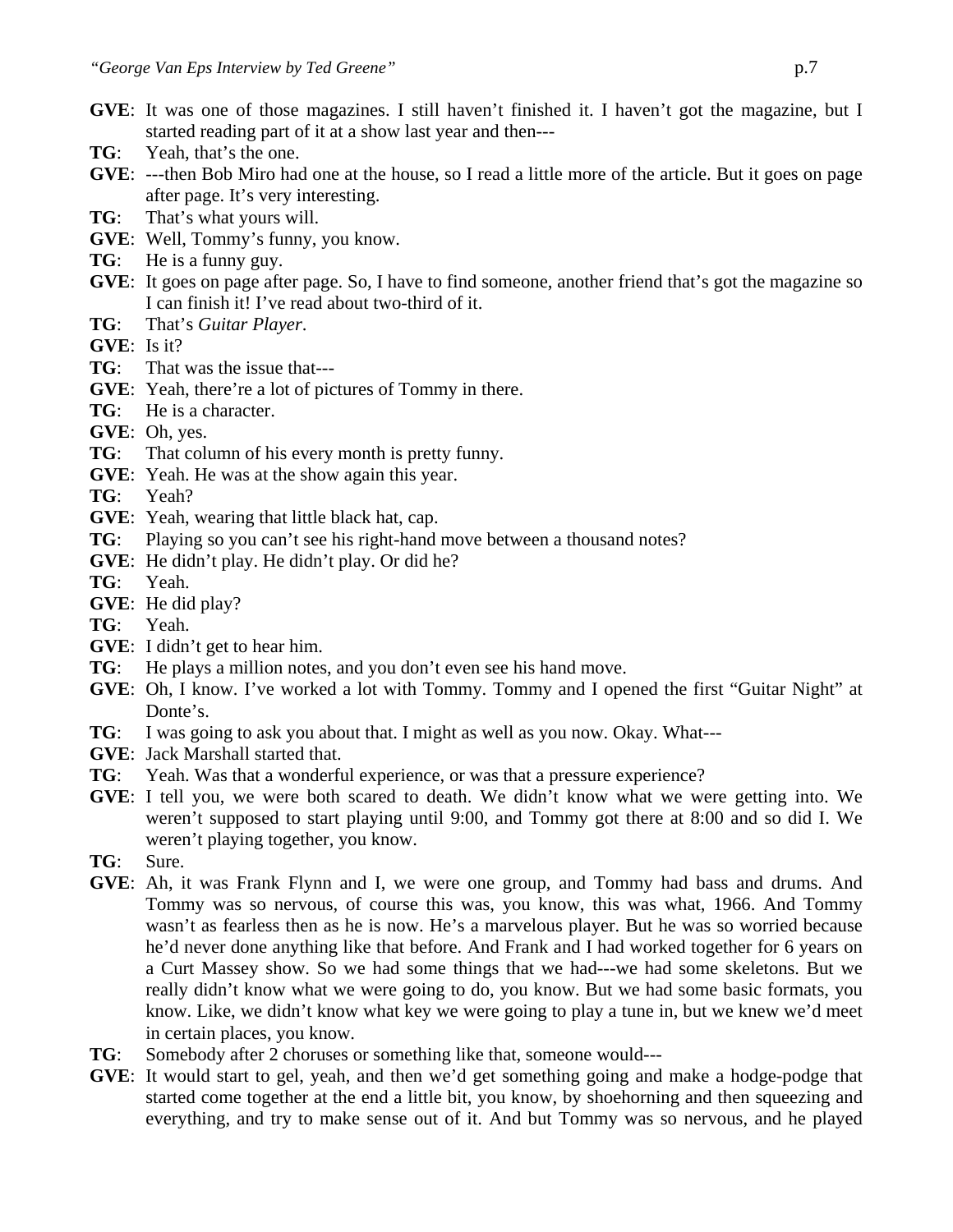**GVE**: It was one of those magazines. I still haven't finished it. I haven't got the magazine, but I started reading part of it at a show last year and then---

**TG**: Yeah, that's the one.

**GVE**: ---then Bob Miro had one at the house, so I read a little more of the article. But it goes on page after page. It's very interesting.

**TG**: That's what yours will.

**GVE**: Well, Tommy's funny, you know.

**TG**: He is a funny guy.

**GVE**: It goes on page after page. So, I have to find someone, another friend that's got the magazine so I can finish it! I've read about two-third of it.

**TG**: That's *Guitar Player*.

**GVE**: Is it?

**TG**: That was the issue that---

**GVE**: Yeah, there're a lot of pictures of Tommy in there.

**TG**: He is a character.

**GVE**: Oh, yes.

**TG**: That column of his every month is pretty funny.

**GVE**: Yeah. He was at the show again this year.

**TG**: Yeah?

**GVE**: Yeah, wearing that little black hat, cap.

**TG**: Playing so you can't see his right-hand move between a thousand notes?

**GVE**: He didn't play. He didn't play. Or did he?

**TG**: Yeah.

**GVE**: He did play?

**TG**: Yeah.

**GVE**: I didn't get to hear him.

**TG**: He plays a million notes, and you don't even see his hand move.

**GVE**: Oh, I know. I've worked a lot with Tommy. Tommy and I opened the first "Guitar Night" at Donte's.

**TG**: I was going to ask you about that. I might as well as you now. Okay. What---

**GVE**: Jack Marshall started that.

**TG**: Yeah. Was that a wonderful experience, or was that a pressure experience?

**GVE**: I tell you, we were both scared to death. We didn't know what we were getting into. We weren't supposed to start playing until 9:00, and Tommy got there at 8:00 and so did I. We weren't playing together, you know.

**TG**: Sure.

**GVE**: Ah, it was Frank Flynn and I, we were one group, and Tommy had bass and drums. And Tommy was so nervous, of course this was, you know, this was what, 1966. And Tommy wasn't as fearless then as he is now. He's a marvelous player. But he was so worried because he'd never done anything like that before. And Frank and I had worked together for 6 years on a Curt Massey show. So we had some things that we had---we had some skeletons. But we really didn't know what we were going to do, you know. But we had some basic formats, you know. Like, we didn't know what key we were going to play a tune in, but we knew we'd meet in certain places, you know.

**TG**: Somebody after 2 choruses or something like that, someone would---

**GVE**: It would start to gel, yeah, and then we'd get something going and make a hodge-podge that started come together at the end a little bit, you know, by shoehorning and then squeezing and everything, and try to make sense out of it. And but Tommy was so nervous, and he played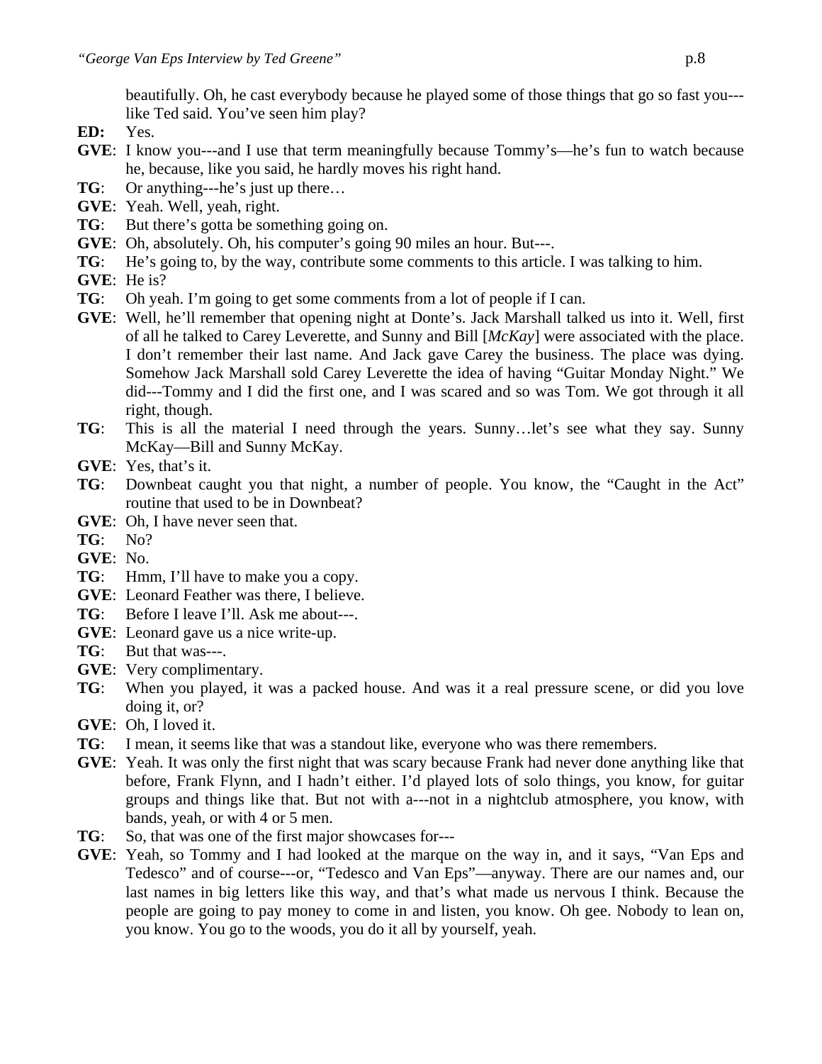beautifully. Oh, he cast everybody because he played some of those things that go so fast you---like Ted said. You've seen him play?

**ED:** Yes.

**GVE**: I know you---and I use that term meaningfully because Tommy's—he's fun to watch because he, because, like you said, he hardly moves his right hand.

**TG**: Or anything---he's just up there…

**GVE**: Yeah. Well, yeah, right.

**TG**: But there's gotta be something going on.

**GVE**: Oh, absolutely. Oh, his computer's going 90 miles an hour. But---.

**TG**: He's going to, by the way, contribute some comments to this article. I was talking to him.

**GVE**: He is?

**TG**: Oh yeah. I'm going to get some comments from a lot of people if I can.

**GVE**: Well, he'll remember that opening night at Donte's. Jack Marshall talked us into it. Well, first of all he talked to Carey Leverette, and Sunny and Bill [*McKay*] were associated with the place. I don't remember their last name. And Jack gave Carey the business. The place was dying. Somehow Jack Marshall sold Carey Leverette the idea of having "Guitar Monday Night." We did---Tommy and I did the first one, and I was scared and so was Tom. We got through it all right, though.

**TG**: This is all the material I need through the years. Sunny…let's see what they say. Sunny McKay—Bill and Sunny McKay.

**GVE**: Yes, that's it.

**TG**: Downbeat caught you that night, a number of people. You know, the "Caught in the Act" routine that used to be in Downbeat?

**GVE**: Oh, I have never seen that.

**TG**: No?

**GVE**: No.

**TG**: Hmm, I'll have to make you a copy.

**GVE**: Leonard Feather was there, I believe.

**TG**: Before I leave I'll. Ask me about---.

**GVE**: Leonard gave us a nice write-up.

**TG**: But that was---.

**GVE**: Very complimentary.

**TG**: When you played, it was a packed house. And was it a real pressure scene, or did you love doing it, or?

**GVE**: Oh, I loved it.

**TG**: I mean, it seems like that was a standout like, everyone who was there remembers.

**GVE**: Yeah. It was only the first night that was scary because Frank had never done anything like that before, Frank Flynn, and I hadn't either. I'd played lots of solo things, you know, for guitar groups and things like that. But not with a---not in a nightclub atmosphere, you know, with bands, yeah, or with 4 or 5 men.

**TG**: So, that was one of the first major showcases for---

**GVE**: Yeah, so Tommy and I had looked at the marque on the way in, and it says, "Van Eps and Tedesco" and of course---or, "Tedesco and Van Eps"—anyway. There are our names and, our last names in big letters like this way, and that's what made us nervous I think. Because the people are going to pay money to come in and listen, you know. Oh gee. Nobody to lean on, you know. You go to the woods, you do it all by yourself, yeah.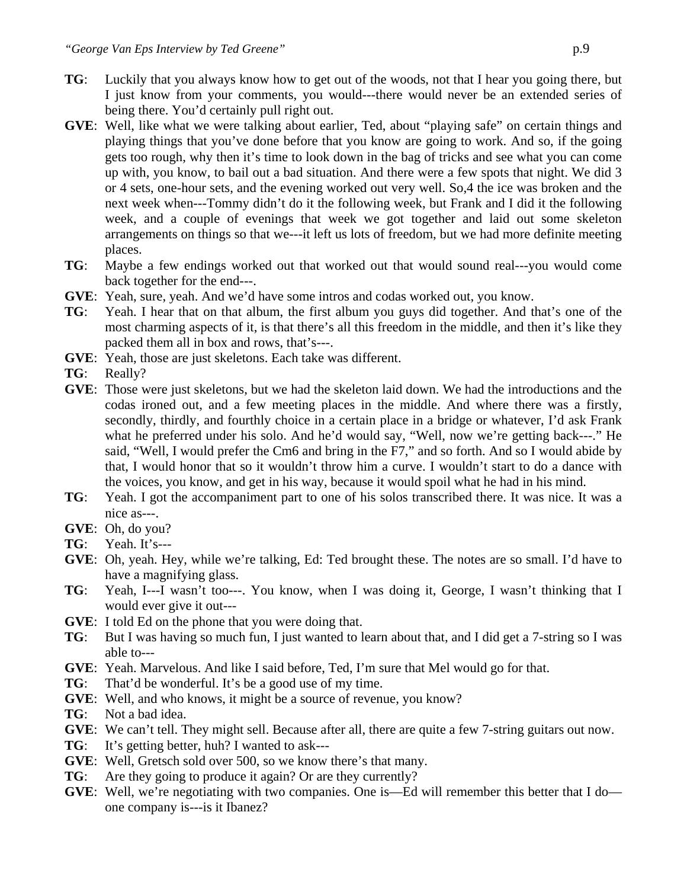**TG**: Luckily that you always know how to get out of the woods, not that I hear you going there, but I just know from your comments, you would---there would never be an extended series of being there. You'd certainly pull right out.

**GVE**: Well, like what we were talking about earlier, Ted, about "playing safe" on certain things and playing things that you've done before that you know are going to work. And so, if the going gets too rough, why then it's time to look down in the bag of tricks and see what you can come up with, you know, to bail out a bad situation. And there were a few spots that night. We did 3 or 4 sets, one-hour sets, and the evening worked out very well. So,4 the ice was broken and the next week when---Tommy didn't do it the following week, but Frank and I did it the following week, and a couple of evenings that week we got together and laid out some skeleton arrangements on things so that we---it left us lots of freedom, but we had more definite meeting places.

**TG**: Maybe a few endings worked out that worked out that would sound real---you would come back together for the end---.

**GVE**: Yeah, sure, yeah. And we'd have some intros and codas worked out, you know.

**TG**: Yeah. I hear that on that album, the first album you guys did together. And that's one of the most charming aspects of it, is that there's all this freedom in the middle, and then it's like they packed them all in box and rows, that's---.

**GVE**: Yeah, those are just skeletons. Each take was different.

**TG**: Really?

**GVE**: Those were just skeletons, but we had the skeleton laid down. We had the introductions and the codas ironed out, and a few meeting places in the middle. And where there was a firstly, secondly, thirdly, and fourthly choice in a certain place in a bridge or whatever, I'd ask Frank what he preferred under his solo. And he'd would say, "Well, now we're getting back---." He said, "Well, I would prefer the Cm6 and bring in the F7," and so forth. And so I would abide by that, I would honor that so it wouldn't throw him a curve. I wouldn't start to do a dance with the voices, you know, and get in his way, because it would spoil what he had in his mind.

**TG**: Yeah. I got the accompaniment part to one of his solos transcribed there. It was nice. It was a nice as---.

**GVE**: Oh, do you?

**TG**: Yeah. It's---

**GVE**: Oh, yeah. Hey, while we're talking, Ed: Ted brought these. The notes are so small. I'd have to have a magnifying glass.

**TG**: Yeah, I---I wasn't too---. You know, when I was doing it, George, I wasn't thinking that I would ever give it out---

**GVE**: I told Ed on the phone that you were doing that.

**TG**: But I was having so much fun, I just wanted to learn about that, and I did get a 7-string so I was able to---

**GVE**: Yeah. Marvelous. And like I said before, Ted, I'm sure that Mel would go for that.

**TG**: That'd be wonderful. It's be a good use of my time.

**GVE**: Well, and who knows, it might be a source of revenue, you know?

**TG**: Not a bad idea.

**GVE**: We can't tell. They might sell. Because after all, there are quite a few 7-string guitars out now.

**TG**: It's getting better, huh? I wanted to ask---

**GVE**: Well, Gretsch sold over 500, so we know there's that many.

**TG**: Are they going to produce it again? Or are they currently?

**GVE**: Well, we're negotiating with two companies. One is—Ed will remember this better that I do—one company is---is it Ibanez?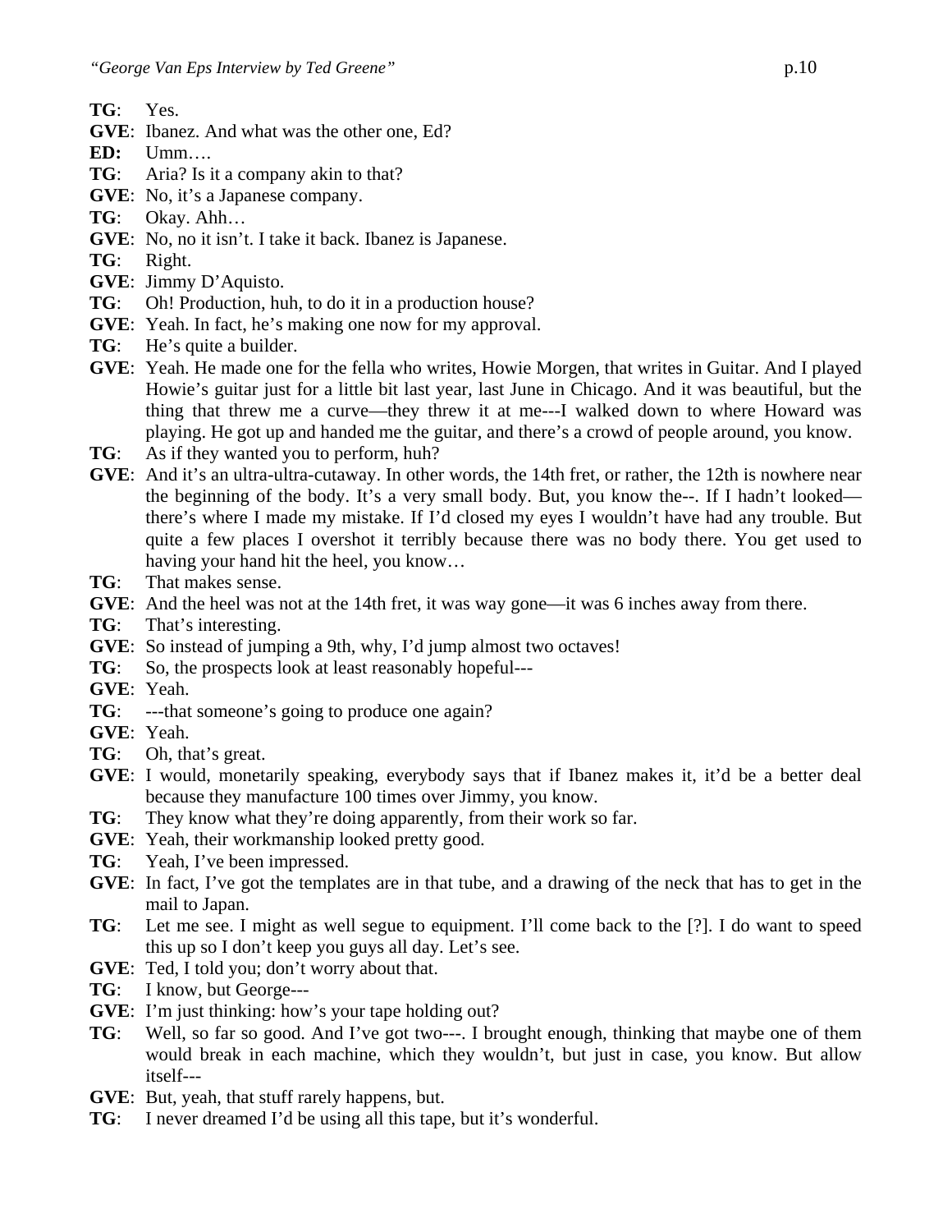**TG**: Yes.

**GVE**: Ibanez. And what was the other one, Ed?

**ED:** Umm….

**TG**: Aria? Is it a company akin to that?

**GVE**: No, it's a Japanese company.

**TG**: Okay. Ahh…

**GVE**: No, no it isn't. I take it back. Ibanez is Japanese.

**TG**: Right.

**GVE**: Jimmy D'Aquisto.

**TG**: Oh! Production, huh, to do it in a production house?

**GVE**: Yeah. In fact, he's making one now for my approval.

**TG**: He's quite a builder.

**GVE**: Yeah. He made one for the fella who writes, Howie Morgen, that writes in Guitar. And I played Howie's guitar just for a little bit last year, last June in Chicago. And it was beautiful, but the thing that threw me a curve—they threw it at me---I walked down to where Howard was playing. He got up and handed me the guitar, and there's a crowd of people around, you know.

**TG**: As if they wanted you to perform, huh?

**GVE**: And it's an ultra-ultra-cutaway. In other words, the 14th fret, or rather, the 12th is nowhere near the beginning of the body. It's a very small body. But, you know the--. If I hadn't looked—there's where I made my mistake. If I'd closed my eyes I wouldn't have had any trouble. But quite a few places I overshot it terribly because there was no body there. You get used to having your hand hit the heel, you know…

**TG**: That makes sense.

**GVE**: And the heel was not at the 14th fret, it was way gone—it was 6 inches away from there.

**TG**: That's interesting.

**GVE**: So instead of jumping a 9th, why, I'd jump almost two octaves!

**TG**: So, the prospects look at least reasonably hopeful---

**GVE**: Yeah.

**TG**: ---that someone's going to produce one again?

**GVE**: Yeah.

**TG**: Oh, that's great.

**GVE**: I would, monetarily speaking, everybody says that if Ibanez makes it, it'd be a better deal because they manufacture 100 times over Jimmy, you know.

**TG**: They know what they're doing apparently, from their work so far.

**GVE**: Yeah, their workmanship looked pretty good.

**TG**: Yeah, I've been impressed.

**GVE**: In fact, I've got the templates are in that tube, and a drawing of the neck that has to get in the mail to Japan.

**TG**: Let me see. I might as well segue to equipment. I'll come back to the [?]. I do want to speed this up so I don't keep you guys all day. Let's see.

**GVE**: Ted, I told you; don't worry about that.

**TG**: I know, but George---

**GVE**: I'm just thinking: how's your tape holding out?

**TG**: Well, so far so good. And I've got two---. I brought enough, thinking that maybe one of them would break in each machine, which they wouldn't, but just in case, you know. But allow itself---

**GVE**: But, yeah, that stuff rarely happens, but.

**TG**: I never dreamed I'd be using all this tape, but it's wonderful.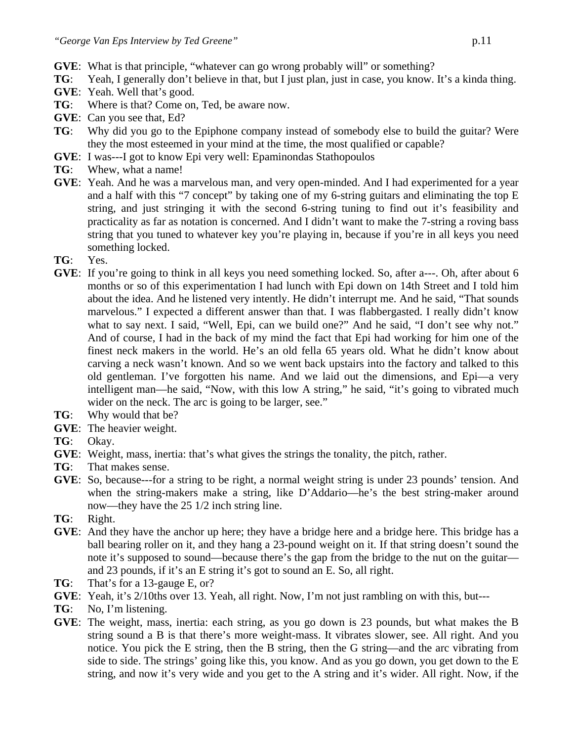**GVE**: What is that principle, "whatever can go wrong probably will" or something?

**TG**: Yeah, I generally don't believe in that, but I just plan, just in case, you know. It's a kinda thing.

**GVE**: Yeah. Well that's good.

**TG**: Where is that? Come on, Ted, be aware now.

**GVE**: Can you see that, Ed?

**TG**: Why did you go to the Epiphone company instead of somebody else to build the guitar? Were they the most esteemed in your mind at the time, the most qualified or capable?

**GVE**: I was---I got to know Epi very well: Epaminondas Stathopoulos

**TG**: Whew, what a name!

**GVE**: Yeah. And he was a marvelous man, and very open-minded. And I had experimented for a year and a half with this "7 concept" by taking one of my 6-string guitars and eliminating the top E string, and just stringing it with the second 6-string tuning to find out it's feasibility and practicality as far as notation is concerned. And I didn't want to make the 7-string a roving bass string that you tuned to whatever key you're playing in, because if you're in all keys you need something locked.

**TG**: Yes.

**GVE**: If you're going to think in all keys you need something locked. So, after a---. Oh, after about 6 months or so of this experimentation I had lunch with Epi down on 14th Street and I told him about the idea. And he listened very intently. He didn't interrupt me. And he said, "That sounds marvelous." I expected a different answer than that. I was flabbergasted. I really didn't know what to say next. I said, "Well, Epi, can we build one?" And he said, "I don't see why not." And of course, I had in the back of my mind the fact that Epi had working for him one of the finest neck makers in the world. He's an old fella 65 years old. What he didn't know about carving a neck wasn't known. And so we went back upstairs into the factory and talked to this old gentleman. I've forgotten his name. And we laid out the dimensions, and Epi—a very intelligent man—he said, "Now, with this low A string," he said, "it's going to vibrated much wider on the neck. The arc is going to be larger, see."

**TG**: Why would that be?

**GVE**: The heavier weight.

**TG**: Okay.

**GVE**: Weight, mass, inertia: that's what gives the strings the tonality, the pitch, rather.

**TG**: That makes sense.

**GVE**: So, because---for a string to be right, a normal weight string is under 23 pounds' tension. And when the string-makers make a string, like D'Addario—he's the best string-maker around now—they have the 25 1/2 inch string line.

**TG**: Right.

**GVE**: And they have the anchor up here; they have a bridge here and a bridge here. This bridge has a ball bearing roller on it, and they hang a 23-pound weight on it. If that string doesn't sound the note it's supposed to sound—because there's the gap from the bridge to the nut on the guitar—and 23 pounds, if it's an E string it's got to sound an E. So, all right.

**TG**: That's for a 13-gauge E, or?

**GVE**: Yeah, it's 2/10ths over 13. Yeah, all right. Now, I'm not just rambling on with this, but---

**TG**: No, I'm listening.

**GVE**: The weight, mass, inertia: each string, as you go down is 23 pounds, but what makes the B string sound a B is that there's more weight-mass. It vibrates slower, see. All right. And you notice. You pick the E string, then the B string, then the G string—and the arc vibrating from side to side. The strings' going like this, you know. And as you go down, you get down to the E string, and now it's very wide and you get to the A string and it's wider. All right. Now, if the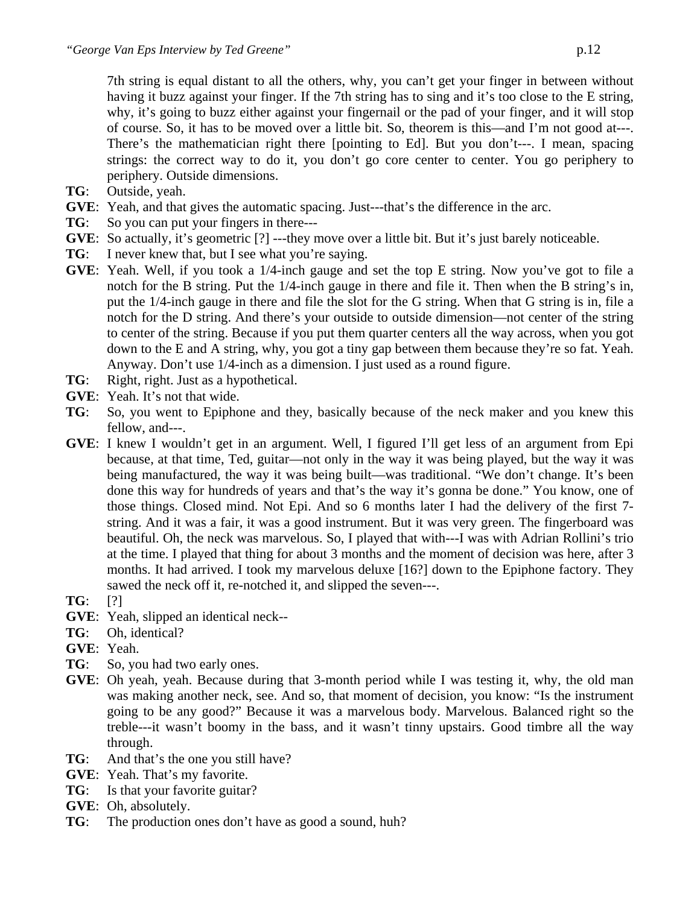7th string is equal distant to all the others, why, you can't get your finger in between without having it buzz against your finger. If the 7th string has to sing and it's too close to the E string, why, it's going to buzz either against your fingernail or the pad of your finger, and it will stop of course. So, it has to be moved over a little bit. So, theorem is this—and I'm not good at---. There's the mathematician right there [pointing to Ed]. But you don't---. I mean, spacing strings: the correct way to do it, you don't go core center to center. You go periphery to periphery. Outside dimensions.

**TG**: Outside, yeah.

**GVE**: Yeah, and that gives the automatic spacing. Just---that's the difference in the arc.

**TG**: So you can put your fingers in there---

**GVE**: So actually, it's geometric [?] ---they move over a little bit. But it's just barely noticeable.

**TG**: I never knew that, but I see what you're saying.

**GVE**: Yeah. Well, if you took a 1/4-inch gauge and set the top E string. Now you've got to file a notch for the B string. Put the 1/4-inch gauge in there and file it. Then when the B string's in, put the 1/4-inch gauge in there and file the slot for the G string. When that G string is in, file a notch for the D string. And there's your outside to outside dimension—not center of the string to center of the string. Because if you put them quarter centers all the way across, when you got down to the E and A string, why, you got a tiny gap between them because they're so fat. Yeah. Anyway. Don't use 1/4-inch as a dimension. I just used as a round figure.

**TG**: Right, right. Just as a hypothetical.

**GVE**: Yeah. It's not that wide.

**TG**: So, you went to Epiphone and they, basically because of the neck maker and you knew this fellow, and---.

**GVE**: I knew I wouldn't get in an argument. Well, I figured I'll get less of an argument from Epi because, at that time, Ted, guitar—not only in the way it was being played, but the way it was being manufactured, the way it was being built—was traditional. "We don't change. It's been done this way for hundreds of years and that's the way it's gonna be done." You know, one of those things. Closed mind. Not Epi. And so 6 months later I had the delivery of the first 7-string. And it was a fair, it was a good instrument. But it was very green. The fingerboard was beautiful. Oh, the neck was marvelous. So, I played that with---I was with Adrian Rollini's trio at the time. I played that thing for about 3 months and the moment of decision was here, after 3 months. It had arrived. I took my marvelous deluxe [16?] down to the Epiphone factory. They sawed the neck off it, re-notched it, and slipped the seven---.

**TG**: [?]

**GVE**: Yeah, slipped an identical neck--

**TG**: Oh, identical?

**GVE**: Yeah.

**TG**: So, you had two early ones.

**GVE**: Oh yeah, yeah. Because during that 3-month period while I was testing it, why, the old man was making another neck, see. And so, that moment of decision, you know: "Is the instrument going to be any good?" Because it was a marvelous body. Marvelous. Balanced right so the treble---it wasn't boomy in the bass, and it wasn't tinny upstairs. Good timbre all the way through.

**TG**: And that's the one you still have?

**GVE**: Yeah. That's my favorite.

**TG**: Is that your favorite guitar?

**GVE**: Oh, absolutely.

**TG**: The production ones don't have as good a sound, huh?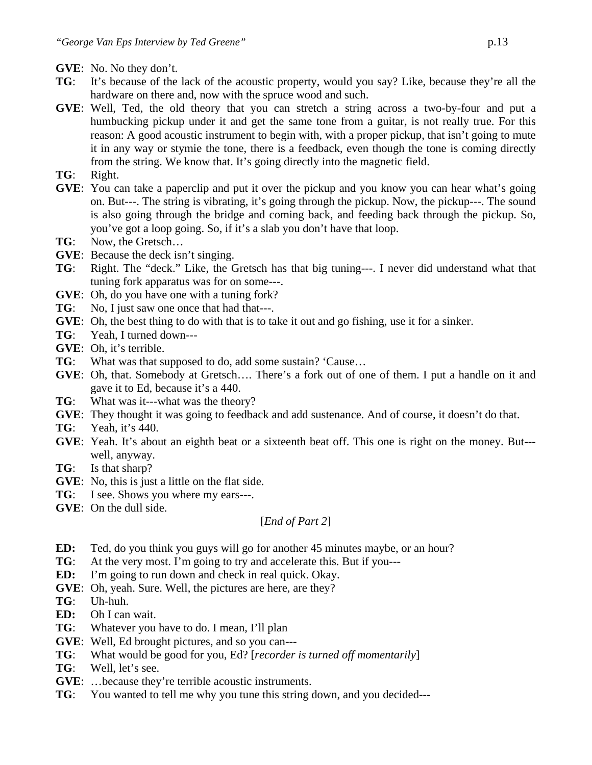**GVE**: No. No they don't.

**TG**: It's because of the lack of the acoustic property, would you say? Like, because they're all the hardware on there and, now with the spruce wood and such.

**GVE**: Well, Ted, the old theory that you can stretch a string across a two-by-four and put a humbucking pickup under it and get the same tone from a guitar, is not really true. For this reason: A good acoustic instrument to begin with, with a proper pickup, that isn't going to mute it in any way or stymie the tone, there is a feedback, even though the tone is coming directly from the string. We know that. It's going directly into the magnetic field.

**TG**: Right.

**GVE**: You can take a paperclip and put it over the pickup and you know you can hear what's going on. But---. The string is vibrating, it's going through the pickup. Now, the pickup---. The sound is also going through the bridge and coming back, and feeding back through the pickup. So, you've got a loop going. So, if it's a slab you don't have that loop.

**TG**: Now, the Gretsch…

**GVE**: Because the deck isn't singing.

**TG**: Right. The "deck." Like, the Gretsch has that big tuning---. I never did understand what that tuning fork apparatus was for on some---.

**GVE**: Oh, do you have one with a tuning fork?

**TG**: No, I just saw one once that had that---.

**GVE**: Oh, the best thing to do with that is to take it out and go fishing, use it for a sinker.

**TG**: Yeah, I turned down---

**GVE**: Oh, it's terrible.

**TG**: What was that supposed to do, add some sustain? 'Cause…

**GVE**: Oh, that. Somebody at Gretsch…. There's a fork out of one of them. I put a handle on it and gave it to Ed, because it's a 440.

**TG**: What was it---what was the theory?

**GVE**: They thought it was going to feedback and add sustenance. And of course, it doesn't do that.

**TG**: Yeah, it's 440.

**GVE**: Yeah. It's about an eighth beat or a sixteenth beat off. This one is right on the money. But---well, anyway.

**TG**: Is that sharp?

**GVE**: No, this is just a little on the flat side.

**TG**: I see. Shows you where my ears---.

**GVE**: On the dull side.

[*End of Part 2*]

**ED:** Ted, do you think you guys will go for another 45 minutes maybe, or an hour?

**TG**: At the very most. I'm going to try and accelerate this. But if you---

**ED:** I'm going to run down and check in real quick. Okay.

**GVE**: Oh, yeah. Sure. Well, the pictures are here, are they?

**TG**: Uh-huh.

**ED:** Oh I can wait.

**TG**: Whatever you have to do. I mean, I'll plan

**GVE**: Well, Ed brought pictures, and so you can---

**TG**: What would be good for you, Ed? [*recorder is turned off momentarily*]

**TG**: Well, let's see.

**GVE**: …because they're terrible acoustic instruments.

**TG**: You wanted to tell me why you tune this string down, and you decided---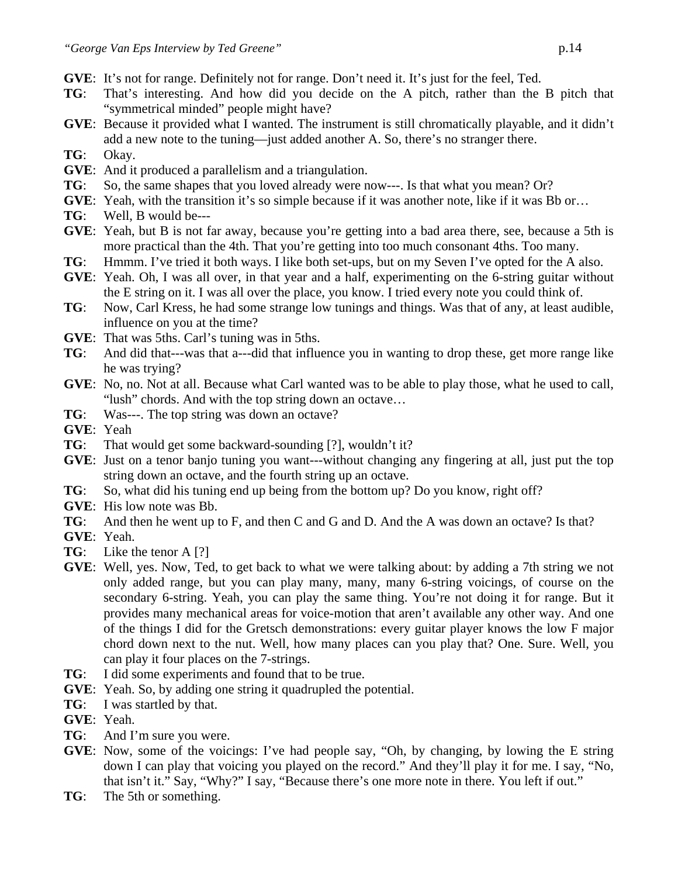**GVE**: It's not for range. Definitely not for range. Don't need it. It's just for the feel, Ted.

**TG**: That's interesting. And how did you decide on the A pitch, rather than the B pitch that "symmetrical minded" people might have?

**GVE**: Because it provided what I wanted. The instrument is still chromatically playable, and it didn't add a new note to the tuning—just added another A. So, there's no stranger there.

**TG**: Okay.

**GVE**: And it produced a parallelism and a triangulation.

**TG**: So, the same shapes that you loved already were now---. Is that what you mean? Or?

**GVE**: Yeah, with the transition it's so simple because if it was another note, like if it was Bb or…

**TG**: Well, B would be---

**GVE**: Yeah, but B is not far away, because you're getting into a bad area there, see, because a 5th is more practical than the 4th. That you're getting into too much consonant 4ths. Too many.

**TG**: Hmmm. I've tried it both ways. I like both set-ups, but on my Seven I've opted for the A also.

**GVE**: Yeah. Oh, I was all over, in that year and a half, experimenting on the 6-string guitar without the E string on it. I was all over the place, you know. I tried every note you could think of.

**TG**: Now, Carl Kress, he had some strange low tunings and things. Was that of any, at least audible, influence on you at the time?

**GVE**: That was 5ths. Carl's tuning was in 5ths.

**TG**: And did that---was that a---did that influence you in wanting to drop these, get more range like he was trying?

**GVE**: No, no. Not at all. Because what Carl wanted was to be able to play those, what he used to call, "lush" chords. And with the top string down an octave…

**TG**: Was---. The top string was down an octave?

**GVE**: Yeah

**TG**: That would get some backward-sounding [?], wouldn't it?

**GVE**: Just on a tenor banjo tuning you want---without changing any fingering at all, just put the top string down an octave, and the fourth string up an octave.

**TG**: So, what did his tuning end up being from the bottom up? Do you know, right off?

**GVE**: His low note was Bb.

**TG**: And then he went up to F, and then C and G and D. And the A was down an octave? Is that?

**GVE**: Yeah.

**TG**: Like the tenor A [?]

**GVE**: Well, yes. Now, Ted, to get back to what we were talking about: by adding a 7th string we not only added range, but you can play many, many, many 6-string voicings, of course on the secondary 6-string. Yeah, you can play the same thing. You're not doing it for range. But it provides many mechanical areas for voice-motion that aren't available any other way. And one of the things I did for the Gretsch demonstrations: every guitar player knows the low F major chord down next to the nut. Well, how many places can you play that? One. Sure. Well, you can play it four places on the 7-strings.

**TG**: I did some experiments and found that to be true.

**GVE**: Yeah. So, by adding one string it quadrupled the potential.

**TG**: I was startled by that.

**GVE**: Yeah.

**TG**: And I'm sure you were.

**GVE**: Now, some of the voicings: I've had people say, "Oh, by changing, by lowing the E string down I can play that voicing you played on the record." And they'll play it for me. I say, "No, that isn't it." Say, "Why?" I say, "Because there's one more note in there. You left if out."

**TG**: The 5th or something.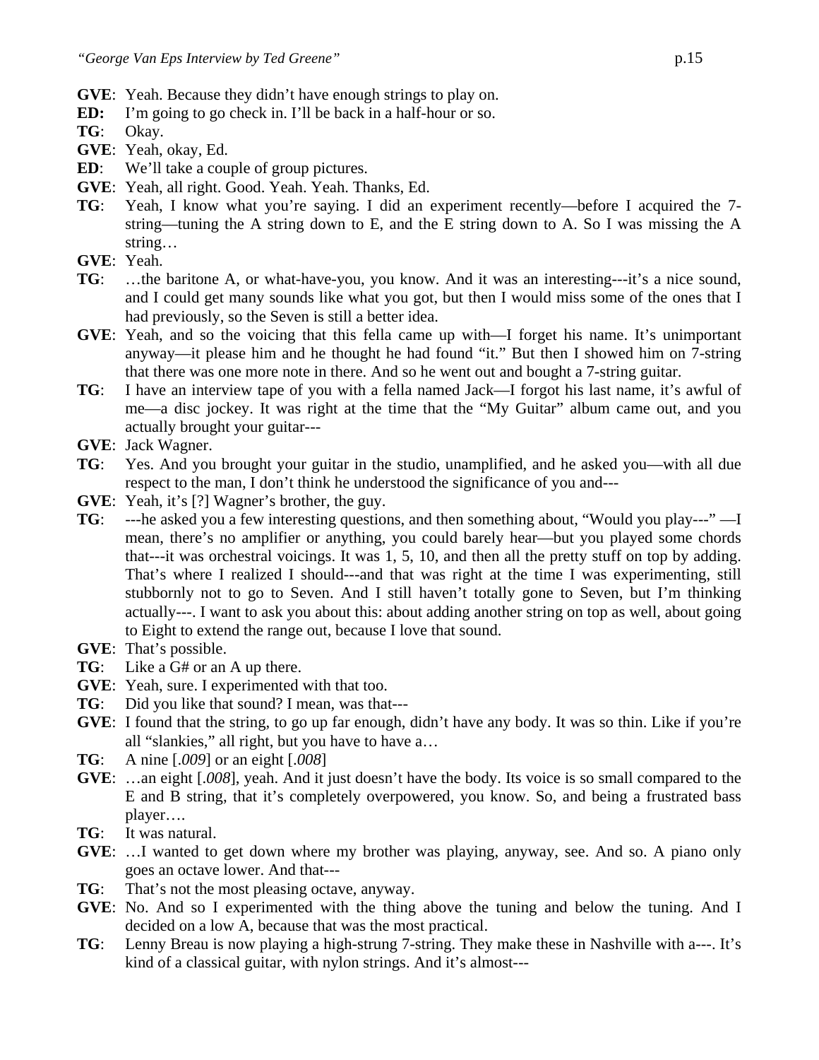**GVE**: Yeah. Because they didn't have enough strings to play on.

**ED:** I'm going to go check in. I'll be back in a half-hour or so.

**TG**: Okay.

**GVE**: Yeah, okay, Ed.

**ED**: We'll take a couple of group pictures.

**GVE**: Yeah, all right. Good. Yeah. Yeah. Thanks, Ed.

**TG**: Yeah, I know what you're saying. I did an experiment recently—before I acquired the 7-string—tuning the A string down to E, and the E string down to A. So I was missing the A string…

**GVE**: Yeah.

**TG**: …the baritone A, or what-have-you, you know. And it was an interesting---it's a nice sound, and I could get many sounds like what you got, but then I would miss some of the ones that I had previously, so the Seven is still a better idea.

**GVE**: Yeah, and so the voicing that this fella came up with—I forget his name. It's unimportant anyway—it please him and he thought he had found "it." But then I showed him on 7-string that there was one more note in there. And so he went out and bought a 7-string guitar.

**TG**: I have an interview tape of you with a fella named Jack—I forgot his last name, it's awful of me—a disc jockey. It was right at the time that the "My Guitar" album came out, and you actually brought your guitar---

**GVE**: Jack Wagner.

**TG**: Yes. And you brought your guitar in the studio, unamplified, and he asked you—with all due respect to the man, I don't think he understood the significance of you and---

**GVE**: Yeah, it's [?] Wagner's brother, the guy.

**TG**: ---he asked you a few interesting questions, and then something about, "Would you play---" —I mean, there's no amplifier or anything, you could barely hear—but you played some chords that---it was orchestral voicings. It was 1, 5, 10, and then all the pretty stuff on top by adding. That's where I realized I should---and that was right at the time I was experimenting, still stubbornly not to go to Seven. And I still haven't totally gone to Seven, but I'm thinking actually---. I want to ask you about this: about adding another string on top as well, about going to Eight to extend the range out, because I love that sound.

**GVE**: That's possible.

**TG**: Like a G# or an A up there.

**GVE**: Yeah, sure. I experimented with that too.

**TG**: Did you like that sound? I mean, was that---

**GVE**: I found that the string, to go up far enough, didn't have any body. It was so thin. Like if you're all "slankies," all right, but you have to have a…

**TG**: A nine [*.009*] or an eight [*.008*]

**GVE**: …an eight [*.008*], yeah. And it just doesn't have the body. Its voice is so small compared to the E and B string, that it's completely overpowered, you know. So, and being a frustrated bass player….

**TG**: It was natural.

**GVE**: …I wanted to get down where my brother was playing, anyway, see. And so. A piano only goes an octave lower. And that---

**TG**: That's not the most pleasing octave, anyway.

**GVE**: No. And so I experimented with the thing above the tuning and below the tuning. And I decided on a low A, because that was the most practical.

**TG**: Lenny Breau is now playing a high-strung 7-string. They make these in Nashville with a---. It's kind of a classical guitar, with nylon strings. And it's almost---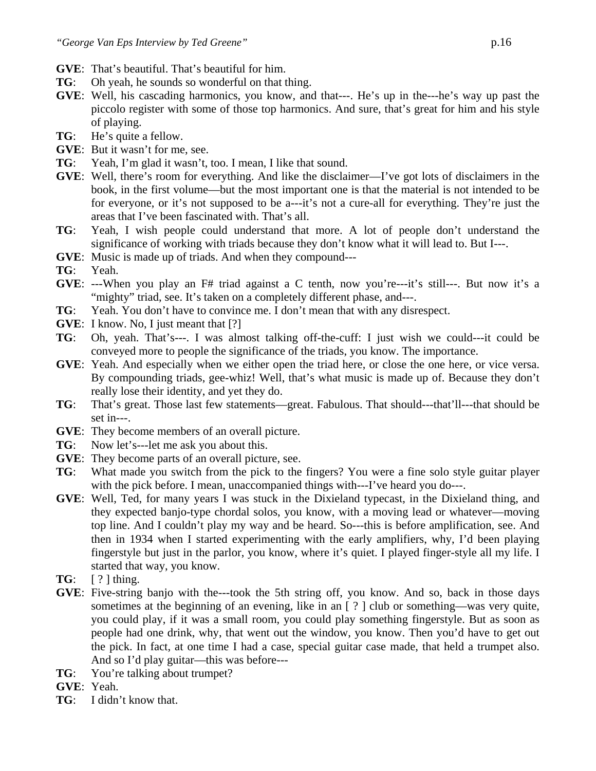**GVE**: That's beautiful. That's beautiful for him.

**TG**: Oh yeah, he sounds so wonderful on that thing.

**GVE**: Well, his cascading harmonics, you know, and that---. He's up in the---he's way up past the piccolo register with some of those top harmonics. And sure, that's great for him and his style of playing.

**TG**: He's quite a fellow.

**GVE**: But it wasn't for me, see.

**TG**: Yeah, I'm glad it wasn't, too. I mean, I like that sound.

**GVE**: Well, there's room for everything. And like the disclaimer—I've got lots of disclaimers in the book, in the first volume—but the most important one is that the material is not intended to be for everyone, or it's not supposed to be a---it's not a cure-all for everything. They're just the areas that I've been fascinated with. That's all.

**TG**: Yeah, I wish people could understand that more. A lot of people don't understand the significance of working with triads because they don't know what it will lead to. But I---.

**GVE**: Music is made up of triads. And when they compound---

**TG**: Yeah.

**GVE**: ---When you play an F# triad against a C tenth, now you're---it's still---. But now it's a "mighty" triad, see. It's taken on a completely different phase, and---.

**TG**: Yeah. You don't have to convince me. I don't mean that with any disrespect.

**GVE**: I know. No, I just meant that [?]

**TG**: Oh, yeah. That's---. I was almost talking off-the-cuff: I just wish we could---it could be conveyed more to people the significance of the triads, you know. The importance.

**GVE**: Yeah. And especially when we either open the triad here, or close the one here, or vice versa. By compounding triads, gee-whiz! Well, that's what music is made up of. Because they don't really lose their identity, and yet they do.

**TG**: That's great. Those last few statements—great. Fabulous. That should---that'll---that should be set in---.

**GVE**: They become members of an overall picture.

**TG**: Now let's---let me ask you about this.

**GVE**: They become parts of an overall picture, see.

**TG**: What made you switch from the pick to the fingers? You were a fine solo style guitar player with the pick before. I mean, unaccompanied things with---I've heard you do---.

**GVE**: Well, Ted, for many years I was stuck in the Dixieland typecast, in the Dixieland thing, and they expected banjo-type chordal solos, you know, with a moving lead or whatever—moving top line. And I couldn't play my way and be heard. So---this is before amplification, see. And then in 1934 when I started experimenting with the early amplifiers, why, I'd been playing fingerstyle but just in the parlor, you know, where it's quiet. I played finger-style all my life. I started that way, you know.

**TG**: [ ? ] thing.

**GVE**: Five-string banjo with the---took the 5th string off, you know. And so, back in those days sometimes at the beginning of an evening, like in an [ ? ] club or something—was very quite, you could play, if it was a small room, you could play something fingerstyle. But as soon as people had one drink, why, that went out the window, you know. Then you'd have to get out the pick. In fact, at one time I had a case, special guitar case made, that held a trumpet also. And so I'd play guitar—this was before---

**TG**: You're talking about trumpet?

**GVE**: Yeah.

**TG**: I didn't know that.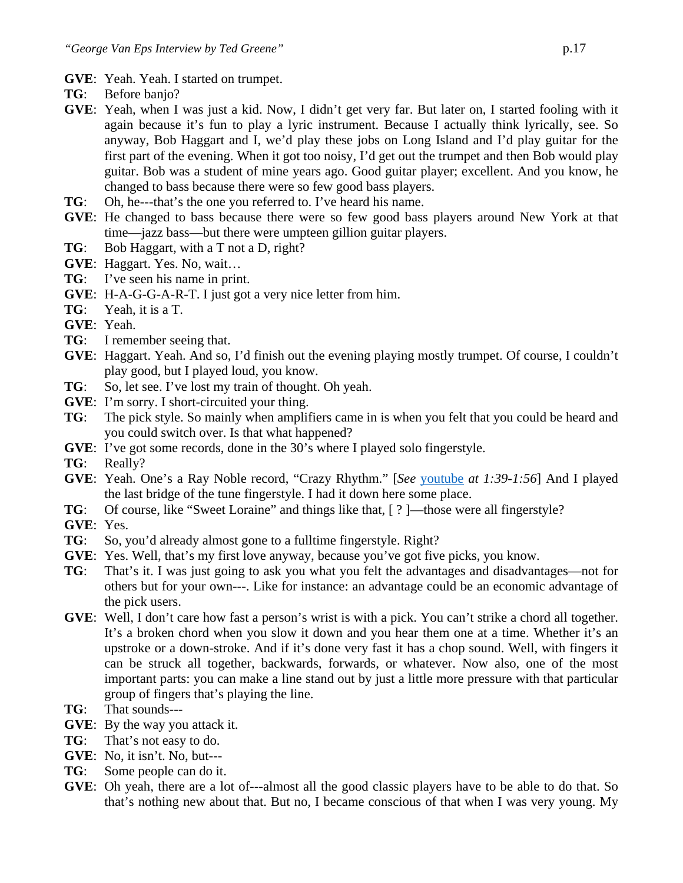**GVE**: Yeah. Yeah. I started on trumpet.

**TG**: Before banjo?

**GVE**: Yeah, when I was just a kid. Now, I didn't get very far. But later on, I started fooling with it again because it's fun to play a lyric instrument. Because I actually think lyrically, see. So anyway, Bob Haggart and I, we'd play these jobs on Long Island and I'd play guitar for the first part of the evening. When it got too noisy, I'd get out the trumpet and then Bob would play guitar. Bob was a student of mine years ago. Good guitar player; excellent. And you know, he changed to bass because there were so few good bass players.

**TG**: Oh, he---that's the one you referred to. I've heard his name.

**GVE**: He changed to bass because there were so few good bass players around New York at that time—jazz bass—but there were umpteen gillion guitar players.

**TG**: Bob Haggart, with a T not a D, right?

**GVE**: Haggart. Yes. No, wait…

**TG**: I've seen his name in print.

**GVE**: H-A-G-G-A-R-T. I just got a very nice letter from him.

**TG**: Yeah, it is a T.

**GVE**: Yeah.

**TG**: I remember seeing that.

**GVE**: Haggart. Yeah. And so, I'd finish out the evening playing mostly trumpet. Of course, I couldn't play good, but I played loud, you know.

**TG**: So, let see. I've lost my train of thought. Oh yeah.

**GVE**: I'm sorry. I short-circuited your thing.

**TG**: The pick style. So mainly when amplifiers came in is when you felt that you could be heard and you could switch over. Is that what happened?

**GVE**: I've got some records, done in the 30's where I played solo fingerstyle.

**TG**: Really?

**GVE**: Yeah. One's a Ray Noble record, "Crazy Rhythm." [*See* youtube *at 1:39-1:56*] And I played the last bridge of the tune fingerstyle. I had it down here some place.

**TG**: Of course, like "Sweet Loraine" and things like that, [ ? ]—those were all fingerstyle?

**GVE**: Yes.

**TG**: So, you'd already almost gone to a fulltime fingerstyle. Right?

**GVE**: Yes. Well, that's my first love anyway, because you've got five picks, you know.

**TG**: That's it. I was just going to ask you what you felt the advantages and disadvantages—not for others but for your own---. Like for instance: an advantage could be an economic advantage of the pick users.

**GVE**: Well, I don't care how fast a person's wrist is with a pick. You can't strike a chord all together. It's a broken chord when you slow it down and you hear them one at a time. Whether it's an upstroke or a down-stroke. And if it's done very fast it has a chop sound. Well, with fingers it can be struck all together, backwards, forwards, or whatever. Now also, one of the most important parts: you can make a line stand out by just a little more pressure with that particular group of fingers that's playing the line.

**TG**: That sounds---

**GVE**: By the way you attack it.

**TG**: That's not easy to do.

**GVE**: No, it isn't. No, but---

**TG**: Some people can do it.

**GVE**: Oh yeah, there are a lot of---almost all the good classic players have to be able to do that. So that's nothing new about that. But no, I became conscious of that when I was very young. My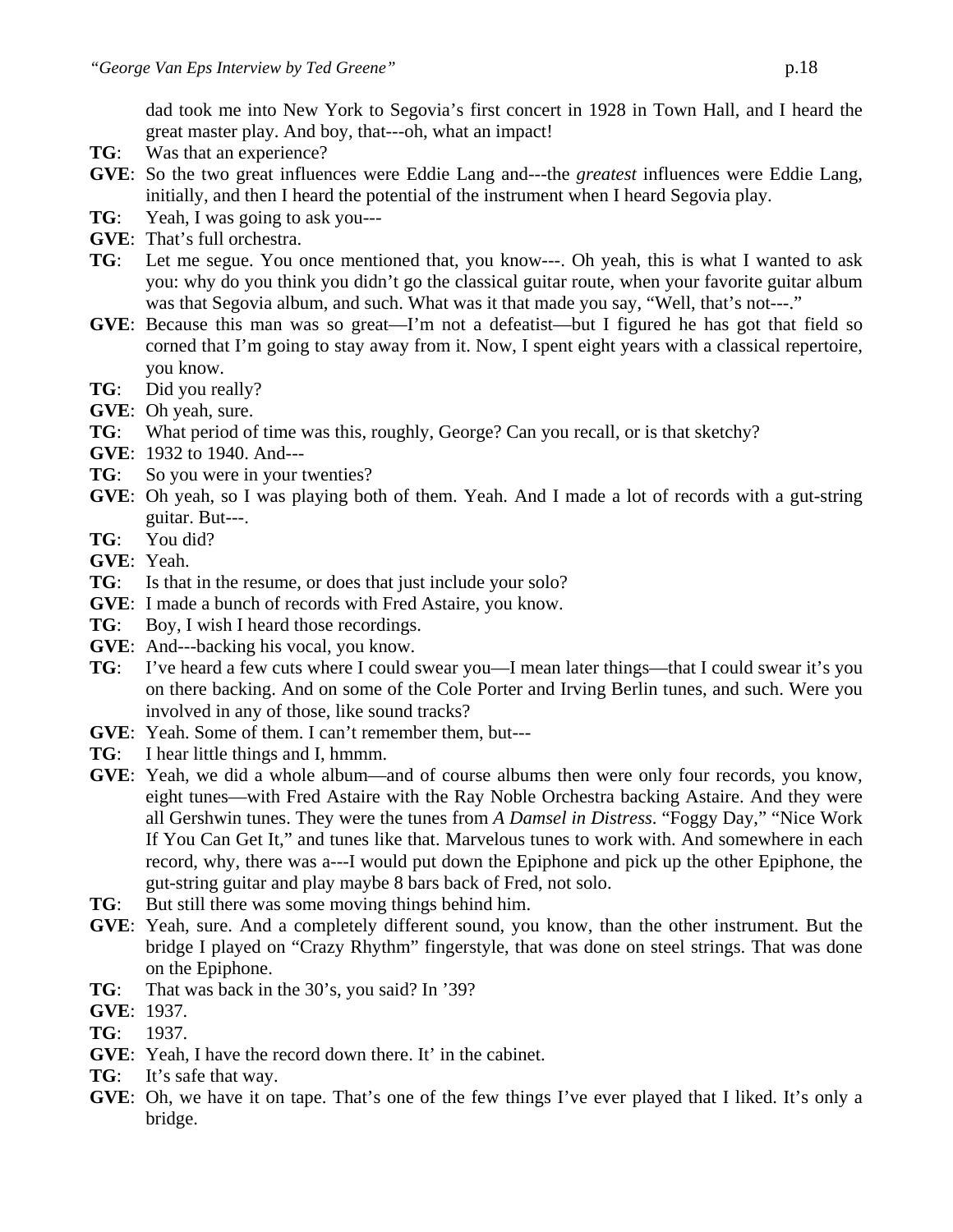dad took me into New York to Segovia's first concert in 1928 in Town Hall, and I heard the great master play. And boy, that---oh, what an impact!

**TG**: Was that an experience?

**GVE**: So the two great influences were Eddie Lang and---the *greatest* influences were Eddie Lang, initially, and then I heard the potential of the instrument when I heard Segovia play.

**TG**: Yeah, I was going to ask you---

**GVE**: That's full orchestra.

**TG**: Let me segue. You once mentioned that, you know---. Oh yeah, this is what I wanted to ask you: why do you think you didn't go the classical guitar route, when your favorite guitar album was that Segovia album, and such. What was it that made you say, "Well, that's not---."

**GVE**: Because this man was so great—I'm not a defeatist—but I figured he has got that field so corned that I'm going to stay away from it. Now, I spent eight years with a classical repertoire, you know.

**TG**: Did you really?

**GVE**: Oh yeah, sure.

**TG**: What period of time was this, roughly, George? Can you recall, or is that sketchy?

**GVE**: 1932 to 1940. And---

**TG**: So you were in your twenties?

**GVE**: Oh yeah, so I was playing both of them. Yeah. And I made a lot of records with a gut-string guitar. But---.

**TG**: You did?

**GVE**: Yeah.

**TG**: Is that in the resume, or does that just include your solo?

**GVE**: I made a bunch of records with Fred Astaire, you know.

**TG**: Boy, I wish I heard those recordings.

**GVE**: And---backing his vocal, you know.

**TG**: I've heard a few cuts where I could swear you—I mean later things—that I could swear it's you on there backing. And on some of the Cole Porter and Irving Berlin tunes, and such. Were you involved in any of those, like sound tracks?

**GVE**: Yeah. Some of them. I can't remember them, but---

**TG**: I hear little things and I, hmmm.

**GVE**: Yeah, we did a whole album—and of course albums then were only four records, you know, eight tunes—with Fred Astaire with the Ray Noble Orchestra backing Astaire. And they were all Gershwin tunes. They were the tunes from *A Damsel in Distress*. "Foggy Day," "Nice Work If You Can Get It," and tunes like that. Marvelous tunes to work with. And somewhere in each record, why, there was a---I would put down the Epiphone and pick up the other Epiphone, the gut-string guitar and play maybe 8 bars back of Fred, not solo.

**TG**: But still there was some moving things behind him.

**GVE**: Yeah, sure. And a completely different sound, you know, than the other instrument. But the bridge I played on "Crazy Rhythm" fingerstyle, that was done on steel strings. That was done on the Epiphone.

**TG**: That was back in the 30's, you said? In '39?

**GVE**: 1937.

**TG**: 1937.

**GVE**: Yeah, I have the record down there. It' in the cabinet.

**TG**: It's safe that way.

**GVE**: Oh, we have it on tape. That's one of the few things I've ever played that I liked. It's only a bridge.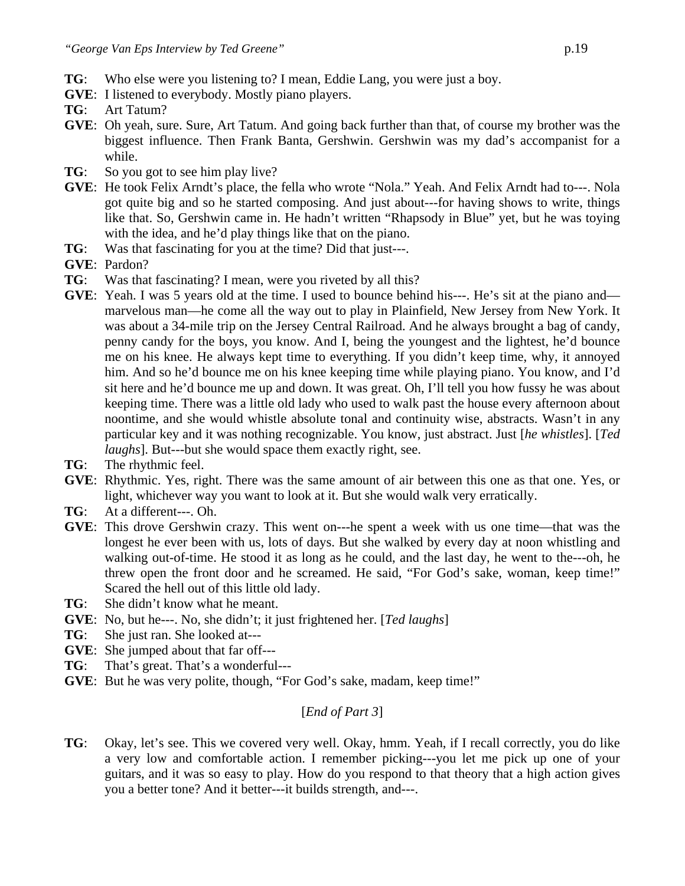**TG**: Who else were you listening to? I mean, Eddie Lang, you were just a boy.

**GVE**: I listened to everybody. Mostly piano players.

**TG**: Art Tatum?

**GVE**: Oh yeah, sure. Sure, Art Tatum. And going back further than that, of course my brother was the biggest influence. Then Frank Banta, Gershwin. Gershwin was my dad's accompanist for a while.

**TG**: So you got to see him play live?

**GVE**: He took Felix Arndt's place, the fella who wrote "Nola." Yeah. And Felix Arndt had to---. Nola got quite big and so he started composing. And just about---for having shows to write, things like that. So, Gershwin came in. He hadn't written "Rhapsody in Blue" yet, but he was toying with the idea, and he'd play things like that on the piano.

**TG**: Was that fascinating for you at the time? Did that just---.

**GVE**: Pardon?

**TG**: Was that fascinating? I mean, were you riveted by all this?

**GVE**: Yeah. I was 5 years old at the time. I used to bounce behind his---. He's sit at the piano and—marvelous man—he come all the way out to play in Plainfield, New Jersey from New York. It was about a 34-mile trip on the Jersey Central Railroad. And he always brought a bag of candy, penny candy for the boys, you know. And I, being the youngest and the lightest, he'd bounce me on his knee. He always kept time to everything. If you didn't keep time, why, it annoyed him. And so he'd bounce me on his knee keeping time while playing piano. You know, and I'd sit here and he'd bounce me up and down. It was great. Oh, I'll tell you how fussy he was about keeping time. There was a little old lady who used to walk past the house every afternoon about noontime, and she would whistle absolute tonal and continuity wise, abstracts. Wasn't in any particular key and it was nothing recognizable. You know, just abstract. Just [*he whistles*]. [*Ted laughs*]. But---but she would space them exactly right, see.

**TG**: The rhythmic feel.

**GVE**: Rhythmic. Yes, right. There was the same amount of air between this one as that one. Yes, or light, whichever way you want to look at it. But she would walk very erratically.

**TG**: At a different---. Oh.

**GVE**: This drove Gershwin crazy. This went on---he spent a week with us one time—that was the longest he ever been with us, lots of days. But she walked by every day at noon whistling and walking out-of-time. He stood it as long as he could, and the last day, he went to the---oh, he threw open the front door and he screamed. He said, "For God's sake, woman, keep time!" Scared the hell out of this little old lady.

**TG**: She didn't know what he meant.

**GVE**: No, but he---. No, she didn't; it just frightened her. [*Ted laughs*]

**TG**: She just ran. She looked at---

**GVE**: She jumped about that far off---

**TG**: That's great. That's a wonderful---

**GVE**: But he was very polite, though, "For God's sake, madam, keep time!"

[*End of Part 3*]

**TG**: Okay, let's see. This we covered very well. Okay, hmm. Yeah, if I recall correctly, you do like a very low and comfortable action. I remember picking---you let me pick up one of your guitars, and it was so easy to play. How do you respond to that theory that a high action gives you a better tone? And it better---it builds strength, and---.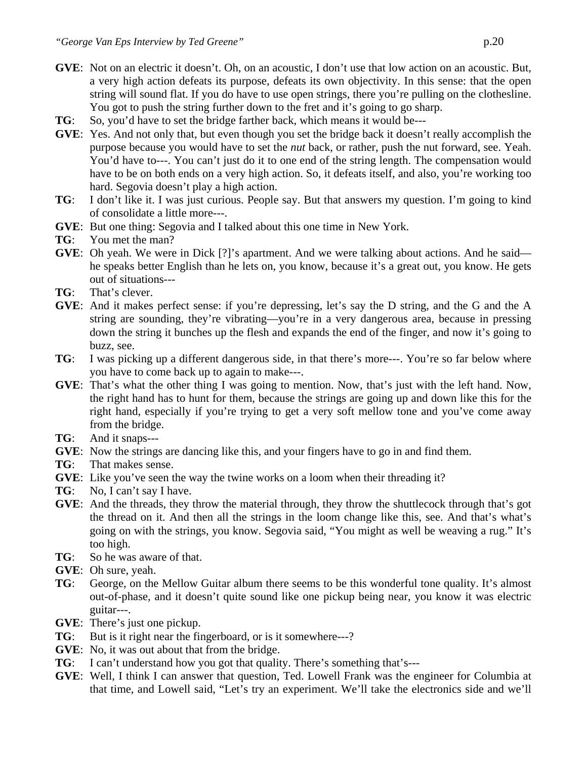**GVE**: Not on an electric it doesn't. Oh, on an acoustic, I don't use that low action on an acoustic. But, a very high action defeats its purpose, defeats its own objectivity. In this sense: that the open string will sound flat. If you do have to use open strings, there you're pulling on the clothesline. You got to push the string further down to the fret and it's going to go sharp.

**TG**: So, you'd have to set the bridge farther back, which means it would be---

**GVE**: Yes. And not only that, but even though you set the bridge back it doesn't really accomplish the purpose because you would have to set the *nut* back, or rather, push the nut forward, see. Yeah. You'd have to---. You can't just do it to one end of the string length. The compensation would have to be on both ends on a very high action. So, it defeats itself, and also, you're working too hard. Segovia doesn't play a high action.

**TG**: I don't like it. I was just curious. People say. But that answers my question. I'm going to kind of consolidate a little more---.

**GVE**: But one thing: Segovia and I talked about this one time in New York.

**TG**: You met the man?

**GVE**: Oh yeah. We were in Dick [?]'s apartment. And we were talking about actions. And he said—he speaks better English than he lets on, you know, because it's a great out, you know. He gets out of situations---

**TG**: That's clever.

**GVE**: And it makes perfect sense: if you're depressing, let's say the D string, and the G and the A string are sounding, they're vibrating—you're in a very dangerous area, because in pressing down the string it bunches up the flesh and expands the end of the finger, and now it's going to buzz, see.

**TG**: I was picking up a different dangerous side, in that there's more---. You're so far below where you have to come back up to again to make---.

**GVE**: That's what the other thing I was going to mention. Now, that's just with the left hand. Now, the right hand has to hunt for them, because the strings are going up and down like this for the right hand, especially if you're trying to get a very soft mellow tone and you've come away from the bridge.

**TG**: And it snaps---

**GVE**: Now the strings are dancing like this, and your fingers have to go in and find them.

**TG**: That makes sense.

**GVE**: Like you've seen the way the twine works on a loom when their threading it?

**TG**: No, I can't say I have.

**GVE**: And the threads, they throw the material through, they throw the shuttlecock through that's got the thread on it. And then all the strings in the loom change like this, see. And that's what's going on with the strings, you know. Segovia said, "You might as well be weaving a rug." It's too high.

**TG**: So he was aware of that.

**GVE**: Oh sure, yeah.

**TG**: George, on the Mellow Guitar album there seems to be this wonderful tone quality. It's almost out-of-phase, and it doesn't quite sound like one pickup being near, you know it was electric guitar---.

**GVE**: There's just one pickup.

**TG**: But is it right near the fingerboard, or is it somewhere---?

**GVE**: No, it was out about that from the bridge.

**TG**: I can't understand how you got that quality. There's something that's---

**GVE**: Well, I think I can answer that question, Ted. Lowell Frank was the engineer for Columbia at that time, and Lowell said, "Let's try an experiment. We'll take the electronics side and we'll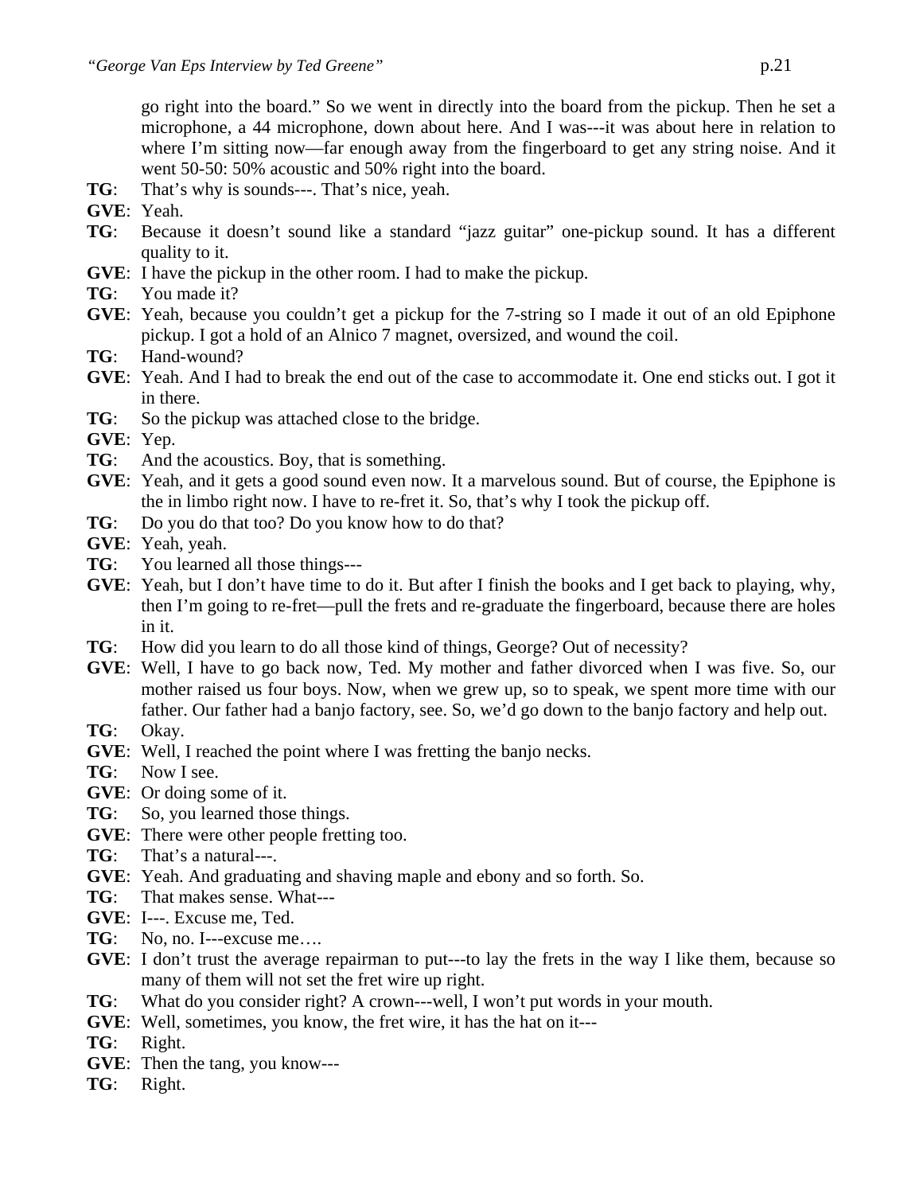go right into the board." So we went in directly into the board from the pickup. Then he set a microphone, a 44 microphone, down about here. And I was---it was about here in relation to where I'm sitting now—far enough away from the fingerboard to get any string noise. And it went 50-50: 50% acoustic and 50% right into the board.

**TG**: That's why is sounds---. That's nice, yeah.

**GVE**: Yeah.

**TG**: Because it doesn't sound like a standard "jazz guitar" one-pickup sound. It has a different quality to it.

**GVE**: I have the pickup in the other room. I had to make the pickup.

**TG**: You made it?

**GVE**: Yeah, because you couldn't get a pickup for the 7-string so I made it out of an old Epiphone pickup. I got a hold of an Alnico 7 magnet, oversized, and wound the coil.

**TG**: Hand-wound?

**GVE**: Yeah. And I had to break the end out of the case to accommodate it. One end sticks out. I got it in there.

**TG**: So the pickup was attached close to the bridge.

**GVE**: Yep.

**TG**: And the acoustics. Boy, that is something.

**GVE**: Yeah, and it gets a good sound even now. It a marvelous sound. But of course, the Epiphone is the in limbo right now. I have to re-fret it. So, that's why I took the pickup off.

**TG**: Do you do that too? Do you know how to do that?

**GVE**: Yeah, yeah.

**TG**: You learned all those things---

**GVE**: Yeah, but I don't have time to do it. But after I finish the books and I get back to playing, why, then I'm going to re-fret—pull the frets and re-graduate the fingerboard, because there are holes in it.

**TG**: How did you learn to do all those kind of things, George? Out of necessity?

**GVE**: Well, I have to go back now, Ted. My mother and father divorced when I was five. So, our mother raised us four boys. Now, when we grew up, so to speak, we spent more time with our father. Our father had a banjo factory, see. So, we'd go down to the banjo factory and help out.

**TG**: Okay.

**GVE**: Well, I reached the point where I was fretting the banjo necks.

**TG**: Now I see.

**GVE**: Or doing some of it.

**TG**: So, you learned those things.

**GVE**: There were other people fretting too.

**TG**: That's a natural---.

**GVE**: Yeah. And graduating and shaving maple and ebony and so forth. So.

**TG**: That makes sense. What---

**GVE**: I---. Excuse me, Ted.

**TG**: No, no. I---excuse me….

**GVE**: I don't trust the average repairman to put---to lay the frets in the way I like them, because so many of them will not set the fret wire up right.

**TG**: What do you consider right? A crown---well, I won't put words in your mouth.

**GVE**: Well, sometimes, you know, the fret wire, it has the hat on it---

**TG**: Right.

**GVE**: Then the tang, you know---

**TG**: Right.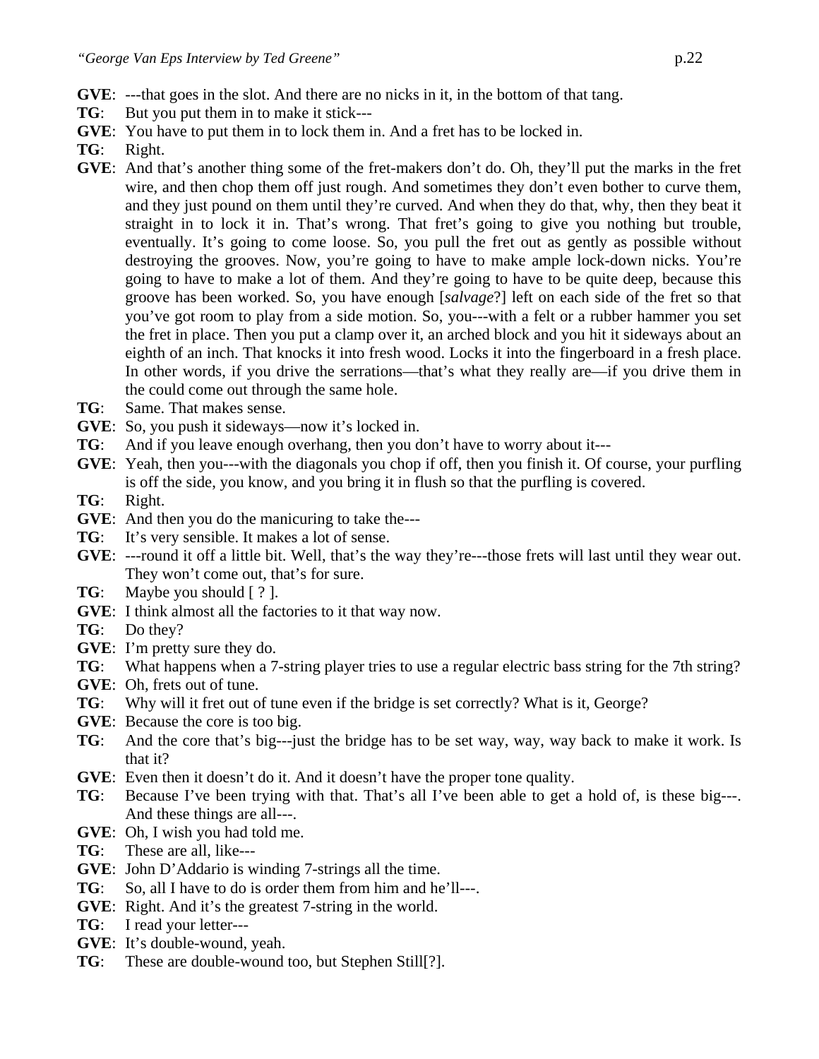**GVE**: ---that goes in the slot. And there are no nicks in it, in the bottom of that tang.

**TG**: But you put them in to make it stick---

**GVE**: You have to put them in to lock them in. And a fret has to be locked in.

**TG**: Right.

**GVE**: And that's another thing some of the fret-makers don't do. Oh, they'll put the marks in the fret wire, and then chop them off just rough. And sometimes they don't even bother to curve them, and they just pound on them until they're curved. And when they do that, why, then they beat it straight in to lock it in. That's wrong. That fret's going to give you nothing but trouble, eventually. It's going to come loose. So, you pull the fret out as gently as possible without destroying the grooves. Now, you're going to have to make ample lock-down nicks. You're going to have to make a lot of them. And they're going to have to be quite deep, because this groove has been worked. So, you have enough [*salvage*?] left on each side of the fret so that you've got room to play from a side motion. So, you---with a felt or a rubber hammer you set the fret in place. Then you put a clamp over it, an arched block and you hit it sideways about an eighth of an inch. That knocks it into fresh wood. Locks it into the fingerboard in a fresh place. In other words, if you drive the serrations—that's what they really are—if you drive them in the could come out through the same hole.

**TG**: Same. That makes sense.

**GVE**: So, you push it sideways—now it's locked in.

**TG**: And if you leave enough overhang, then you don't have to worry about it---

**GVE**: Yeah, then you---with the diagonals you chop if off, then you finish it. Of course, your purfling is off the side, you know, and you bring it in flush so that the purfling is covered.

**TG**: Right.

**GVE**: And then you do the manicuring to take the---

**TG**: It's very sensible. It makes a lot of sense.

**GVE**: ---round it off a little bit. Well, that's the way they're---those frets will last until they wear out. They won't come out, that's for sure.

**TG**: Maybe you should [ ? ].

**GVE**: I think almost all the factories to it that way now.

**TG**: Do they?

**GVE**: I'm pretty sure they do.

**TG**: What happens when a 7-string player tries to use a regular electric bass string for the 7th string?

**GVE**: Oh, frets out of tune.

**TG**: Why will it fret out of tune even if the bridge is set correctly? What is it, George?

**GVE**: Because the core is too big.

**TG**: And the core that's big---just the bridge has to be set way, way, way back to make it work. Is that it?

**GVE**: Even then it doesn't do it. And it doesn't have the proper tone quality.

**TG**: Because I've been trying with that. That's all I've been able to get a hold of, is these big---. And these things are all---.

**GVE**: Oh, I wish you had told me.

**TG**: These are all, like---

**GVE**: John D'Addario is winding 7-strings all the time.

**TG**: So, all I have to do is order them from him and he'll---.

**GVE**: Right. And it's the greatest 7-string in the world.

**TG**: I read your letter---

**GVE**: It's double-wound, yeah.

**TG**: These are double-wound too, but Stephen Still[?].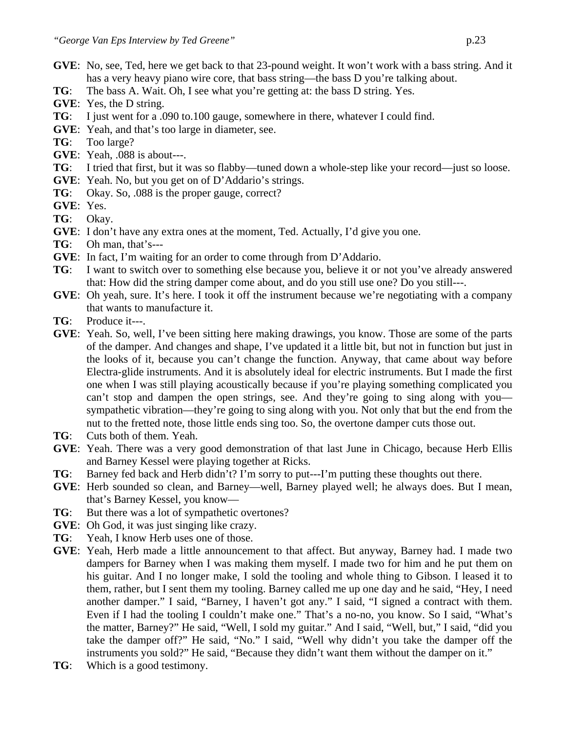**GVE**: No, see, Ted, here we get back to that 23-pound weight. It won't work with a bass string. And it has a very heavy piano wire core, that bass string—the bass D you're talking about.

**TG**: The bass A. Wait. Oh, I see what you're getting at: the bass D string. Yes.

**GVE**: Yes, the D string.

**TG**: I just went for a .090 to.100 gauge, somewhere in there, whatever I could find.

**GVE**: Yeah, and that's too large in diameter, see.

**TG**: Too large?

**GVE**: Yeah, .088 is about---.

**TG**: I tried that first, but it was so flabby—tuned down a whole-step like your record—just so loose.

**GVE**: Yeah. No, but you get on of D'Addario's strings.

**TG**: Okay. So, .088 is the proper gauge, correct?

**GVE**: Yes.

**TG**: Okay.

**GVE**: I don't have any extra ones at the moment, Ted. Actually, I'd give you one.

**TG**: Oh man, that's---

**GVE**: In fact, I'm waiting for an order to come through from D'Addario.

**TG**: I want to switch over to something else because you, believe it or not you've already answered that: How did the string damper come about, and do you still use one? Do you still---.

**GVE**: Oh yeah, sure. It's here. I took it off the instrument because we're negotiating with a company that wants to manufacture it.

**TG**: Produce it---.

**GVE**: Yeah. So, well, I've been sitting here making drawings, you know. Those are some of the parts of the damper. And changes and shape, I've updated it a little bit, but not in function but just in the looks of it, because you can't change the function. Anyway, that came about way before Electra-glide instruments. And it is absolutely ideal for electric instruments. But I made the first one when I was still playing acoustically because if you're playing something complicated you can't stop and dampen the open strings, see. And they're going to sing along with you—sympathetic vibration—they're going to sing along with you. Not only that but the end from the nut to the fretted note, those little ends sing too. So, the overtone damper cuts those out.

**TG**: Cuts both of them. Yeah.

**GVE**: Yeah. There was a very good demonstration of that last June in Chicago, because Herb Ellis and Barney Kessel were playing together at Ricks.

**TG**: Barney fed back and Herb didn't? I'm sorry to put---I'm putting these thoughts out there.

**GVE**: Herb sounded so clean, and Barney—well, Barney played well; he always does. But I mean, that's Barney Kessel, you know—

**TG**: But there was a lot of sympathetic overtones?

**GVE**: Oh God, it was just singing like crazy.

**TG**: Yeah, I know Herb uses one of those.

**GVE**: Yeah, Herb made a little announcement to that affect. But anyway, Barney had. I made two dampers for Barney when I was making them myself. I made two for him and he put them on his guitar. And I no longer make, I sold the tooling and whole thing to Gibson. I leased it to them, rather, but I sent them my tooling. Barney called me up one day and he said, "Hey, I need another damper." I said, "Barney, I haven't got any." I said, "I signed a contract with them. Even if I had the tooling I couldn't make one." That's a no-no, you know. So I said, "What's the matter, Barney?" He said, "Well, I sold my guitar." And I said, "Well, but," I said, "did you take the damper off?" He said, "No." I said, "Well why didn't you take the damper off the instruments you sold?" He said, "Because they didn't want them without the damper on it."

**TG**: Which is a good testimony.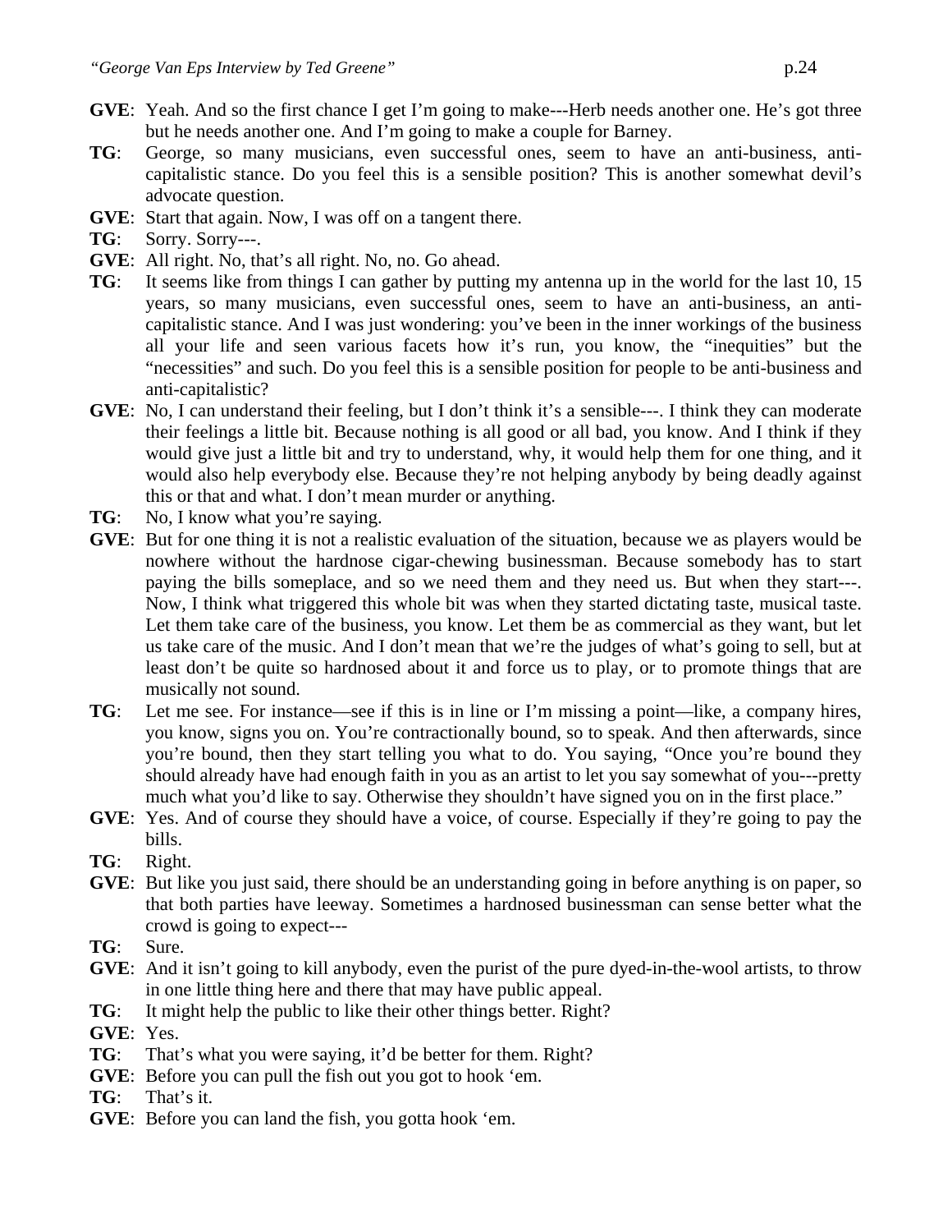**GVE**: Yeah. And so the first chance I get I'm going to make---Herb needs another one. He's got three but he needs another one. And I'm going to make a couple for Barney.

**TG**: George, so many musicians, even successful ones, seem to have an anti-business, anti-capitalistic stance. Do you feel this is a sensible position? This is another somewhat devil's advocate question.

**GVE**: Start that again. Now, I was off on a tangent there.

**TG**: Sorry. Sorry---.

**GVE**: All right. No, that's all right. No, no. Go ahead.

**TG**: It seems like from things I can gather by putting my antenna up in the world for the last 10, 15 years, so many musicians, even successful ones, seem to have an anti-business, an anti-capitalistic stance. And I was just wondering: you've been in the inner workings of the business all your life and seen various facets how it's run, you know, the "inequities" but the "necessities" and such. Do you feel this is a sensible position for people to be anti-business and anti-capitalistic?

**GVE**: No, I can understand their feeling, but I don't think it's a sensible---. I think they can moderate their feelings a little bit. Because nothing is all good or all bad, you know. And I think if they would give just a little bit and try to understand, why, it would help them for one thing, and it would also help everybody else. Because they're not helping anybody by being deadly against this or that and what. I don't mean murder or anything.

**TG**: No, I know what you're saying.

**GVE**: But for one thing it is not a realistic evaluation of the situation, because we as players would be nowhere without the hardnose cigar-chewing businessman. Because somebody has to start paying the bills someplace, and so we need them and they need us. But when they start---. Now, I think what triggered this whole bit was when they started dictating taste, musical taste. Let them take care of the business, you know. Let them be as commercial as they want, but let us take care of the music. And I don't mean that we're the judges of what's going to sell, but at least don't be quite so hardnosed about it and force us to play, or to promote things that are musically not sound.

**TG**: Let me see. For instance—see if this is in line or I'm missing a point—like, a company hires, you know, signs you on. You're contractionally bound, so to speak. And then afterwards, since you're bound, then they start telling you what to do. You saying, "Once you're bound they should already have had enough faith in you as an artist to let you say somewhat of you---pretty much what you'd like to say. Otherwise they shouldn't have signed you on in the first place."

**GVE**: Yes. And of course they should have a voice, of course. Especially if they're going to pay the bills.

**TG**: Right.

**GVE**: But like you just said, there should be an understanding going in before anything is on paper, so that both parties have leeway. Sometimes a hardnosed businessman can sense better what the crowd is going to expect---

**TG**: Sure.

**GVE**: And it isn't going to kill anybody, even the purist of the pure dyed-in-the-wool artists, to throw in one little thing here and there that may have public appeal.

**TG**: It might help the public to like their other things better. Right?

**GVE**: Yes.

**TG**: That's what you were saying, it'd be better for them. Right?

**GVE**: Before you can pull the fish out you got to hook 'em.

**TG**: That's it.

**GVE**: Before you can land the fish, you gotta hook 'em.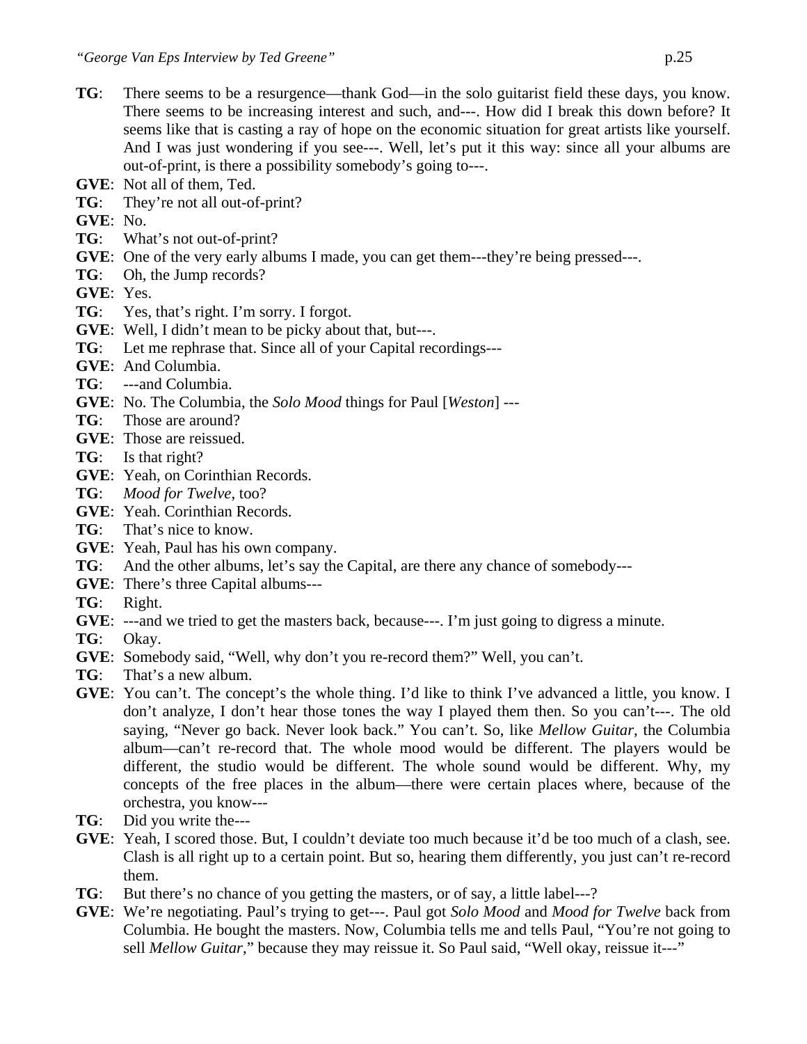**TG**: There seems to be a resurgence—thank God—in the solo guitarist field these days, you know. There seems to be increasing interest and such, and---. How did I break this down before? It seems like that is casting a ray of hope on the economic situation for great artists like yourself. And I was just wondering if you see---. Well, let's put it this way: since all your albums are out-of-print, is there a possibility somebody's going to---.

**GVE**: Not all of them, Ted.

**TG**: They're not all out-of-print?

**GVE**: No.

**TG**: What's not out-of-print?

**GVE**: One of the very early albums I made, you can get them---they're being pressed---.

**TG**: Oh, the Jump records?

**GVE**: Yes.

**TG**: Yes, that's right. I'm sorry. I forgot.

**GVE**: Well, I didn't mean to be picky about that, but---.

**TG**: Let me rephrase that. Since all of your Capital recordings---

**GVE**: And Columbia.

**TG**: ---and Columbia.

**GVE**: No. The Columbia, the *Solo Mood* things for Paul [*Weston*] ---

**TG**: Those are around?

**GVE**: Those are reissued.

**TG**: Is that right?

**GVE**: Yeah, on Corinthian Records.

**TG**: *Mood for Twelve*, too?

**GVE**: Yeah. Corinthian Records.

**TG**: That's nice to know.

**GVE**: Yeah, Paul has his own company.

**TG**: And the other albums, let's say the Capital, are there any chance of somebody---

**GVE**: There's three Capital albums---

**TG**: Right.

**GVE**: ---and we tried to get the masters back, because---. I'm just going to digress a minute.

**TG**: Okay.

**GVE**: Somebody said, "Well, why don't you re-record them?" Well, you can't.

**TG**: That's a new album.

**GVE**: You can't. The concept's the whole thing. I'd like to think I've advanced a little, you know. I don't analyze, I don't hear those tones the way I played them then. So you can't---. The old saying, "Never go back. Never look back." You can't. So, like *Mellow Guitar*, the Columbia album—can't re-record that. The whole mood would be different. The players would be different, the studio would be different. The whole sound would be different. Why, my concepts of the free places in the album—there were certain places where, because of the orchestra, you know---

**TG**: Did you write the---

**GVE**: Yeah, I scored those. But, I couldn't deviate too much because it'd be too much of a clash, see. Clash is all right up to a certain point. But so, hearing them differently, you just can't re-record them.

**TG**: But there's no chance of you getting the masters, or of say, a little label---?

**GVE**: We're negotiating. Paul's trying to get---. Paul got *Solo Mood* and *Mood for Twelve* back from Columbia. He bought the masters. Now, Columbia tells me and tells Paul, "You're not going to sell *Mellow Guitar*," because they may reissue it. So Paul said, "Well okay, reissue it---"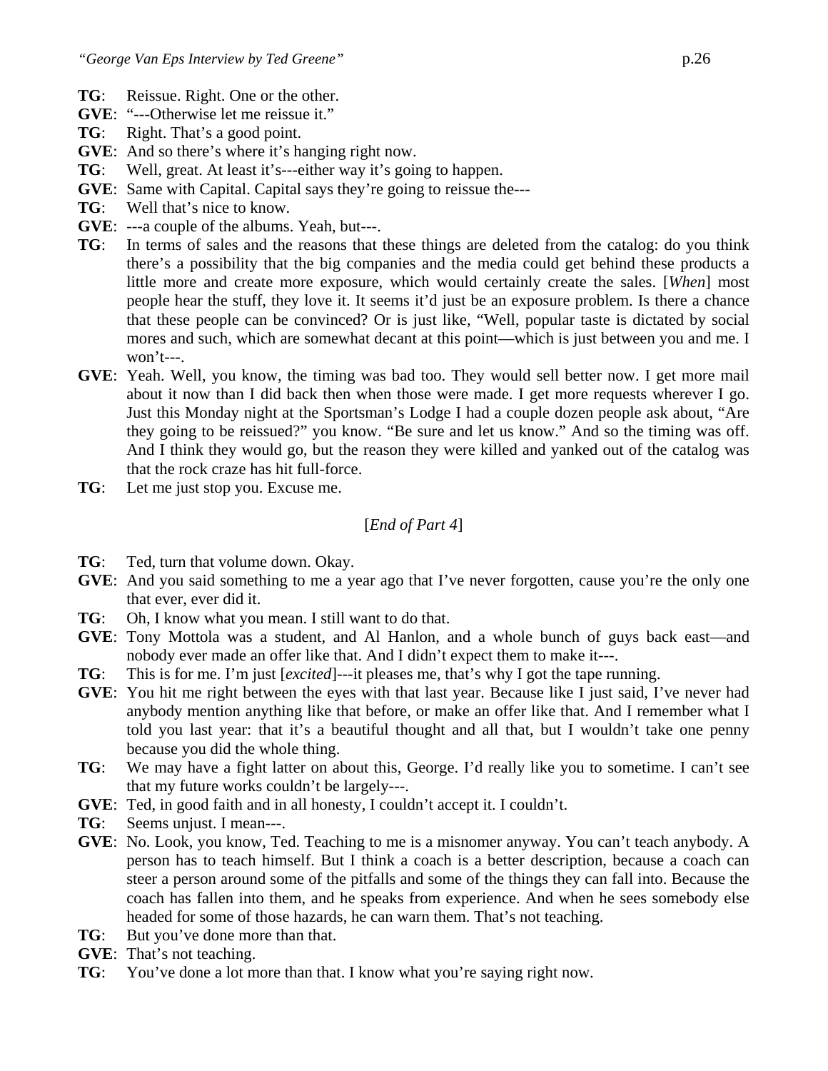**TG**: Reissue. Right. One or the other.
**GVE**: "---Otherwise let me reissue it."
**TG**: Right. That's a good point.
**GVE**: And so there's where it's hanging right now.
**TG**: Well, great. At least it's---either way it's going to happen.
**GVE**: Same with Capital. Capital says they're going to reissue the---
**TG**: Well that's nice to know.
**GVE**: ---a couple of the albums. Yeah, but---.
**TG**: In terms of sales and the reasons that these things are deleted from the catalog: do you think there's a possibility that the big companies and the media could get behind these products a little more and create more exposure, which would certainly create the sales. [*When*] most people hear the stuff, they love it. It seems it'd just be an exposure problem. Is there a chance that these people can be convinced? Or is just like, "Well, popular taste is dictated by social mores and such, which are somewhat decant at this point—which is just between you and me. I won't---.
**GVE**: Yeah. Well, you know, the timing was bad too. They would sell better now. I get more mail about it now than I did back then when those were made. I get more requests wherever I go. Just this Monday night at the Sportsman's Lodge I had a couple dozen people ask about, "Are they going to be reissued?" you know. "Be sure and let us know." And so the timing was off. And I think they would go, but the reason they were killed and yanked out of the catalog was that the rock craze has hit full-force.
**TG**: Let me just stop you. Excuse me.

[*End of Part 4*]

**TG**: Ted, turn that volume down. Okay.
**GVE**: And you said something to me a year ago that I've never forgotten, cause you're the only one that ever, ever did it.
**TG**: Oh, I know what you mean. I still want to do that.
**GVE**: Tony Mottola was a student, and Al Hanlon, and a whole bunch of guys back east—and nobody ever made an offer like that. And I didn't expect them to make it---.
**TG**: This is for me. I'm just [*excited*]---it pleases me, that's why I got the tape running.
**GVE**: You hit me right between the eyes with that last year. Because like I just said, I've never had anybody mention anything like that before, or make an offer like that. And I remember what I told you last year: that it's a beautiful thought and all that, but I wouldn't take one penny because you did the whole thing.
**TG**: We may have a fight latter on about this, George. I'd really like you to sometime. I can't see that my future works couldn't be largely---.
**GVE**: Ted, in good faith and in all honesty, I couldn't accept it. I couldn't.
**TG**: Seems unjust. I mean---.
**GVE**: No. Look, you know, Ted. Teaching to me is a misnomer anyway. You can't teach anybody. A person has to teach himself. But I think a coach is a better description, because a coach can steer a person around some of the pitfalls and some of the things they can fall into. Because the coach has fallen into them, and he speaks from experience. And when he sees somebody else headed for some of those hazards, he can warn them. That's not teaching.
**TG**: But you've done more than that.
**GVE**: That's not teaching.
**TG**: You've done a lot more than that. I know what you're saying right now.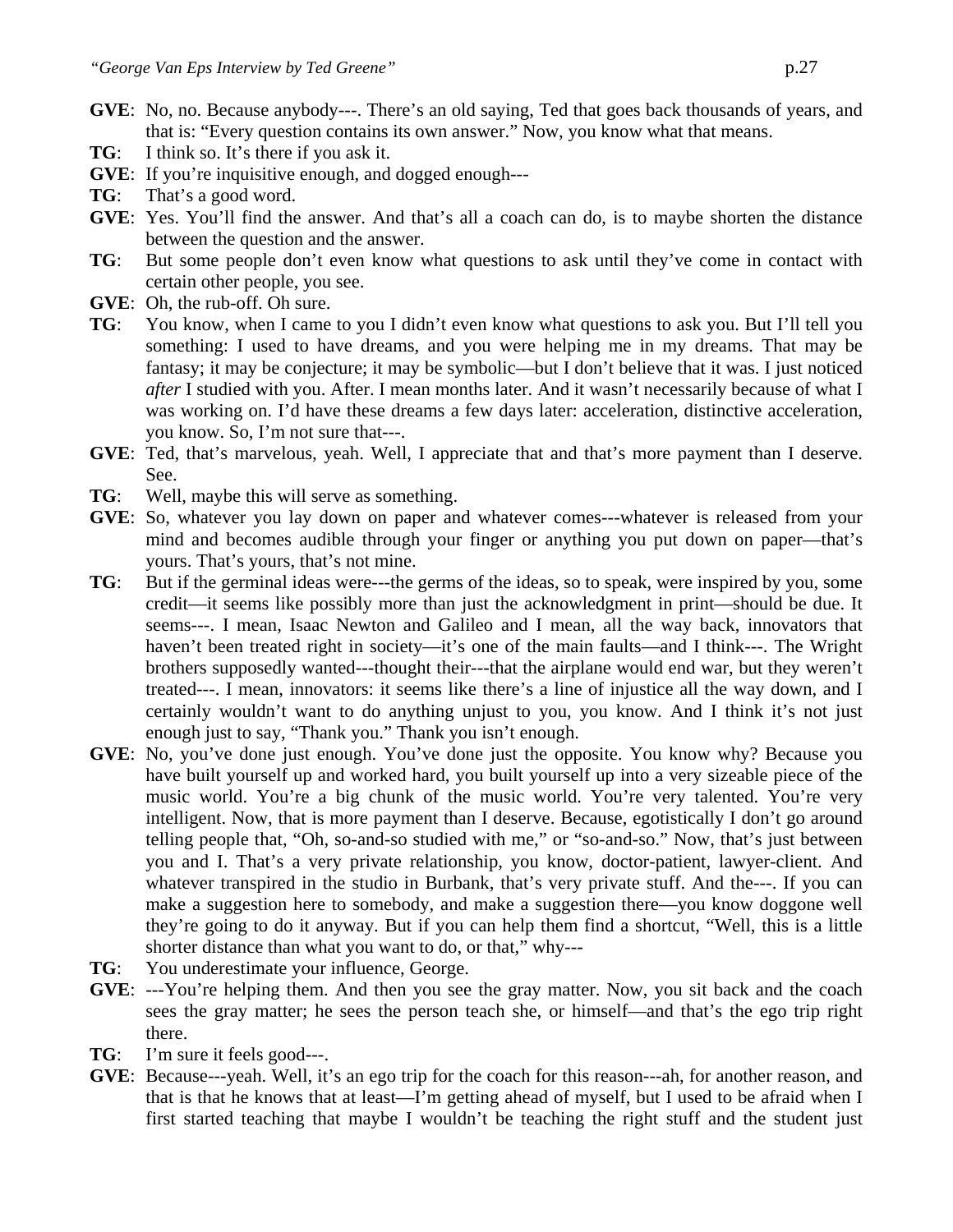**GVE**: No, no. Because anybody---. There's an old saying, Ted that goes back thousands of years, and that is: "Every question contains its own answer." Now, you know what that means.

**TG**: I think so. It's there if you ask it.

**GVE**: If you're inquisitive enough, and dogged enough---

**TG**: That's a good word.

**GVE**: Yes. You'll find the answer. And that's all a coach can do, is to maybe shorten the distance between the question and the answer.

**TG**: But some people don't even know what questions to ask until they've come in contact with certain other people, you see.

**GVE**: Oh, the rub-off. Oh sure.

**TG**: You know, when I came to you I didn't even know what questions to ask you. But I'll tell you something: I used to have dreams, and you were helping me in my dreams. That may be fantasy; it may be conjecture; it may be symbolic—but I don't believe that it was. I just noticed *after* I studied with you. After. I mean months later. And it wasn't necessarily because of what I was working on. I'd have these dreams a few days later: acceleration, distinctive acceleration, you know. So, I'm not sure that---.

**GVE**: Ted, that's marvelous, yeah. Well, I appreciate that and that's more payment than I deserve. See.

**TG**: Well, maybe this will serve as something.

**GVE**: So, whatever you lay down on paper and whatever comes---whatever is released from your mind and becomes audible through your finger or anything you put down on paper—that's yours. That's yours, that's not mine.

**TG**: But if the germinal ideas were---the germs of the ideas, so to speak, were inspired by you, some credit—it seems like possibly more than just the acknowledgment in print—should be due. It seems---. I mean, Isaac Newton and Galileo and I mean, all the way back, innovators that haven't been treated right in society—it's one of the main faults—and I think---. The Wright brothers supposedly wanted---thought their---that the airplane would end war, but they weren't treated---. I mean, innovators: it seems like there's a line of injustice all the way down, and I certainly wouldn't want to do anything unjust to you, you know. And I think it's not just enough just to say, "Thank you." Thank you isn't enough.

**GVE**: No, you've done just enough. You've done just the opposite. You know why? Because you have built yourself up and worked hard, you built yourself up into a very sizeable piece of the music world. You're a big chunk of the music world. You're very talented. You're very intelligent. Now, that is more payment than I deserve. Because, egotistically I don't go around telling people that, "Oh, so-and-so studied with me," or "so-and-so." Now, that's just between you and I. That's a very private relationship, you know, doctor-patient, lawyer-client. And whatever transpired in the studio in Burbank, that's very private stuff. And the---. If you can make a suggestion here to somebody, and make a suggestion there—you know doggone well they're going to do it anyway. But if you can help them find a shortcut, "Well, this is a little shorter distance than what you want to do, or that," why---

**TG**: You underestimate your influence, George.

**GVE**: ---You're helping them. And then you see the gray matter. Now, you sit back and the coach sees the gray matter; he sees the person teach she, or himself—and that's the ego trip right there.

**TG**: I'm sure it feels good---.

**GVE**: Because---yeah. Well, it's an ego trip for the coach for this reason---ah, for another reason, and that is that he knows that at least—I'm getting ahead of myself, but I used to be afraid when I first started teaching that maybe I wouldn't be teaching the right stuff and the student just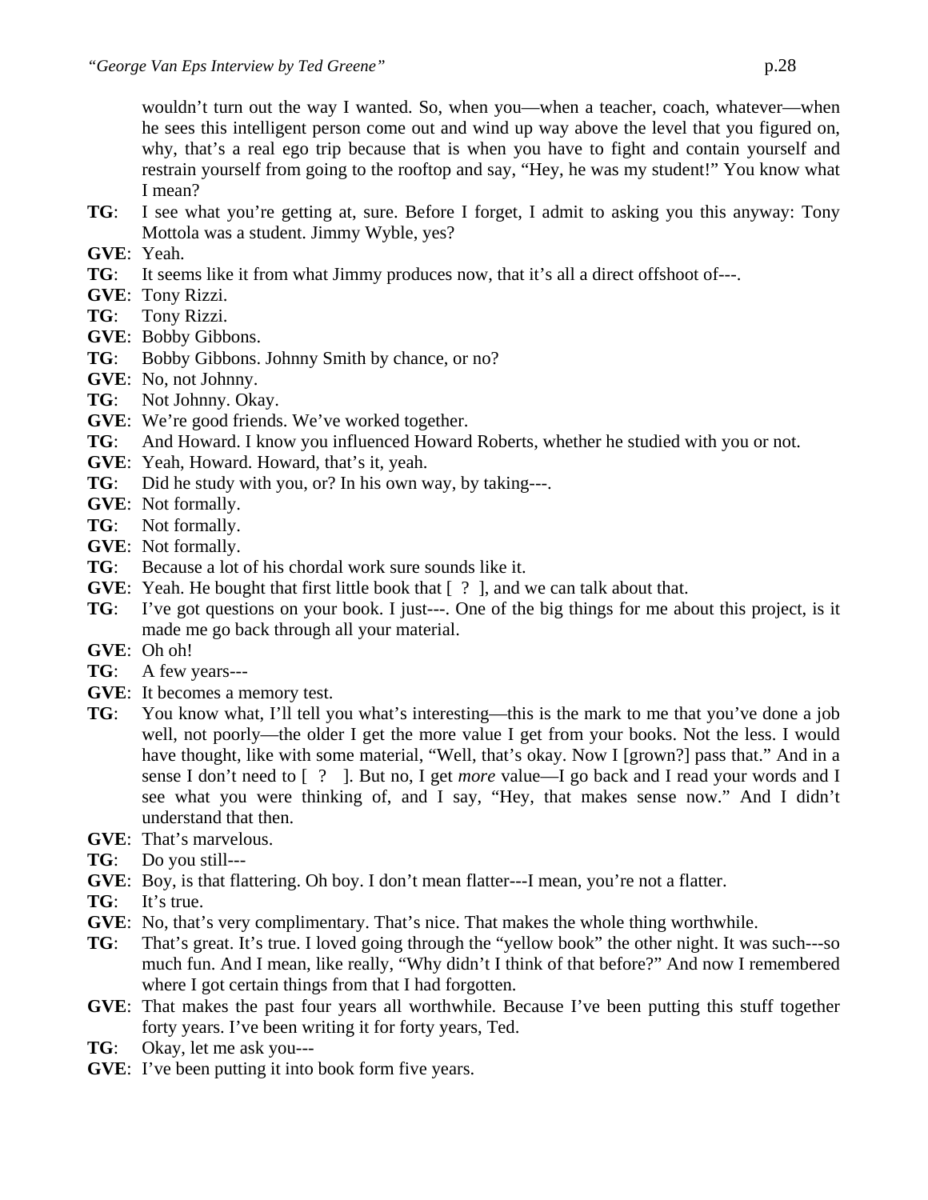wouldn't turn out the way I wanted. So, when you—when a teacher, coach, whatever—when he sees this intelligent person come out and wind up way above the level that you figured on, why, that's a real ego trip because that is when you have to fight and contain yourself and restrain yourself from going to the rooftop and say, "Hey, he was my student!" You know what I mean?

**TG**: I see what you're getting at, sure. Before I forget, I admit to asking you this anyway: Tony Mottola was a student. Jimmy Wyble, yes?

**GVE**: Yeah.

**TG**: It seems like it from what Jimmy produces now, that it's all a direct offshoot of---.

**GVE**: Tony Rizzi.

**TG**: Tony Rizzi.

**GVE**: Bobby Gibbons.

**TG**: Bobby Gibbons. Johnny Smith by chance, or no?

**GVE**: No, not Johnny.

**TG**: Not Johnny. Okay.

**GVE**: We're good friends. We've worked together.

**TG**: And Howard. I know you influenced Howard Roberts, whether he studied with you or not.

**GVE**: Yeah, Howard. Howard, that's it, yeah.

**TG**: Did he study with you, or? In his own way, by taking---.

**GVE**: Not formally.

**TG**: Not formally.

**GVE**: Not formally.

**TG**: Because a lot of his chordal work sure sounds like it.

**GVE**: Yeah. He bought that first little book that [ ? ], and we can talk about that.

**TG**: I've got questions on your book. I just---. One of the big things for me about this project, is it made me go back through all your material.

**GVE**: Oh oh!

**TG**: A few years---

**GVE**: It becomes a memory test.

**TG**: You know what, I'll tell you what's interesting—this is the mark to me that you've done a job well, not poorly—the older I get the more value I get from your books. Not the less. I would have thought, like with some material, "Well, that's okay. Now I [grown?] pass that." And in a sense I don't need to [ ? ]. But no, I get *more* value—I go back and I read your words and I see what you were thinking of, and I say, "Hey, that makes sense now." And I didn't understand that then.

**GVE**: That's marvelous.

**TG**: Do you still---

**GVE**: Boy, is that flattering. Oh boy. I don't mean flatter---I mean, you're not a flatter.

**TG**: It's true.

**GVE**: No, that's very complimentary. That's nice. That makes the whole thing worthwhile.

**TG**: That's great. It's true. I loved going through the "yellow book" the other night. It was such---so much fun. And I mean, like really, "Why didn't I think of that before?" And now I remembered where I got certain things from that I had forgotten.

**GVE**: That makes the past four years all worthwhile. Because I've been putting this stuff together forty years. I've been writing it for forty years, Ted.

**TG**: Okay, let me ask you---

**GVE**: I've been putting it into book form five years.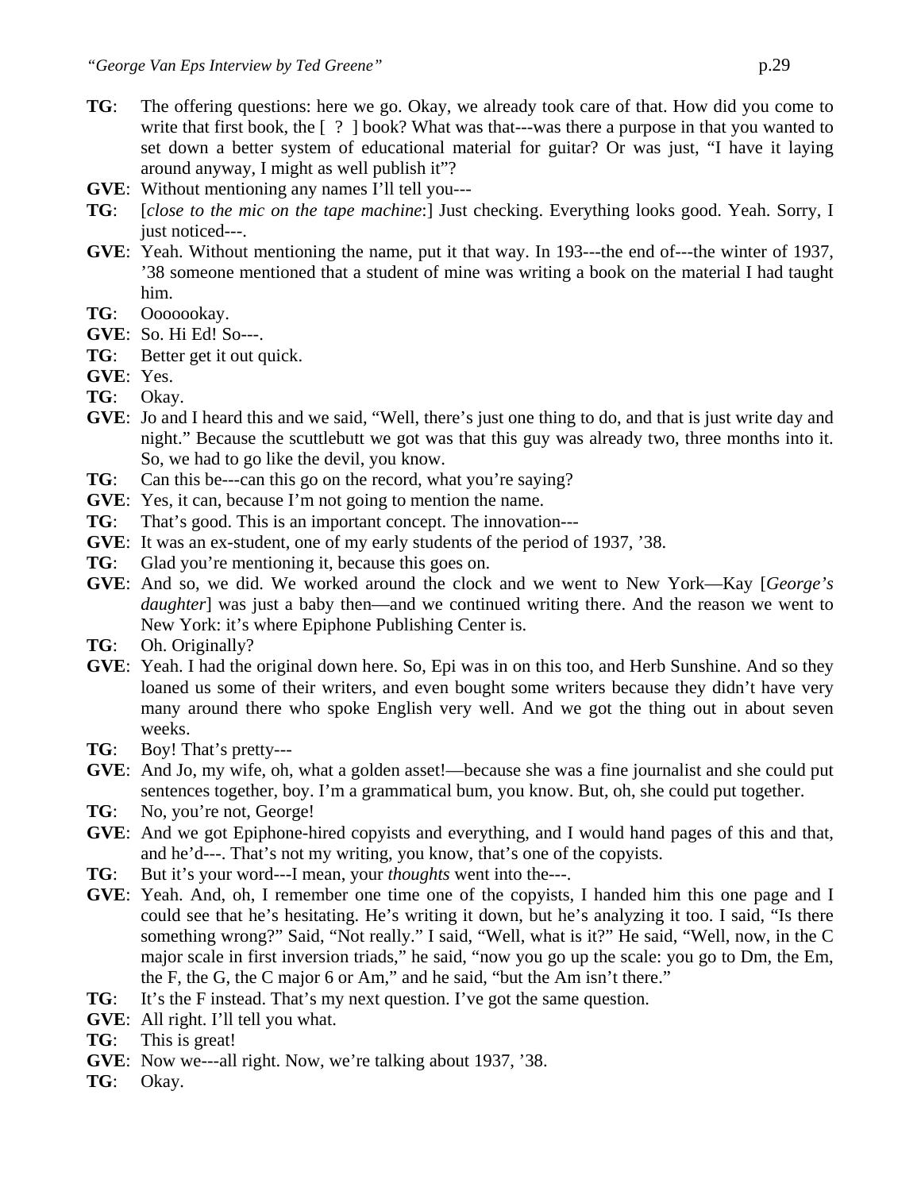**TG**: The offering questions: here we go. Okay, we already took care of that. How did you come to write that first book, the [ ? ] book? What was that---was there a purpose in that you wanted to set down a better system of educational material for guitar? Or was just, "I have it laying around anyway, I might as well publish it"?

**GVE**: Without mentioning any names I'll tell you---

**TG**: [*close to the mic on the tape machine*:] Just checking. Everything looks good. Yeah. Sorry, I just noticed---.

**GVE**: Yeah. Without mentioning the name, put it that way. In 193---the end of---the winter of 1937, '38 someone mentioned that a student of mine was writing a book on the material I had taught him.

**TG**: Ooooookay.

**GVE**: So. Hi Ed! So---.

**TG**: Better get it out quick.

**GVE**: Yes.

**TG**: Okay.

**GVE**: Jo and I heard this and we said, "Well, there's just one thing to do, and that is just write day and night." Because the scuttlebutt we got was that this guy was already two, three months into it. So, we had to go like the devil, you know.

**TG**: Can this be---can this go on the record, what you're saying?

**GVE**: Yes, it can, because I'm not going to mention the name.

**TG**: That's good. This is an important concept. The innovation---

**GVE**: It was an ex-student, one of my early students of the period of 1937, '38.

**TG**: Glad you're mentioning it, because this goes on.

**GVE**: And so, we did. We worked around the clock and we went to New York—Kay [*George's daughter*] was just a baby then—and we continued writing there. And the reason we went to New York: it's where Epiphone Publishing Center is.

**TG**: Oh. Originally?

**GVE**: Yeah. I had the original down here. So, Epi was in on this too, and Herb Sunshine. And so they loaned us some of their writers, and even bought some writers because they didn't have very many around there who spoke English very well. And we got the thing out in about seven weeks.

**TG**: Boy! That's pretty---

**GVE**: And Jo, my wife, oh, what a golden asset!—because she was a fine journalist and she could put sentences together, boy. I'm a grammatical bum, you know. But, oh, she could put together.

**TG**: No, you're not, George!

**GVE**: And we got Epiphone-hired copyists and everything, and I would hand pages of this and that, and he'd---. That's not my writing, you know, that's one of the copyists.

**TG**: But it's your word---I mean, your *thoughts* went into the---.

**GVE**: Yeah. And, oh, I remember one time one of the copyists, I handed him this one page and I could see that he's hesitating. He's writing it down, but he's analyzing it too. I said, "Is there something wrong?" Said, "Not really." I said, "Well, what is it?" He said, "Well, now, in the C major scale in first inversion triads," he said, "now you go up the scale: you go to Dm, the Em, the F, the G, the C major 6 or Am," and he said, "but the Am isn't there."

**TG**: It's the F instead. That's my next question. I've got the same question.

**GVE**: All right. I'll tell you what.

**TG**: This is great!

**GVE**: Now we---all right. Now, we're talking about 1937, '38.

**TG**: Okay.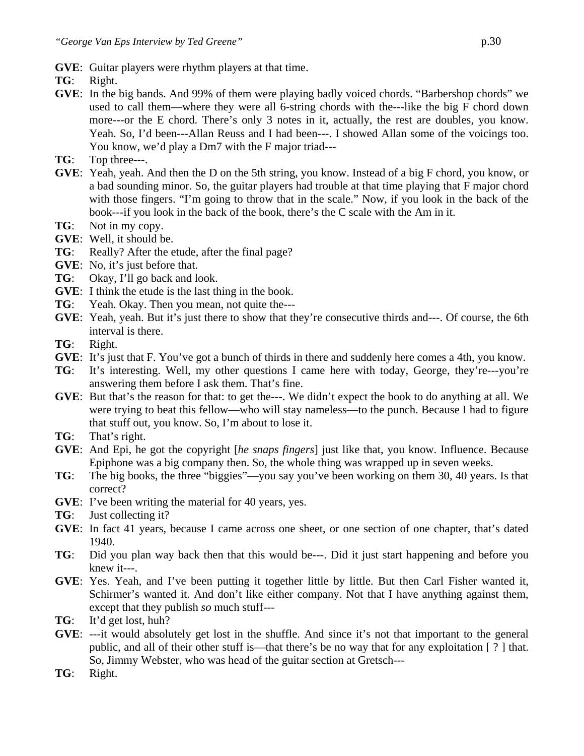**GVE**: Guitar players were rhythm players at that time.

**TG**: Right.

**GVE**: In the big bands. And 99% of them were playing badly voiced chords. "Barbershop chords" we used to call them—where they were all 6-string chords with the---like the big F chord down more---or the E chord. There's only 3 notes in it, actually, the rest are doubles, you know. Yeah. So, I'd been---Allan Reuss and I had been---. I showed Allan some of the voicings too. You know, we'd play a Dm7 with the F major triad---

**TG**: Top three---.

**GVE**: Yeah, yeah. And then the D on the 5th string, you know. Instead of a big F chord, you know, or a bad sounding minor. So, the guitar players had trouble at that time playing that F major chord with those fingers. "I'm going to throw that in the scale." Now, if you look in the back of the book---if you look in the back of the book, there's the C scale with the Am in it.

**TG**: Not in my copy.

**GVE**: Well, it should be.

**TG**: Really? After the etude, after the final page?

**GVE**: No, it's just before that.

**TG**: Okay, I'll go back and look.

**GVE**: I think the etude is the last thing in the book.

**TG**: Yeah. Okay. Then you mean, not quite the---

**GVE**: Yeah, yeah. But it's just there to show that they're consecutive thirds and---. Of course, the 6th interval is there.

**TG**: Right.

**GVE**: It's just that F. You've got a bunch of thirds in there and suddenly here comes a 4th, you know.

**TG**: It's interesting. Well, my other questions I came here with today, George, they're---you're answering them before I ask them. That's fine.

**GVE**: But that's the reason for that: to get the---. We didn't expect the book to do anything at all. We were trying to beat this fellow—who will stay nameless—to the punch. Because I had to figure that stuff out, you know. So, I'm about to lose it.

**TG**: That's right.

**GVE**: And Epi, he got the copyright [*he snaps fingers*] just like that, you know. Influence. Because Epiphone was a big company then. So, the whole thing was wrapped up in seven weeks.

**TG**: The big books, the three "biggies"—you say you've been working on them 30, 40 years. Is that correct?

**GVE**: I've been writing the material for 40 years, yes.

**TG**: Just collecting it?

**GVE**: In fact 41 years, because I came across one sheet, or one section of one chapter, that's dated 1940.

**TG**: Did you plan way back then that this would be---. Did it just start happening and before you knew it---.

**GVE**: Yes. Yeah, and I've been putting it together little by little. But then Carl Fisher wanted it, Schirmer's wanted it. And don't like either company. Not that I have anything against them, except that they publish *so* much stuff---

**TG**: It'd get lost, huh?

**GVE**: ---it would absolutely get lost in the shuffle. And since it's not that important to the general public, and all of their other stuff is—that there's be no way that for any exploitation [ ? ] that. So, Jimmy Webster, who was head of the guitar section at Gretsch---

**TG**: Right.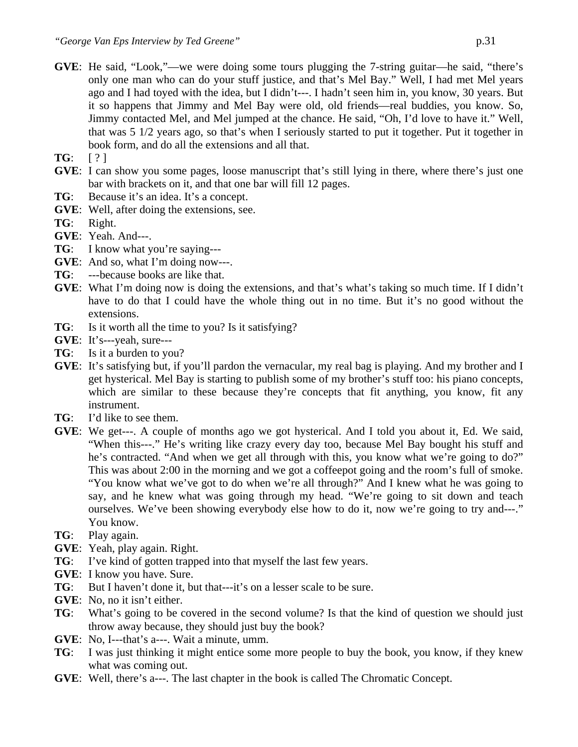**GVE**: He said, "Look,"—we were doing some tours plugging the 7-string guitar—he said, "there's only one man who can do your stuff justice, and that's Mel Bay." Well, I had met Mel years ago and I had toyed with the idea, but I didn't---. I hadn't seen him in, you know, 30 years. But it so happens that Jimmy and Mel Bay were old, old friends—real buddies, you know. So, Jimmy contacted Mel, and Mel jumped at the chance. He said, "Oh, I'd love to have it." Well, that was 5 1/2 years ago, so that's when I seriously started to put it together. Put it together in book form, and do all the extensions and all that.

**TG**: [ ? ]

**GVE**: I can show you some pages, loose manuscript that's still lying in there, where there's just one bar with brackets on it, and that one bar will fill 12 pages.

**TG**: Because it's an idea. It's a concept.

**GVE**: Well, after doing the extensions, see.

**TG**: Right.

**GVE**: Yeah. And---.

**TG**: I know what you're saying---

**GVE**: And so, what I'm doing now---.

**TG**: ---because books are like that.

**GVE**: What I'm doing now is doing the extensions, and that's what's taking so much time. If I didn't have to do that I could have the whole thing out in no time. But it's no good without the extensions.

**TG**: Is it worth all the time to you? Is it satisfying?

**GVE**: It's---yeah, sure---

**TG**: Is it a burden to you?

**GVE**: It's satisfying but, if you'll pardon the vernacular, my real bag is playing. And my brother and I get hysterical. Mel Bay is starting to publish some of my brother's stuff too: his piano concepts, which are similar to these because they're concepts that fit anything, you know, fit any instrument.

**TG**: I'd like to see them.

**GVE**: We get---. A couple of months ago we got hysterical. And I told you about it, Ed. We said, "When this---." He's writing like crazy every day too, because Mel Bay bought his stuff and he's contracted. "And when we get all through with this, you know what we're going to do?" This was about 2:00 in the morning and we got a coffeepot going and the room's full of smoke. "You know what we've got to do when we're all through?" And I knew what he was going to say, and he knew what was going through my head. "We're going to sit down and teach ourselves. We've been showing everybody else how to do it, now we're going to try and---." You know.

**TG**: Play again.

**GVE**: Yeah, play again. Right.

**TG**: I've kind of gotten trapped into that myself the last few years.

**GVE**: I know you have. Sure.

**TG**: But I haven't done it, but that---it's on a lesser scale to be sure.

**GVE**: No, no it isn't either.

**TG**: What's going to be covered in the second volume? Is that the kind of question we should just throw away because, they should just buy the book?

**GVE**: No, I---that's a---. Wait a minute, umm.

**TG**: I was just thinking it might entice some more people to buy the book, you know, if they knew what was coming out.

**GVE**: Well, there's a---. The last chapter in the book is called The Chromatic Concept.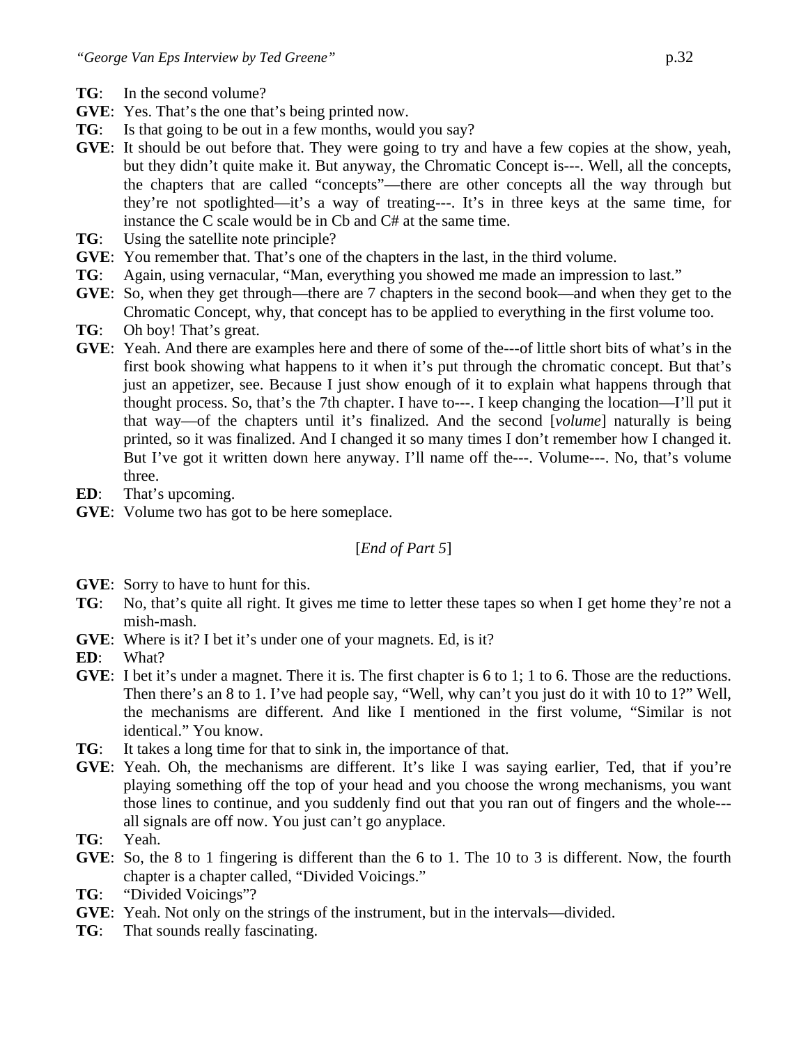**TG**: In the second volume?

**GVE**: Yes. That's the one that's being printed now.

**TG**: Is that going to be out in a few months, would you say?

**GVE**: It should be out before that. They were going to try and have a few copies at the show, yeah, but they didn't quite make it. But anyway, the Chromatic Concept is---. Well, all the concepts, the chapters that are called "concepts"—there are other concepts all the way through but they're not spotlighted—it's a way of treating---. It's in three keys at the same time, for instance the C scale would be in Cb and C# at the same time.

**TG**: Using the satellite note principle?

**GVE**: You remember that. That's one of the chapters in the last, in the third volume.

**TG**: Again, using vernacular, "Man, everything you showed me made an impression to last."

**GVE**: So, when they get through—there are 7 chapters in the second book—and when they get to the Chromatic Concept, why, that concept has to be applied to everything in the first volume too.

**TG**: Oh boy! That's great.

**GVE**: Yeah. And there are examples here and there of some of the---of little short bits of what's in the first book showing what happens to it when it's put through the chromatic concept. But that's just an appetizer, see. Because I just show enough of it to explain what happens through that thought process. So, that's the 7th chapter. I have to---. I keep changing the location—I'll put it that way—of the chapters until it's finalized. And the second [*volume*] naturally is being printed, so it was finalized. And I changed it so many times I don't remember how I changed it. But I've got it written down here anyway. I'll name off the---. Volume---. No, that's volume three.

**ED**: That's upcoming.

**GVE**: Volume two has got to be here someplace.

[*End of Part 5*]

**GVE**: Sorry to have to hunt for this.

**TG**: No, that's quite all right. It gives me time to letter these tapes so when I get home they're not a mish-mash.

**GVE**: Where is it? I bet it's under one of your magnets. Ed, is it?

**ED**: What?

**GVE**: I bet it's under a magnet. There it is. The first chapter is 6 to 1; 1 to 6. Those are the reductions. Then there's an 8 to 1. I've had people say, "Well, why can't you just do it with 10 to 1?" Well, the mechanisms are different. And like I mentioned in the first volume, "Similar is not identical." You know.

**TG**: It takes a long time for that to sink in, the importance of that.

**GVE**: Yeah. Oh, the mechanisms are different. It's like I was saying earlier, Ted, that if you're playing something off the top of your head and you choose the wrong mechanisms, you want those lines to continue, and you suddenly find out that you ran out of fingers and the whole---all signals are off now. You just can't go anyplace.

**TG**: Yeah.

**GVE**: So, the 8 to 1 fingering is different than the 6 to 1. The 10 to 3 is different. Now, the fourth chapter is a chapter called, "Divided Voicings."

**TG**: "Divided Voicings"?

**GVE**: Yeah. Not only on the strings of the instrument, but in the intervals—divided.

**TG**: That sounds really fascinating.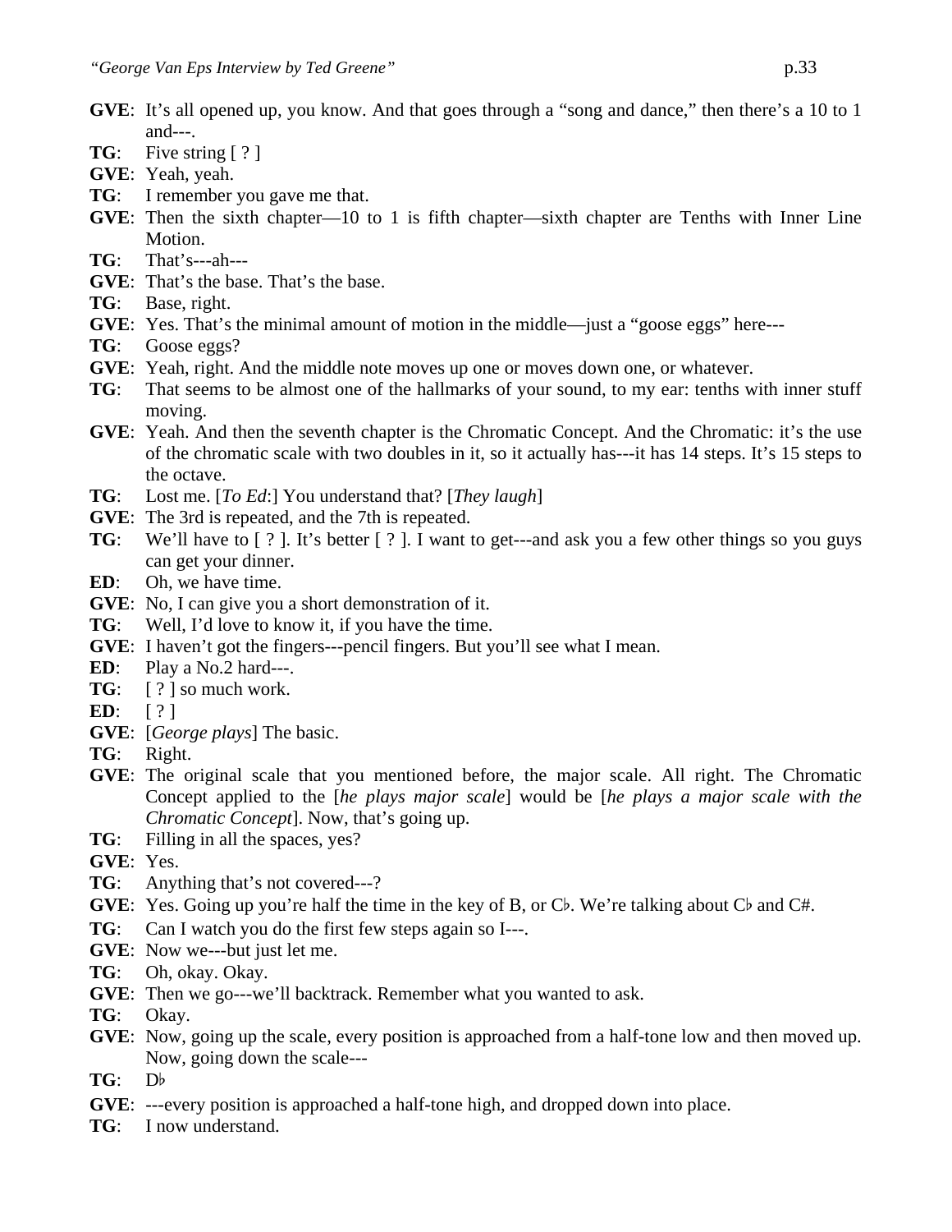**GVE**: It's all opened up, you know. And that goes through a "song and dance," then there's a 10 to 1 and---.

**TG**: Five string [ ? ]

**GVE**: Yeah, yeah.

**TG**: I remember you gave me that.

**GVE**: Then the sixth chapter—10 to 1 is fifth chapter—sixth chapter are Tenths with Inner Line Motion.

**TG**: That's---ah---

**GVE**: That's the base. That's the base.

**TG**: Base, right.

**GVE**: Yes. That's the minimal amount of motion in the middle—just a "goose eggs" here---

**TG**: Goose eggs?

**GVE**: Yeah, right. And the middle note moves up one or moves down one, or whatever.

**TG**: That seems to be almost one of the hallmarks of your sound, to my ear: tenths with inner stuff moving.

**GVE**: Yeah. And then the seventh chapter is the Chromatic Concept. And the Chromatic: it's the use of the chromatic scale with two doubles in it, so it actually has---it has 14 steps. It's 15 steps to the octave.

**TG**: Lost me. [*To Ed*:] You understand that? [*They laugh*]

**GVE**: The 3rd is repeated, and the 7th is repeated.

**TG**: We'll have to [ ? ]. It's better [ ? ]. I want to get---and ask you a few other things so you guys can get your dinner.

**ED**: Oh, we have time.

**GVE**: No, I can give you a short demonstration of it.

**TG**: Well, I'd love to know it, if you have the time.

**GVE**: I haven't got the fingers---pencil fingers. But you'll see what I mean.

**ED**: Play a No.2 hard---.

**TG**: [ ? ] so much work.

**ED**: [ ? ]

**GVE**: [*George plays*] The basic.

**TG**: Right.

**GVE**: The original scale that you mentioned before, the major scale. All right. The Chromatic Concept applied to the [*he plays major scale*] would be [*he plays a major scale with the Chromatic Concept*]. Now, that's going up.

**TG**: Filling in all the spaces, yes?

**GVE**: Yes.

**TG**: Anything that's not covered---?

**GVE**: Yes. Going up you're half the time in the key of B, or C♭. We're talking about C♭ and C#.

**TG**: Can I watch you do the first few steps again so I---.

**GVE**: Now we---but just let me.

**TG**: Oh, okay. Okay.

**GVE**: Then we go---we'll backtrack. Remember what you wanted to ask.

**TG**: Okay.

**GVE**: Now, going up the scale, every position is approached from a half-tone low and then moved up. Now, going down the scale---

**TG**: D♭

**GVE**: ---every position is approached a half-tone high, and dropped down into place.

**TG**: I now understand.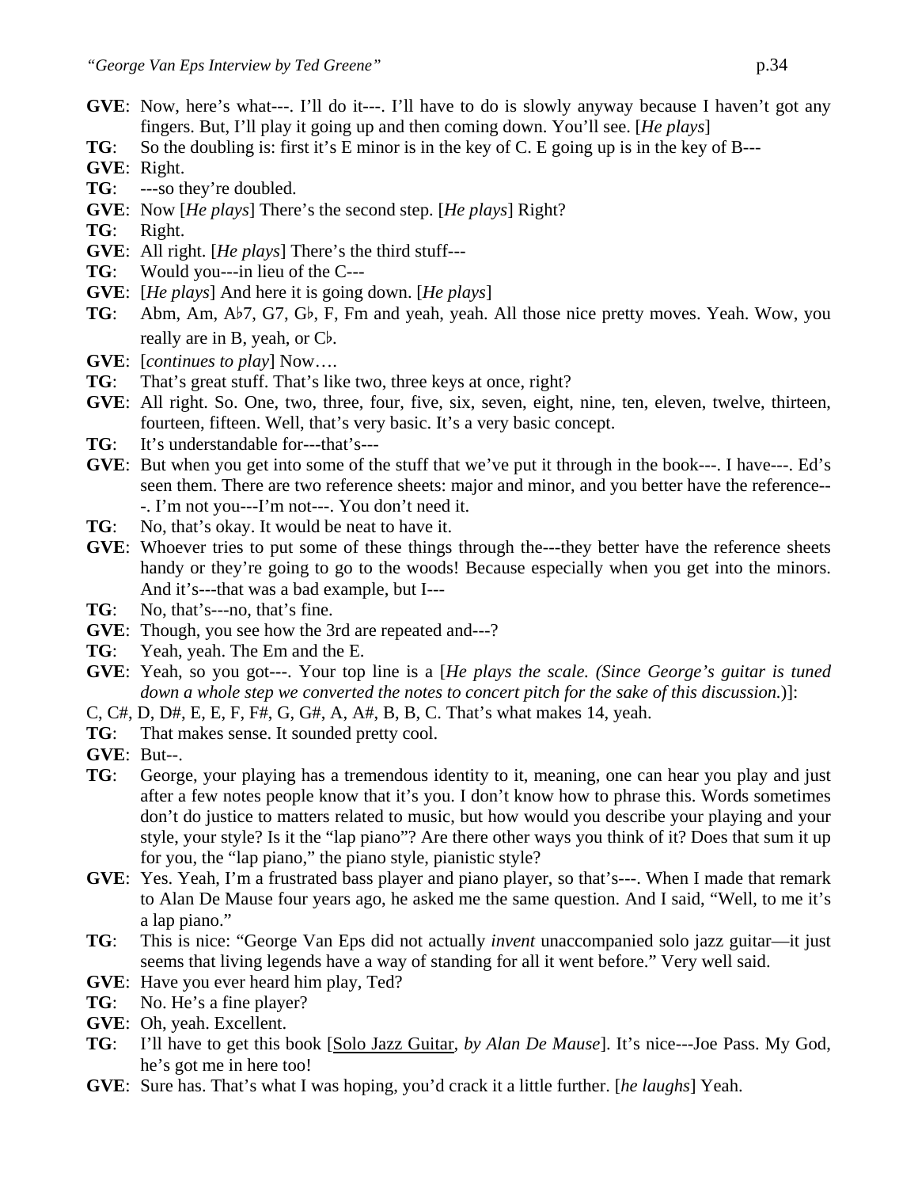**GVE**: Now, here's what---. I'll do it---. I'll have to do is slowly anyway because I haven't got any fingers. But, I'll play it going up and then coming down. You'll see. [*He plays*]

**TG**: So the doubling is: first it's E minor is in the key of C. E going up is in the key of B---

**GVE**: Right.

**TG**: ---so they're doubled.

**GVE**: Now [*He plays*] There's the second step. [*He plays*] Right?

**TG**: Right.

**GVE**: All right. [*He plays*] There's the third stuff---

**TG**: Would you---in lieu of the C---

**GVE**: [*He plays*] And here it is going down. [*He plays*]

**TG**: Abm, Am, A♭7, G7, G♭, F, Fm and yeah, yeah. All those nice pretty moves. Yeah. Wow, you really are in B, yeah, or C♭.

**GVE**: [*continues to play*] Now….

**TG**: That's great stuff. That's like two, three keys at once, right?

**GVE**: All right. So. One, two, three, four, five, six, seven, eight, nine, ten, eleven, twelve, thirteen, fourteen, fifteen. Well, that's very basic. It's a very basic concept.

**TG**: It's understandable for---that's---

**GVE**: But when you get into some of the stuff that we've put it through in the book---. I have---. Ed's seen them. There are two reference sheets: major and minor, and you better have the reference---. I'm not you---I'm not---. You don't need it.

**TG**: No, that's okay. It would be neat to have it.

**GVE**: Whoever tries to put some of these things through the---they better have the reference sheets handy or they're going to go to the woods! Because especially when you get into the minors. And it's---that was a bad example, but I---

**TG**: No, that's---no, that's fine.

**GVE**: Though, you see how the 3rd are repeated and---?

**TG**: Yeah, yeah. The Em and the E.

**GVE**: Yeah, so you got---. Your top line is a [*He plays the scale. (Since George's guitar is tuned down a whole step we converted the notes to concert pitch for the sake of this discussion.*)]:

C, C#, D, D#, E, E, F, F#, G, G#, A, A#, B, B, C. That's what makes 14, yeah.

**TG**: That makes sense. It sounded pretty cool.

**GVE**: But--.

**TG**: George, your playing has a tremendous identity to it, meaning, one can hear you play and just after a few notes people know that it's you. I don't know how to phrase this. Words sometimes don't do justice to matters related to music, but how would you describe your playing and your style, your style? Is it the "lap piano"? Are there other ways you think of it? Does that sum it up for you, the "lap piano," the piano style, pianistic style?

**GVE**: Yes. Yeah, I'm a frustrated bass player and piano player, so that's---. When I made that remark to Alan De Mause four years ago, he asked me the same question. And I said, "Well, to me it's a lap piano."

**TG**: This is nice: "George Van Eps did not actually *invent* unaccompanied solo jazz guitar—it just seems that living legends have a way of standing for all it went before." Very well said.

**GVE**: Have you ever heard him play, Ted?

**TG**: No. He's a fine player?

**GVE**: Oh, yeah. Excellent.

**TG**: I'll have to get this book [Solo Jazz Guitar, *by Alan De Mause*]. It's nice---Joe Pass. My God, he's got me in here too!

**GVE**: Sure has. That's what I was hoping, you'd crack it a little further. [*he laughs*] Yeah.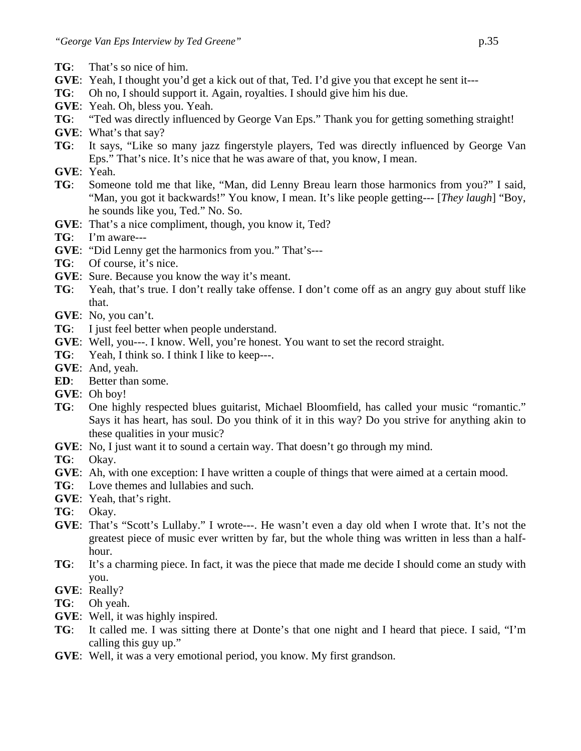**TG**: That's so nice of him.

**GVE**: Yeah, I thought you'd get a kick out of that, Ted. I'd give you that except he sent it---

**TG**: Oh no, I should support it. Again, royalties. I should give him his due.

**GVE**: Yeah. Oh, bless you. Yeah.

**TG**: "Ted was directly influenced by George Van Eps." Thank you for getting something straight!

**GVE**: What's that say?

**TG**: It says, "Like so many jazz fingerstyle players, Ted was directly influenced by George Van Eps." That's nice. It's nice that he was aware of that, you know, I mean.

**GVE**: Yeah.

**TG**: Someone told me that like, "Man, did Lenny Breau learn those harmonics from you?" I said, "Man, you got it backwards!" You know, I mean. It's like people getting--- [*They laugh*] "Boy, he sounds like you, Ted." No. So.

**GVE**: That's a nice compliment, though, you know it, Ted?

**TG**: I'm aware---

**GVE**: "Did Lenny get the harmonics from you." That's---

**TG**: Of course, it's nice.

**GVE**: Sure. Because you know the way it's meant.

**TG**: Yeah, that's true. I don't really take offense. I don't come off as an angry guy about stuff like that.

**GVE**: No, you can't.

**TG**: I just feel better when people understand.

**GVE**: Well, you---. I know. Well, you're honest. You want to set the record straight.

**TG**: Yeah, I think so. I think I like to keep---.

**GVE**: And, yeah.

**ED**: Better than some.

**GVE**: Oh boy!

**TG**: One highly respected blues guitarist, Michael Bloomfield, has called your music "romantic." Says it has heart, has soul. Do you think of it in this way? Do you strive for anything akin to these qualities in your music?

**GVE**: No, I just want it to sound a certain way. That doesn't go through my mind.

**TG**: Okay.

**GVE**: Ah, with one exception: I have written a couple of things that were aimed at a certain mood.

**TG**: Love themes and lullabies and such.

**GVE**: Yeah, that's right.

**TG**: Okay.

**GVE**: That's "Scott's Lullaby." I wrote---. He wasn't even a day old when I wrote that. It's not the greatest piece of music ever written by far, but the whole thing was written in less than a half-hour.

**TG**: It's a charming piece. In fact, it was the piece that made me decide I should come an study with you.

**GVE**: Really?

**TG**: Oh yeah.

**GVE**: Well, it was highly inspired.

**TG**: It called me. I was sitting there at Donte's that one night and I heard that piece. I said, "I'm calling this guy up."

**GVE**: Well, it was a very emotional period, you know. My first grandson.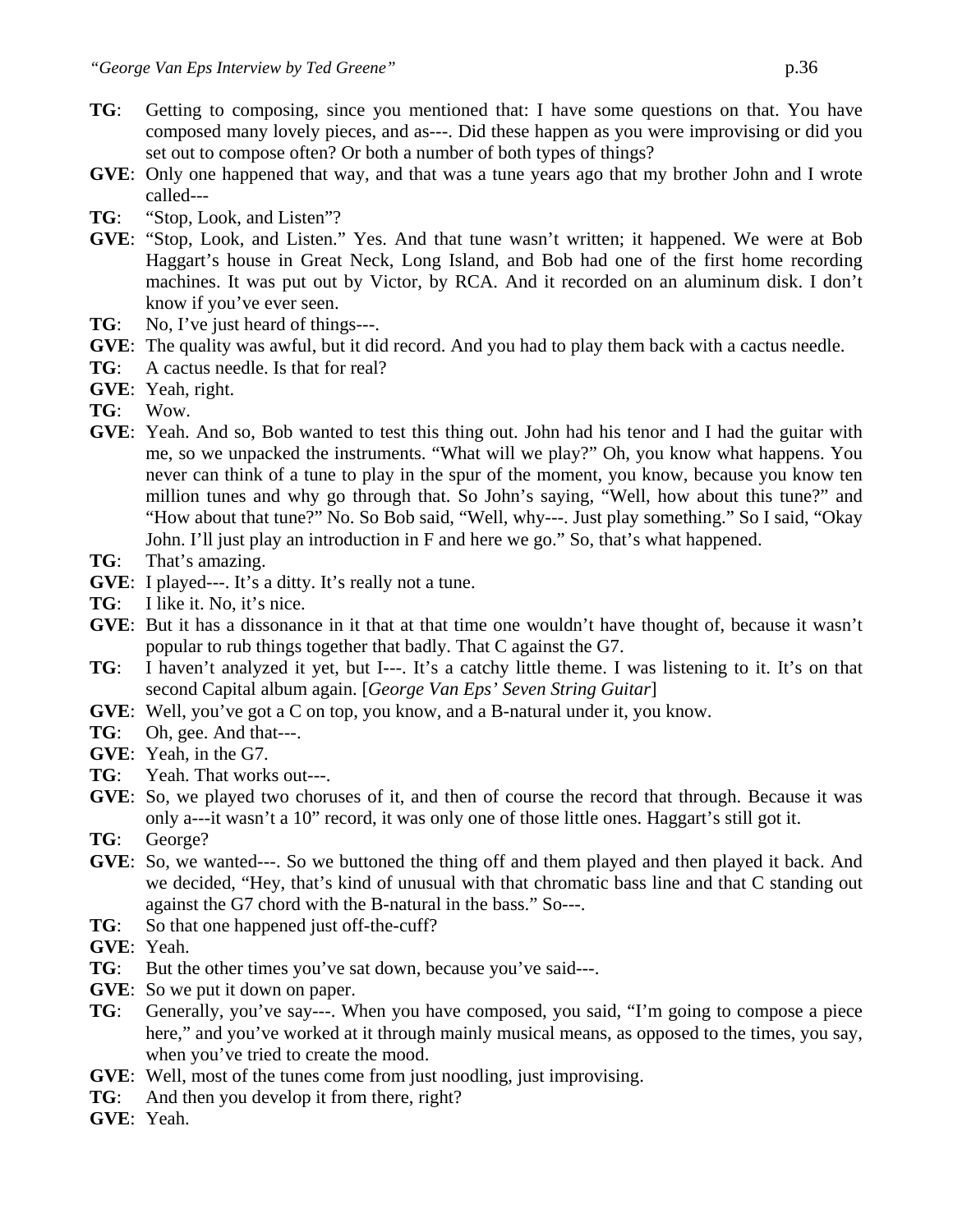**TG**: Getting to composing, since you mentioned that: I have some questions on that. You have composed many lovely pieces, and as---. Did these happen as you were improvising or did you set out to compose often? Or both a number of both types of things?

**GVE**: Only one happened that way, and that was a tune years ago that my brother John and I wrote called---

**TG**: "Stop, Look, and Listen"?

**GVE**: "Stop, Look, and Listen." Yes. And that tune wasn't written; it happened. We were at Bob Haggart's house in Great Neck, Long Island, and Bob had one of the first home recording machines. It was put out by Victor, by RCA. And it recorded on an aluminum disk. I don't know if you've ever seen.

**TG**: No, I've just heard of things---.

**GVE**: The quality was awful, but it did record. And you had to play them back with a cactus needle.

**TG**: A cactus needle. Is that for real?

**GVE**: Yeah, right.

**TG**: Wow.

**GVE**: Yeah. And so, Bob wanted to test this thing out. John had his tenor and I had the guitar with me, so we unpacked the instruments. "What will we play?" Oh, you know what happens. You never can think of a tune to play in the spur of the moment, you know, because you know ten million tunes and why go through that. So John's saying, "Well, how about this tune?" and "How about that tune?" No. So Bob said, "Well, why---. Just play something." So I said, "Okay John. I'll just play an introduction in F and here we go." So, that's what happened.

**TG**: That's amazing.

**GVE**: I played---. It's a ditty. It's really not a tune.

**TG**: I like it. No, it's nice.

**GVE**: But it has a dissonance in it that at that time one wouldn't have thought of, because it wasn't popular to rub things together that badly. That C against the G7.

**TG**: I haven't analyzed it yet, but I---. It's a catchy little theme. I was listening to it. It's on that second Capital album again. [*George Van Eps' Seven String Guitar*]

**GVE**: Well, you've got a C on top, you know, and a B-natural under it, you know.

**TG**: Oh, gee. And that---.

**GVE**: Yeah, in the G7.

**TG**: Yeah. That works out---.

**GVE**: So, we played two choruses of it, and then of course the record that through. Because it was only a---it wasn't a 10" record, it was only one of those little ones. Haggart's still got it.

**TG**: George?

**GVE**: So, we wanted---. So we buttoned the thing off and them played and then played it back. And we decided, "Hey, that's kind of unusual with that chromatic bass line and that C standing out against the G7 chord with the B-natural in the bass." So---.

**TG**: So that one happened just off-the-cuff?

**GVE**: Yeah.

**TG**: But the other times you've sat down, because you've said---.

**GVE**: So we put it down on paper.

**TG**: Generally, you've say---. When you have composed, you said, "I'm going to compose a piece here," and you've worked at it through mainly musical means, as opposed to the times, you say, when you've tried to create the mood.

**GVE**: Well, most of the tunes come from just noodling, just improvising.

**TG**: And then you develop it from there, right?

**GVE**: Yeah.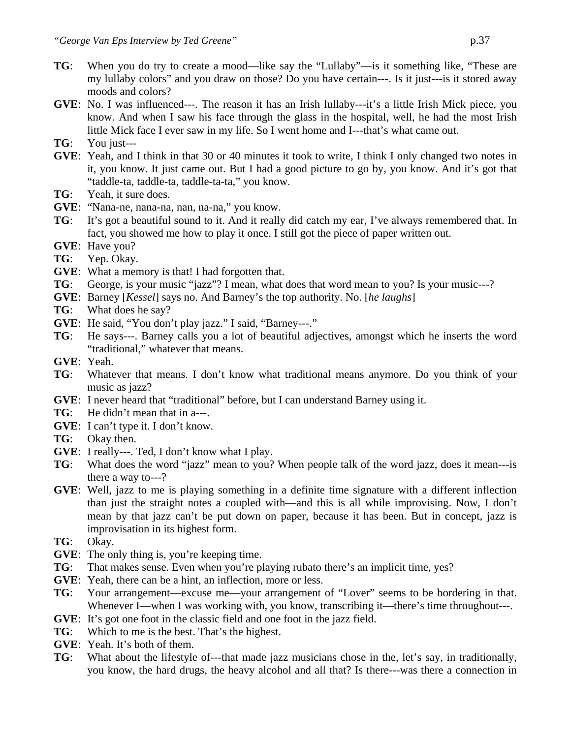**TG**: When you do try to create a mood—like say the "Lullaby"—is it something like, "These are my lullaby colors" and you draw on those? Do you have certain---. Is it just---is it stored away moods and colors?

**GVE**: No. I was influenced---. The reason it has an Irish lullaby---it's a little Irish Mick piece, you know. And when I saw his face through the glass in the hospital, well, he had the most Irish little Mick face I ever saw in my life. So I went home and I---that's what came out.

**TG**: You just---

**GVE**: Yeah, and I think in that 30 or 40 minutes it took to write, I think I only changed two notes in it, you know. It just came out. But I had a good picture to go by, you know. And it's got that "taddle-ta, taddle-ta, taddle-ta-ta," you know.

**TG**: Yeah, it sure does.

**GVE**: "Nana-ne, nana-na, nan, na-na," you know.

**TG**: It's got a beautiful sound to it. And it really did catch my ear, I've always remembered that. In fact, you showed me how to play it once. I still got the piece of paper written out.

**GVE**: Have you?

**TG**: Yep. Okay.

**GVE**: What a memory is that! I had forgotten that.

**TG**: George, is your music "jazz"? I mean, what does that word mean to you? Is your music---?

**GVE**: Barney [*Kessel*] says no. And Barney's the top authority. No. [*he laughs*]

**TG**: What does he say?

**GVE**: He said, "You don't play jazz." I said, "Barney---."

**TG**: He says---. Barney calls you a lot of beautiful adjectives, amongst which he inserts the word "traditional," whatever that means.

**GVE**: Yeah.

**TG**: Whatever that means. I don't know what traditional means anymore. Do you think of your music as jazz?

**GVE**: I never heard that "traditional" before, but I can understand Barney using it.

**TG**: He didn't mean that in a---.

**GVE**: I can't type it. I don't know.

**TG**: Okay then.

**GVE**: I really---. Ted, I don't know what I play.

**TG**: What does the word "jazz" mean to you? When people talk of the word jazz, does it mean---is there a way to---?

**GVE**: Well, jazz to me is playing something in a definite time signature with a different inflection than just the straight notes a coupled with—and this is all while improvising. Now, I don't mean by that jazz can't be put down on paper, because it has been. But in concept, jazz is improvisation in its highest form.

**TG**: Okay.

**GVE**: The only thing is, you're keeping time.

**TG**: That makes sense. Even when you're playing rubato there's an implicit time, yes?

**GVE**: Yeah, there can be a hint, an inflection, more or less.

**TG**: Your arrangement—excuse me—your arrangement of "Lover" seems to be bordering in that. Whenever I—when I was working with, you know, transcribing it—there's time throughout---.

**GVE**: It's got one foot in the classic field and one foot in the jazz field.

**TG**: Which to me is the best. That's the highest.

**GVE**: Yeah. It's both of them.

**TG**: What about the lifestyle of---that made jazz musicians chose in the, let's say, in traditionally, you know, the hard drugs, the heavy alcohol and all that? Is there---was there a connection in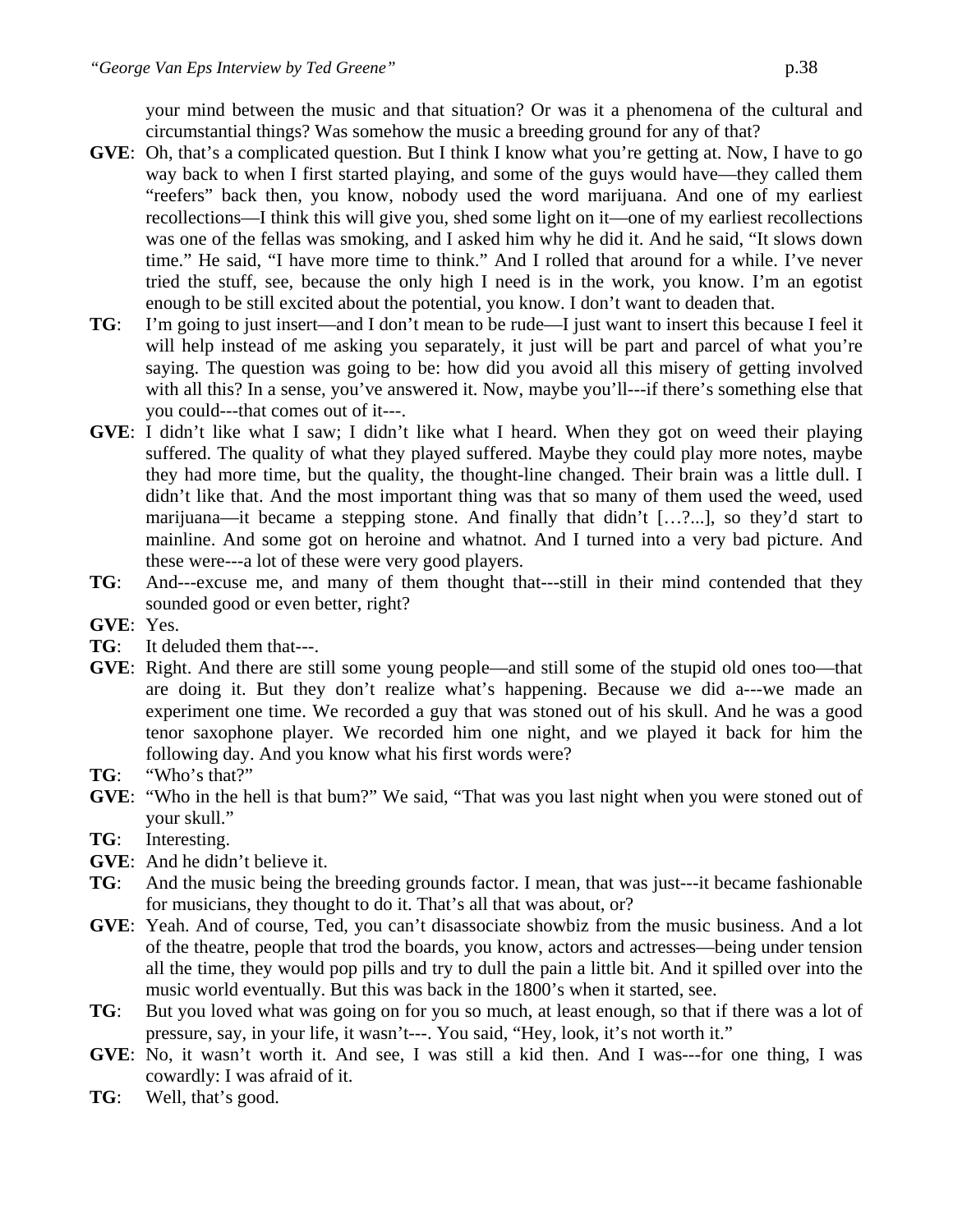your mind between the music and that situation? Or was it a phenomena of the cultural and circumstantial things? Was somehow the music a breeding ground for any of that?

**GVE**: Oh, that's a complicated question. But I think I know what you're getting at. Now, I have to go way back to when I first started playing, and some of the guys would have—they called them "reefers" back then, you know, nobody used the word marijuana. And one of my earliest recollections—I think this will give you, shed some light on it—one of my earliest recollections was one of the fellas was smoking, and I asked him why he did it. And he said, "It slows down time." He said, "I have more time to think." And I rolled that around for a while. I've never tried the stuff, see, because the only high I need is in the work, you know. I'm an egotist enough to be still excited about the potential, you know. I don't want to deaden that.

**TG**: I'm going to just insert—and I don't mean to be rude—I just want to insert this because I feel it will help instead of me asking you separately, it just will be part and parcel of what you're saying. The question was going to be: how did you avoid all this misery of getting involved with all this? In a sense, you've answered it. Now, maybe you'll---if there's something else that you could---that comes out of it---.

**GVE**: I didn't like what I saw; I didn't like what I heard. When they got on weed their playing suffered. The quality of what they played suffered. Maybe they could play more notes, maybe they had more time, but the quality, the thought-line changed. Their brain was a little dull. I didn't like that. And the most important thing was that so many of them used the weed, used marijuana—it became a stepping stone. And finally that didn't […?...], so they'd start to mainline. And some got on heroine and whatnot. And I turned into a very bad picture. And these were---a lot of these were very good players.

**TG**: And---excuse me, and many of them thought that---still in their mind contended that they sounded good or even better, right?

**GVE**: Yes.

**TG**: It deluded them that---.

**GVE**: Right. And there are still some young people—and still some of the stupid old ones too—that are doing it. But they don't realize what's happening. Because we did a---we made an experiment one time. We recorded a guy that was stoned out of his skull. And he was a good tenor saxophone player. We recorded him one night, and we played it back for him the following day. And you know what his first words were?

**TG**: "Who's that?"

**GVE**: "Who in the hell is that bum?" We said, "That was you last night when you were stoned out of your skull."

**TG**: Interesting.

**GVE**: And he didn't believe it.

**TG**: And the music being the breeding grounds factor. I mean, that was just---it became fashionable for musicians, they thought to do it. That's all that was about, or?

**GVE**: Yeah. And of course, Ted, you can't disassociate showbiz from the music business. And a lot of the theatre, people that trod the boards, you know, actors and actresses—being under tension all the time, they would pop pills and try to dull the pain a little bit. And it spilled over into the music world eventually. But this was back in the 1800's when it started, see.

**TG**: But you loved what was going on for you so much, at least enough, so that if there was a lot of pressure, say, in your life, it wasn't---. You said, "Hey, look, it's not worth it."

**GVE**: No, it wasn't worth it. And see, I was still a kid then. And I was---for one thing, I was cowardly: I was afraid of it.

**TG**: Well, that's good.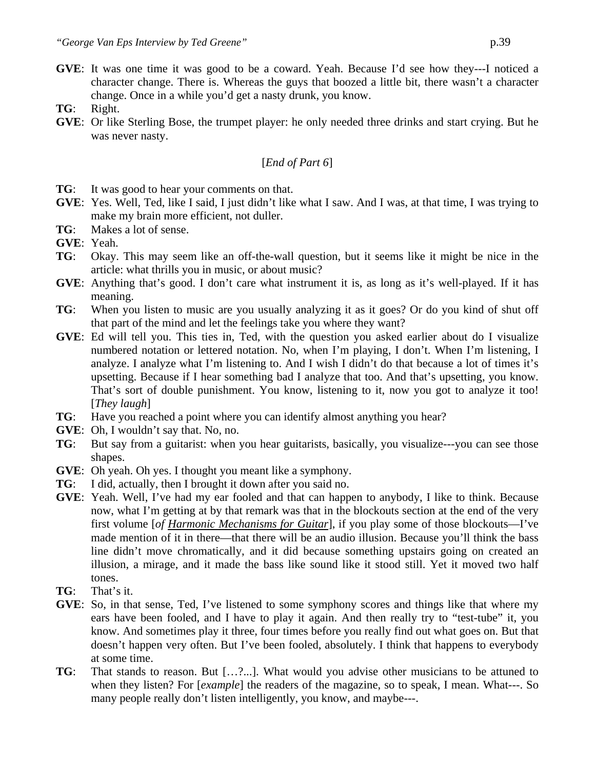**GVE**: It was one time it was good to be a coward. Yeah. Because I'd see how they---I noticed a character change. There is. Whereas the guys that boozed a little bit, there wasn't a character change. Once in a while you'd get a nasty drunk, you know.

**TG**: Right.

**GVE**: Or like Sterling Bose, the trumpet player: he only needed three drinks and start crying. But he was never nasty.

[*End of Part 6*]

**TG**: It was good to hear your comments on that.

**GVE**: Yes. Well, Ted, like I said, I just didn't like what I saw. And I was, at that time, I was trying to make my brain more efficient, not duller.

**TG**: Makes a lot of sense.

**GVE**: Yeah.

**TG**: Okay. This may seem like an off-the-wall question, but it seems like it might be nice in the article: what thrills you in music, or about music?

**GVE**: Anything that's good. I don't care what instrument it is, as long as it's well-played. If it has meaning.

**TG**: When you listen to music are you usually analyzing it as it goes? Or do you kind of shut off that part of the mind and let the feelings take you where they want?

**GVE**: Ed will tell you. This ties in, Ted, with the question you asked earlier about do I visualize numbered notation or lettered notation. No, when I'm playing, I don't. When I'm listening, I analyze. I analyze what I'm listening to. And I wish I didn't do that because a lot of times it's upsetting. Because if I hear something bad I analyze that too. And that's upsetting, you know. That's sort of double punishment. You know, listening to it, now you got to analyze it too! [*They laugh*]

**TG**: Have you reached a point where you can identify almost anything you hear?

**GVE**: Oh, I wouldn't say that. No, no.

**TG**: But say from a guitarist: when you hear guitarists, basically, you visualize---you can see those shapes.

**GVE**: Oh yeah. Oh yes. I thought you meant like a symphony.

**TG**: I did, actually, then I brought it down after you said no.

**GVE**: Yeah. Well, I've had my ear fooled and that can happen to anybody, I like to think. Because now, what I'm getting at by that remark was that in the blockouts section at the end of the very first volume [*of* ***Harmonic Mechanisms for Guitar***], if you play some of those blockouts—I've made mention of it in there—that there will be an audio illusion. Because you'll think the bass line didn't move chromatically, and it did because something upstairs going on created an illusion, a mirage, and it made the bass like sound like it stood still. Yet it moved two half tones.

**TG**: That's it.

**GVE**: So, in that sense, Ted, I've listened to some symphony scores and things like that where my ears have been fooled, and I have to play it again. And then really try to "test-tube" it, you know. And sometimes play it three, four times before you really find out what goes on. But that doesn't happen very often. But I've been fooled, absolutely. I think that happens to everybody at some time.

**TG**: That stands to reason. But […?...]. What would you advise other musicians to be attuned to when they listen? For [*example*] the readers of the magazine, so to speak, I mean. What---. So many people really don't listen intelligently, you know, and maybe---.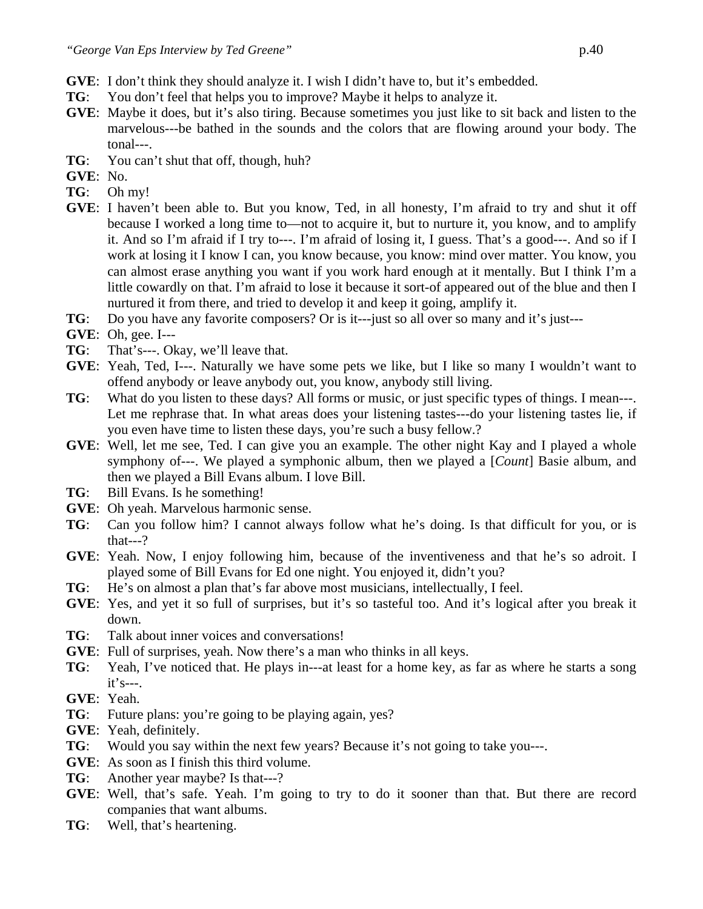**GVE**: I don't think they should analyze it. I wish I didn't have to, but it's embedded.

**TG**: You don't feel that helps you to improve? Maybe it helps to analyze it.

**GVE**: Maybe it does, but it's also tiring. Because sometimes you just like to sit back and listen to the marvelous---be bathed in the sounds and the colors that are flowing around your body. The tonal---.

**TG**: You can't shut that off, though, huh?

**GVE**: No.

**TG**: Oh my!

**GVE**: I haven't been able to. But you know, Ted, in all honesty, I'm afraid to try and shut it off because I worked a long time to—not to acquire it, but to nurture it, you know, and to amplify it. And so I'm afraid if I try to---. I'm afraid of losing it, I guess. That's a good---. And so if I work at losing it I know I can, you know because, you know: mind over matter. You know, you can almost erase anything you want if you work hard enough at it mentally. But I think I'm a little cowardly on that. I'm afraid to lose it because it sort-of appeared out of the blue and then I nurtured it from there, and tried to develop it and keep it going, amplify it.

**TG**: Do you have any favorite composers? Or is it---just so all over so many and it's just---

**GVE**: Oh, gee. I---

**TG**: That's---. Okay, we'll leave that.

**GVE**: Yeah, Ted, I---. Naturally we have some pets we like, but I like so many I wouldn't want to offend anybody or leave anybody out, you know, anybody still living.

**TG**: What do you listen to these days? All forms or music, or just specific types of things. I mean---. Let me rephrase that. In what areas does your listening tastes---do your listening tastes lie, if you even have time to listen these days, you're such a busy fellow.?

**GVE**: Well, let me see, Ted. I can give you an example. The other night Kay and I played a whole symphony of---. We played a symphonic album, then we played a [*Count*] Basie album, and then we played a Bill Evans album. I love Bill.

**TG**: Bill Evans. Is he something!

**GVE**: Oh yeah. Marvelous harmonic sense.

**TG**: Can you follow him? I cannot always follow what he's doing. Is that difficult for you, or is that---?

**GVE**: Yeah. Now, I enjoy following him, because of the inventiveness and that he's so adroit. I played some of Bill Evans for Ed one night. You enjoyed it, didn't you?

**TG**: He's on almost a plan that's far above most musicians, intellectually, I feel.

**GVE**: Yes, and yet it so full of surprises, but it's so tasteful too. And it's logical after you break it down.

**TG**: Talk about inner voices and conversations!

**GVE**: Full of surprises, yeah. Now there's a man who thinks in all keys.

**TG**: Yeah, I've noticed that. He plays in---at least for a home key, as far as where he starts a song it's---.

**GVE**: Yeah.

**TG**: Future plans: you're going to be playing again, yes?

**GVE**: Yeah, definitely.

**TG**: Would you say within the next few years? Because it's not going to take you---.

**GVE**: As soon as I finish this third volume.

**TG**: Another year maybe? Is that---?

**GVE**: Well, that's safe. Yeah. I'm going to try to do it sooner than that. But there are record companies that want albums.

**TG**: Well, that's heartening.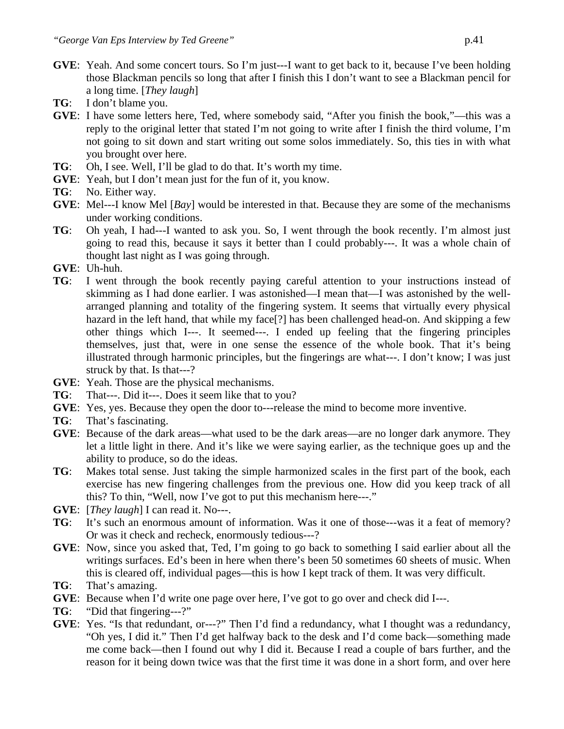**GVE**: Yeah. And some concert tours. So I'm just---I want to get back to it, because I've been holding those Blackman pencils so long that after I finish this I don't want to see a Blackman pencil for a long time. [*They laugh*]

**TG**: I don't blame you.

**GVE**: I have some letters here, Ted, where somebody said, "After you finish the book,"—this was a reply to the original letter that stated I'm not going to write after I finish the third volume, I'm not going to sit down and start writing out some solos immediately. So, this ties in with what you brought over here.

**TG**: Oh, I see. Well, I'll be glad to do that. It's worth my time.

**GVE**: Yeah, but I don't mean just for the fun of it, you know.

**TG**: No. Either way.

**GVE**: Mel---I know Mel [*Bay*] would be interested in that. Because they are some of the mechanisms under working conditions.

**TG**: Oh yeah, I had---I wanted to ask you. So, I went through the book recently. I'm almost just going to read this, because it says it better than I could probably---. It was a whole chain of thought last night as I was going through.

**GVE**: Uh-huh.

**TG**: I went through the book recently paying careful attention to your instructions instead of skimming as I had done earlier. I was astonished—I mean that—I was astonished by the well-arranged planning and totality of the fingering system. It seems that virtually every physical hazard in the left hand, that while my face[?] has been challenged head-on. And skipping a few other things which I---. It seemed---. I ended up feeling that the fingering principles themselves, just that, were in one sense the essence of the whole book. That it's being illustrated through harmonic principles, but the fingerings are what---. I don't know; I was just struck by that. Is that---?

**GVE**: Yeah. Those are the physical mechanisms.

**TG**: That---. Did it---. Does it seem like that to you?

**GVE**: Yes, yes. Because they open the door to---release the mind to become more inventive.

**TG**: That's fascinating.

**GVE**: Because of the dark areas—what used to be the dark areas—are no longer dark anymore. They let a little light in there. And it's like we were saying earlier, as the technique goes up and the ability to produce, so do the ideas.

**TG**: Makes total sense. Just taking the simple harmonized scales in the first part of the book, each exercise has new fingering challenges from the previous one. How did you keep track of all this? To thin, "Well, now I've got to put this mechanism here---."

**GVE**: [*They laugh*] I can read it. No---.

**TG**: It's such an enormous amount of information. Was it one of those---was it a feat of memory? Or was it check and recheck, enormously tedious---?

**GVE**: Now, since you asked that, Ted, I'm going to go back to something I said earlier about all the writings surfaces. Ed's been in here when there's been 50 sometimes 60 sheets of music. When this is cleared off, individual pages—this is how I kept track of them. It was very difficult.

**TG**: That's amazing.

**GVE**: Because when I'd write one page over here, I've got to go over and check did I---.

**TG**: "Did that fingering---?"

**GVE**: Yes. "Is that redundant, or---?" Then I'd find a redundancy, what I thought was a redundancy, "Oh yes, I did it." Then I'd get halfway back to the desk and I'd come back—something made me come back—then I found out why I did it. Because I read a couple of bars further, and the reason for it being down twice was that the first time it was done in a short form, and over here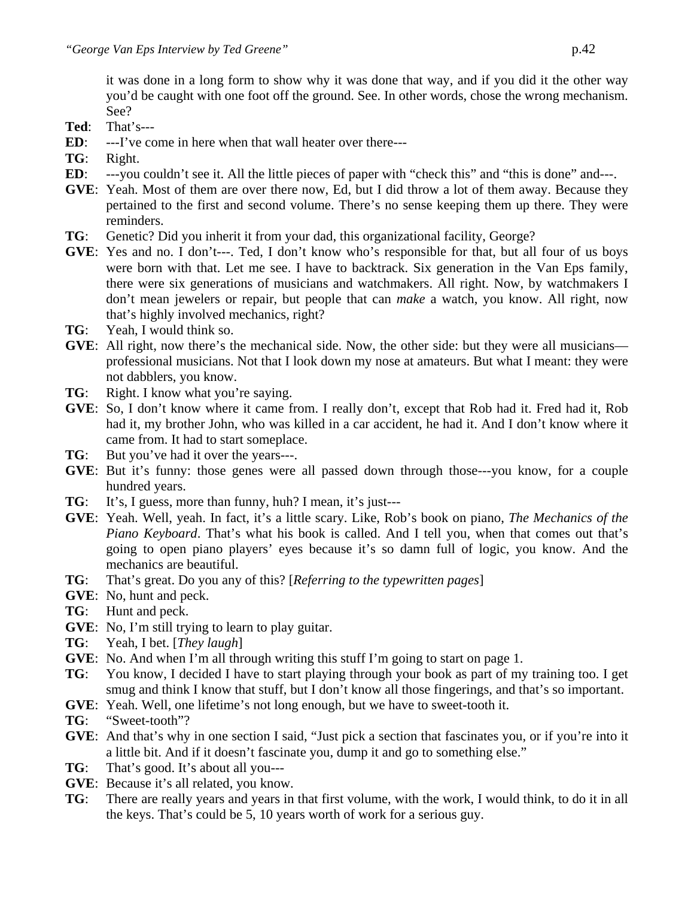it was done in a long form to show why it was done that way, and if you did it the other way you'd be caught with one foot off the ground. See. In other words, chose the wrong mechanism. See?

**Ted**: That's---

**ED**: ---I've come in here when that wall heater over there---

**TG**: Right.

**ED**: ---you couldn't see it. All the little pieces of paper with "check this" and "this is done" and---.

**GVE**: Yeah. Most of them are over there now, Ed, but I did throw a lot of them away. Because they pertained to the first and second volume. There's no sense keeping them up there. They were reminders.

**TG**: Genetic? Did you inherit it from your dad, this organizational facility, George?

**GVE**: Yes and no. I don't---. Ted, I don't know who's responsible for that, but all four of us boys were born with that. Let me see. I have to backtrack. Six generation in the Van Eps family, there were six generations of musicians and watchmakers. All right. Now, by watchmakers I don't mean jewelers or repair, but people that can *make* a watch, you know. All right, now that's highly involved mechanics, right?

**TG**: Yeah, I would think so.

**GVE**: All right, now there's the mechanical side. Now, the other side: but they were all musicians—professional musicians. Not that I look down my nose at amateurs. But what I meant: they were not dabblers, you know.

**TG**: Right. I know what you're saying.

**GVE**: So, I don't know where it came from. I really don't, except that Rob had it. Fred had it, Rob had it, my brother John, who was killed in a car accident, he had it. And I don't know where it came from. It had to start someplace.

**TG**: But you've had it over the years---.

**GVE**: But it's funny: those genes were all passed down through those---you know, for a couple hundred years.

**TG**: It's, I guess, more than funny, huh? I mean, it's just---

**GVE**: Yeah. Well, yeah. In fact, it's a little scary. Like, Rob's book on piano, *The Mechanics of the Piano Keyboard*. That's what his book is called. And I tell you, when that comes out that's going to open piano players' eyes because it's so damn full of logic, you know. And the mechanics are beautiful.

**TG**: That's great. Do you any of this? [*Referring to the typewritten pages*]

**GVE**: No, hunt and peck.

**TG**: Hunt and peck.

**GVE**: No, I'm still trying to learn to play guitar.

**TG**: Yeah, I bet. [*They laugh*]

**GVE**: No. And when I'm all through writing this stuff I'm going to start on page 1.

**TG**: You know, I decided I have to start playing through your book as part of my training too. I get smug and think I know that stuff, but I don't know all those fingerings, and that's so important.

**GVE**: Yeah. Well, one lifetime's not long enough, but we have to sweet-tooth it.

**TG**: "Sweet-tooth"?

**GVE**: And that's why in one section I said, "Just pick a section that fascinates you, or if you're into it a little bit. And if it doesn't fascinate you, dump it and go to something else."

**TG**: That's good. It's about all you---

**GVE**: Because it's all related, you know.

**TG**: There are really years and years in that first volume, with the work, I would think, to do it in all the keys. That's could be 5, 10 years worth of work for a serious guy.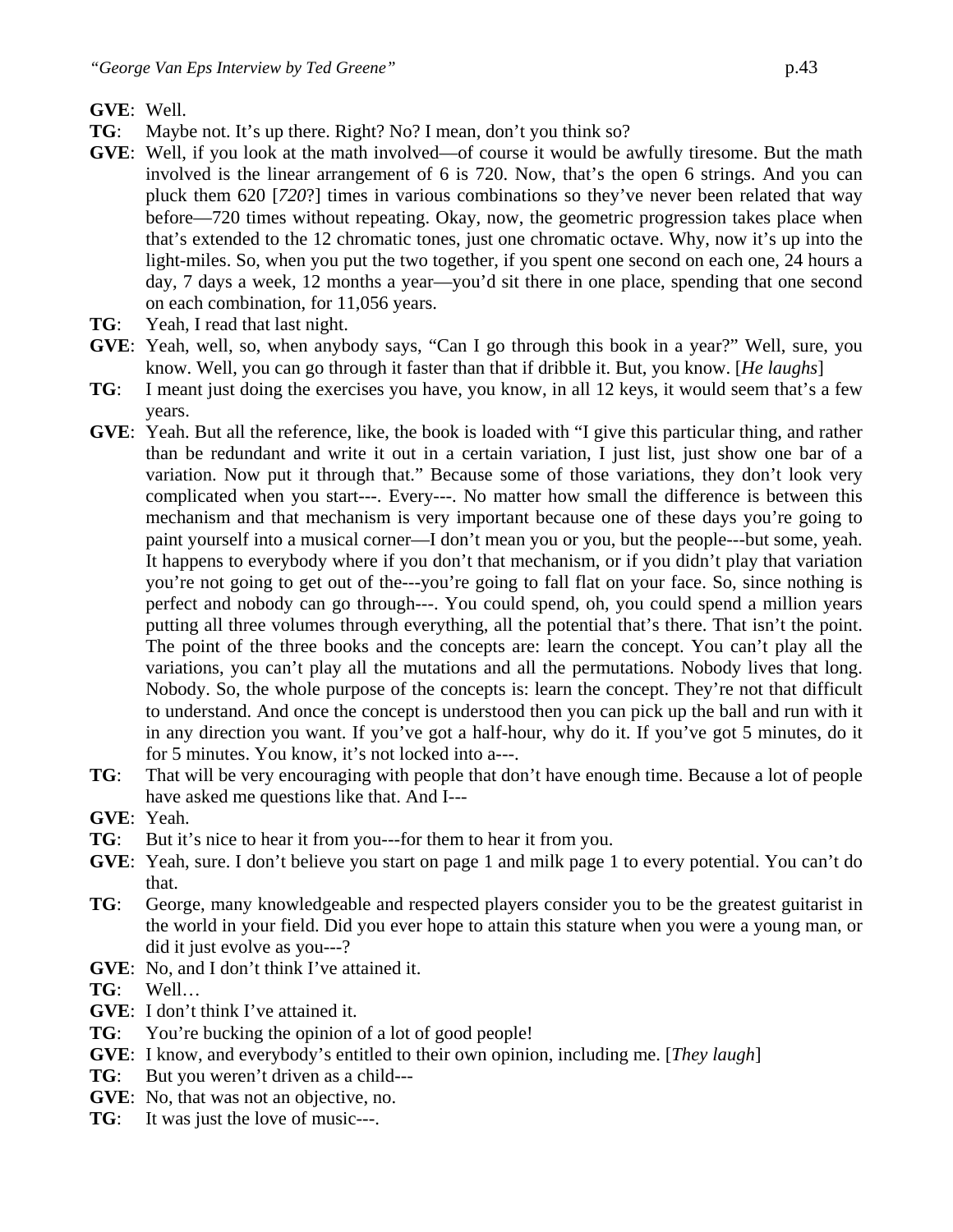**GVE**: Well.

**TG**: Maybe not. It's up there. Right? No? I mean, don't you think so?

**GVE**: Well, if you look at the math involved—of course it would be awfully tiresome. But the math involved is the linear arrangement of 6 is 720. Now, that's the open 6 strings. And you can pluck them 620 [*720*?] times in various combinations so they've never been related that way before—720 times without repeating. Okay, now, the geometric progression takes place when that's extended to the 12 chromatic tones, just one chromatic octave. Why, now it's up into the light-miles. So, when you put the two together, if you spent one second on each one, 24 hours a day, 7 days a week, 12 months a year—you'd sit there in one place, spending that one second on each combination, for 11,056 years.

**TG**: Yeah, I read that last night.

**GVE**: Yeah, well, so, when anybody says, "Can I go through this book in a year?" Well, sure, you know. Well, you can go through it faster than that if dribble it. But, you know. [*He laughs*]

**TG**: I meant just doing the exercises you have, you know, in all 12 keys, it would seem that's a few years.

**GVE**: Yeah. But all the reference, like, the book is loaded with "I give this particular thing, and rather than be redundant and write it out in a certain variation, I just list, just show one bar of a variation. Now put it through that." Because some of those variations, they don't look very complicated when you start---. Every---. No matter how small the difference is between this mechanism and that mechanism is very important because one of these days you're going to paint yourself into a musical corner—I don't mean you or you, but the people---but some, yeah. It happens to everybody where if you don't that mechanism, or if you didn't play that variation you're not going to get out of the---you're going to fall flat on your face. So, since nothing is perfect and nobody can go through---. You could spend, oh, you could spend a million years putting all three volumes through everything, all the potential that's there. That isn't the point. The point of the three books and the concepts are: learn the concept. You can't play all the variations, you can't play all the mutations and all the permutations. Nobody lives that long. Nobody. So, the whole purpose of the concepts is: learn the concept. They're not that difficult to understand. And once the concept is understood then you can pick up the ball and run with it in any direction you want. If you've got a half-hour, why do it. If you've got 5 minutes, do it for 5 minutes. You know, it's not locked into a---.

**TG**: That will be very encouraging with people that don't have enough time. Because a lot of people have asked me questions like that. And I---

**GVE**: Yeah.

**TG**: But it's nice to hear it from you---for them to hear it from you.

**GVE**: Yeah, sure. I don't believe you start on page 1 and milk page 1 to every potential. You can't do that.

**TG**: George, many knowledgeable and respected players consider you to be the greatest guitarist in the world in your field. Did you ever hope to attain this stature when you were a young man, or did it just evolve as you---?

**GVE**: No, and I don't think I've attained it.

**TG**: Well…

**GVE**: I don't think I've attained it.

**TG**: You're bucking the opinion of a lot of good people!

**GVE**: I know, and everybody's entitled to their own opinion, including me. [*They laugh*]

**TG**: But you weren't driven as a child---

**GVE**: No, that was not an objective, no.

**TG**: It was just the love of music---.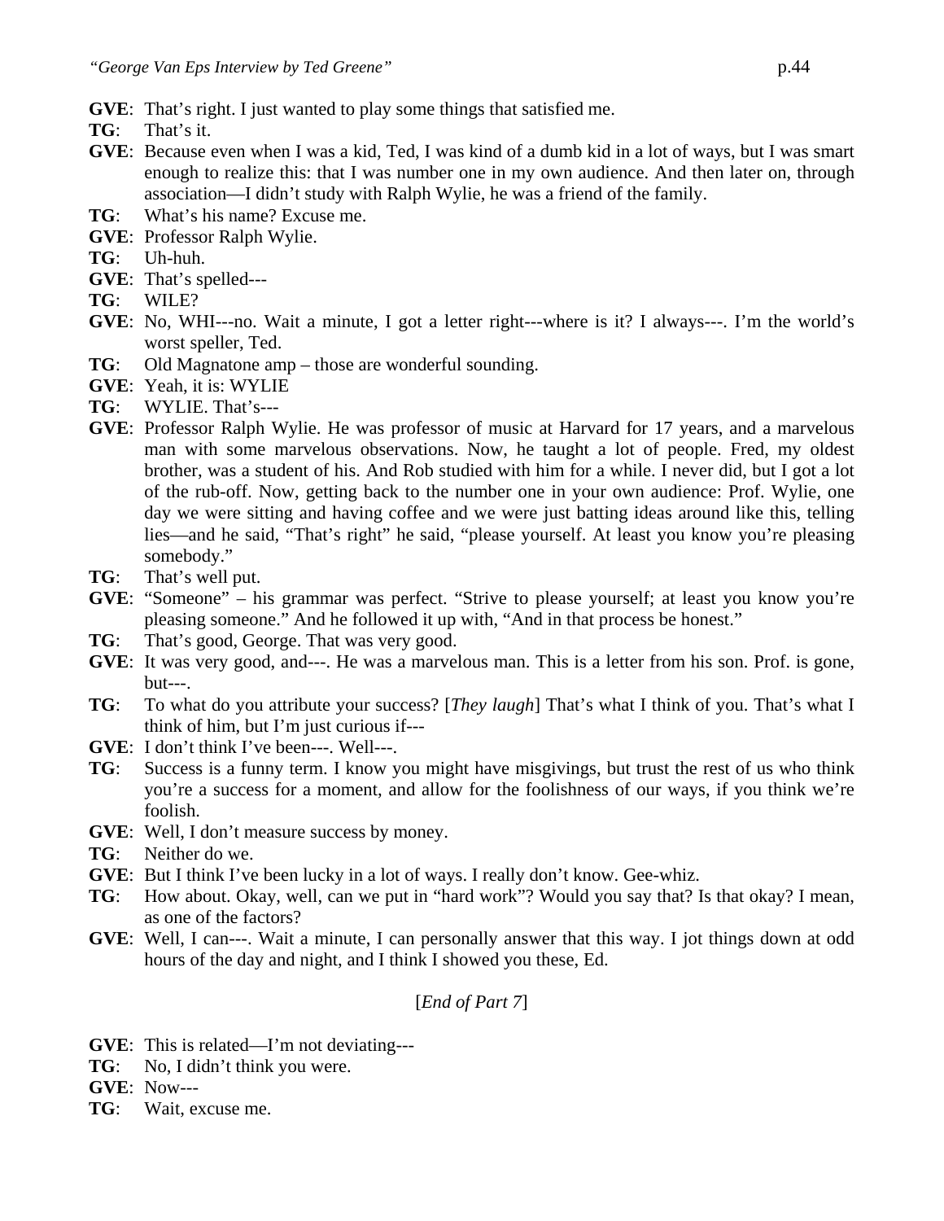**GVE**: That's right. I just wanted to play some things that satisfied me.

**TG**: That's it.

**GVE**: Because even when I was a kid, Ted, I was kind of a dumb kid in a lot of ways, but I was smart enough to realize this: that I was number one in my own audience. And then later on, through association—I didn't study with Ralph Wylie, he was a friend of the family.

**TG**: What's his name? Excuse me.

**GVE**: Professor Ralph Wylie.

**TG**: Uh-huh.

**GVE**: That's spelled---

**TG**: WILE?

**GVE**: No, WHI---no. Wait a minute, I got a letter right---where is it? I always---. I'm the world's worst speller, Ted.

**TG**: Old Magnatone amp – those are wonderful sounding.

**GVE**: Yeah, it is: WYLIE

**TG**: WYLIE. That's---

**GVE**: Professor Ralph Wylie. He was professor of music at Harvard for 17 years, and a marvelous man with some marvelous observations. Now, he taught a lot of people. Fred, my oldest brother, was a student of his. And Rob studied with him for a while. I never did, but I got a lot of the rub-off. Now, getting back to the number one in your own audience: Prof. Wylie, one day we were sitting and having coffee and we were just batting ideas around like this, telling lies—and he said, "That's right" he said, "please yourself. At least you know you're pleasing somebody."

**TG**: That's well put.

**GVE**: "Someone" – his grammar was perfect. "Strive to please yourself; at least you know you're pleasing someone." And he followed it up with, "And in that process be honest."

**TG**: That's good, George. That was very good.

**GVE**: It was very good, and---. He was a marvelous man. This is a letter from his son. Prof. is gone, but---.

**TG**: To what do you attribute your success? [*They laugh*] That's what I think of you. That's what I think of him, but I'm just curious if---

**GVE**: I don't think I've been---. Well---.

**TG**: Success is a funny term. I know you might have misgivings, but trust the rest of us who think you're a success for a moment, and allow for the foolishness of our ways, if you think we're foolish.

**GVE**: Well, I don't measure success by money.

**TG**: Neither do we.

**GVE**: But I think I've been lucky in a lot of ways. I really don't know. Gee-whiz.

**TG**: How about. Okay, well, can we put in "hard work"? Would you say that? Is that okay? I mean, as one of the factors?

**GVE**: Well, I can---. Wait a minute, I can personally answer that this way. I jot things down at odd hours of the day and night, and I think I showed you these, Ed.

[*End of Part 7*]

**GVE**: This is related—I'm not deviating---

**TG**: No, I didn't think you were.

**GVE**: Now---

**TG**: Wait, excuse me.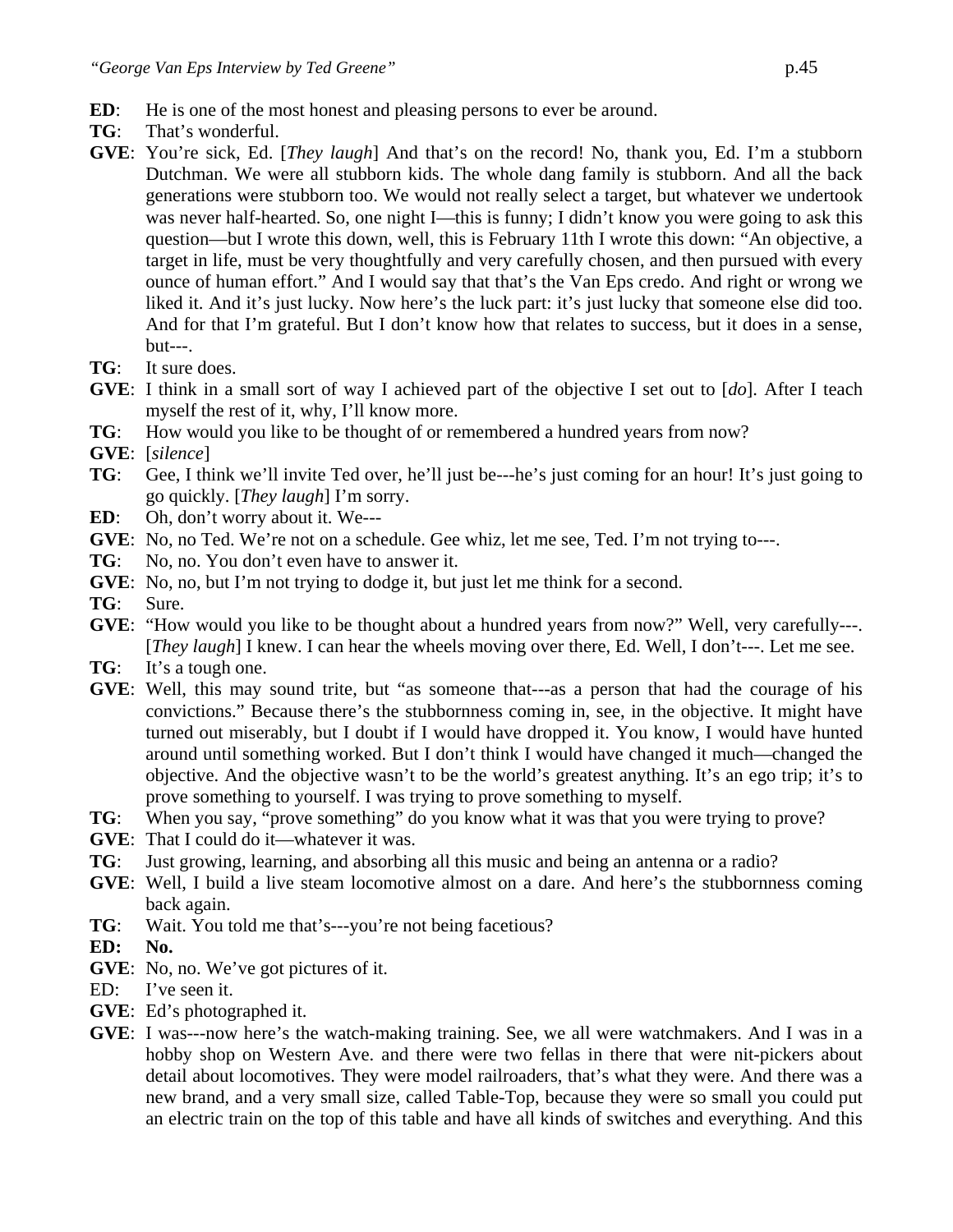**ED**: He is one of the most honest and pleasing persons to ever be around.

**TG**: That's wonderful.

**GVE**: You're sick, Ed. [*They laugh*] And that's on the record! No, thank you, Ed. I'm a stubborn Dutchman. We were all stubborn kids. The whole dang family is stubborn. And all the back generations were stubborn too. We would not really select a target, but whatever we undertook was never half-hearted. So, one night I—this is funny; I didn't know you were going to ask this question—but I wrote this down, well, this is February 11th I wrote this down: "An objective, a target in life, must be very thoughtfully and very carefully chosen, and then pursued with every ounce of human effort." And I would say that that's the Van Eps credo. And right or wrong we liked it. And it's just lucky. Now here's the luck part: it's just lucky that someone else did too. And for that I'm grateful. But I don't know how that relates to success, but it does in a sense, but---.

**TG**: It sure does.

**GVE**: I think in a small sort of way I achieved part of the objective I set out to [*do*]. After I teach myself the rest of it, why, I'll know more.

**TG**: How would you like to be thought of or remembered a hundred years from now?

**GVE**: [*silence*]

**TG**: Gee, I think we'll invite Ted over, he'll just be---he's just coming for an hour! It's just going to go quickly. [*They laugh*] I'm sorry.

**ED**: Oh, don't worry about it. We---

**GVE**: No, no Ted. We're not on a schedule. Gee whiz, let me see, Ted. I'm not trying to---.

**TG**: No, no. You don't even have to answer it.

**GVE**: No, no, but I'm not trying to dodge it, but just let me think for a second.

**TG**: Sure.

**GVE**: "How would you like to be thought about a hundred years from now?" Well, very carefully---. [*They laugh*] I knew. I can hear the wheels moving over there, Ed. Well, I don't---. Let me see.

**TG**: It's a tough one.

**GVE**: Well, this may sound trite, but "as someone that---as a person that had the courage of his convictions." Because there's the stubbornness coming in, see, in the objective. It might have turned out miserably, but I doubt if I would have dropped it. You know, I would have hunted around until something worked. But I don't think I would have changed it much—changed the objective. And the objective wasn't to be the world's greatest anything. It's an ego trip; it's to prove something to yourself. I was trying to prove something to myself.

**TG**: When you say, "prove something" do you know what it was that you were trying to prove?

**GVE**: That I could do it—whatever it was.

**TG**: Just growing, learning, and absorbing all this music and being an antenna or a radio?

**GVE**: Well, I build a live steam locomotive almost on a dare. And here's the stubbornness coming back again.

**TG**: Wait. You told me that's---you're not being facetious?

**ED: No.**

**GVE**: No, no. We've got pictures of it.

ED: I've seen it.

**GVE**: Ed's photographed it.

**GVE**: I was---now here's the watch-making training. See, we all were watchmakers. And I was in a hobby shop on Western Ave. and there were two fellas in there that were nit-pickers about detail about locomotives. They were model railroaders, that's what they were. And there was a new brand, and a very small size, called Table-Top, because they were so small you could put an electric train on the top of this table and have all kinds of switches and everything. And this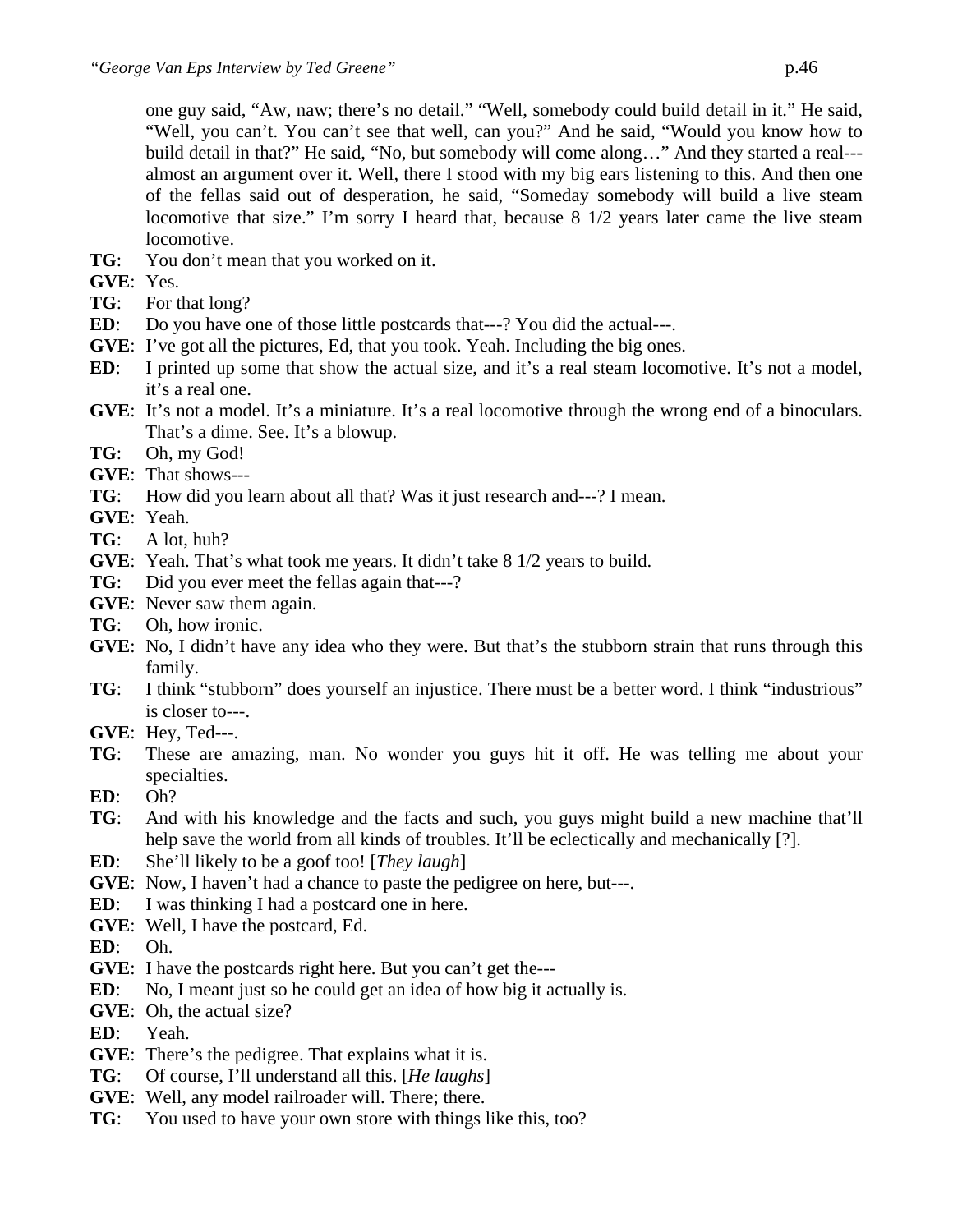one guy said, “Aw, naw; there’s no detail.” “Well, somebody could build detail in it.” He said, “Well, you can’t. You can’t see that well, can you?” And he said, “Would you know how to build detail in that?” He said, “No, but somebody will come along…” And they started a real---almost an argument over it. Well, there I stood with my big ears listening to this. And then one of the fellas said out of desperation, he said, “Someday somebody will build a live steam locomotive that size.” I’m sorry I heard that, because 8 1/2 years later came the live steam locomotive.

**TG**: You don’t mean that you worked on it.

**GVE**: Yes.

**TG**: For that long?

**ED**: Do you have one of those little postcards that---? You did the actual---.

**GVE**: I’ve got all the pictures, Ed, that you took. Yeah. Including the big ones.

**ED**: I printed up some that show the actual size, and it’s a real steam locomotive. It’s not a model, it’s a real one.

**GVE**: It’s not a model. It’s a miniature. It’s a real locomotive through the wrong end of a binoculars. That’s a dime. See. It’s a blowup.

**TG**: Oh, my God!

**GVE**: That shows---

**TG**: How did you learn about all that? Was it just research and---? I mean.

**GVE**: Yeah.

**TG**: A lot, huh?

**GVE**: Yeah. That’s what took me years. It didn’t take 8 1/2 years to build.

**TG**: Did you ever meet the fellas again that---?

**GVE**: Never saw them again.

**TG**: Oh, how ironic.

**GVE**: No, I didn’t have any idea who they were. But that’s the stubborn strain that runs through this family.

**TG**: I think “stubborn” does yourself an injustice. There must be a better word. I think “industrious” is closer to---.

**GVE**: Hey, Ted---.

**TG**: These are amazing, man. No wonder you guys hit it off. He was telling me about your specialties.

**ED**: Oh?

**TG**: And with his knowledge and the facts and such, you guys might build a new machine that’ll help save the world from all kinds of troubles. It’ll be eclectically and mechanically [?].

**ED**: She’ll likely to be a goof too! [*They laugh*]

**GVE**: Now, I haven’t had a chance to paste the pedigree on here, but---.

**ED**: I was thinking I had a postcard one in here.

**GVE**: Well, I have the postcard, Ed.

**ED**: Oh.

**GVE**: I have the postcards right here. But you can’t get the---

**ED**: No, I meant just so he could get an idea of how big it actually is.

**GVE**: Oh, the actual size?

**ED**: Yeah.

**GVE**: There’s the pedigree. That explains what it is.

**TG**: Of course, I’ll understand all this. [*He laughs*]

**GVE**: Well, any model railroader will. There; there.

**TG**: You used to have your own store with things like this, too?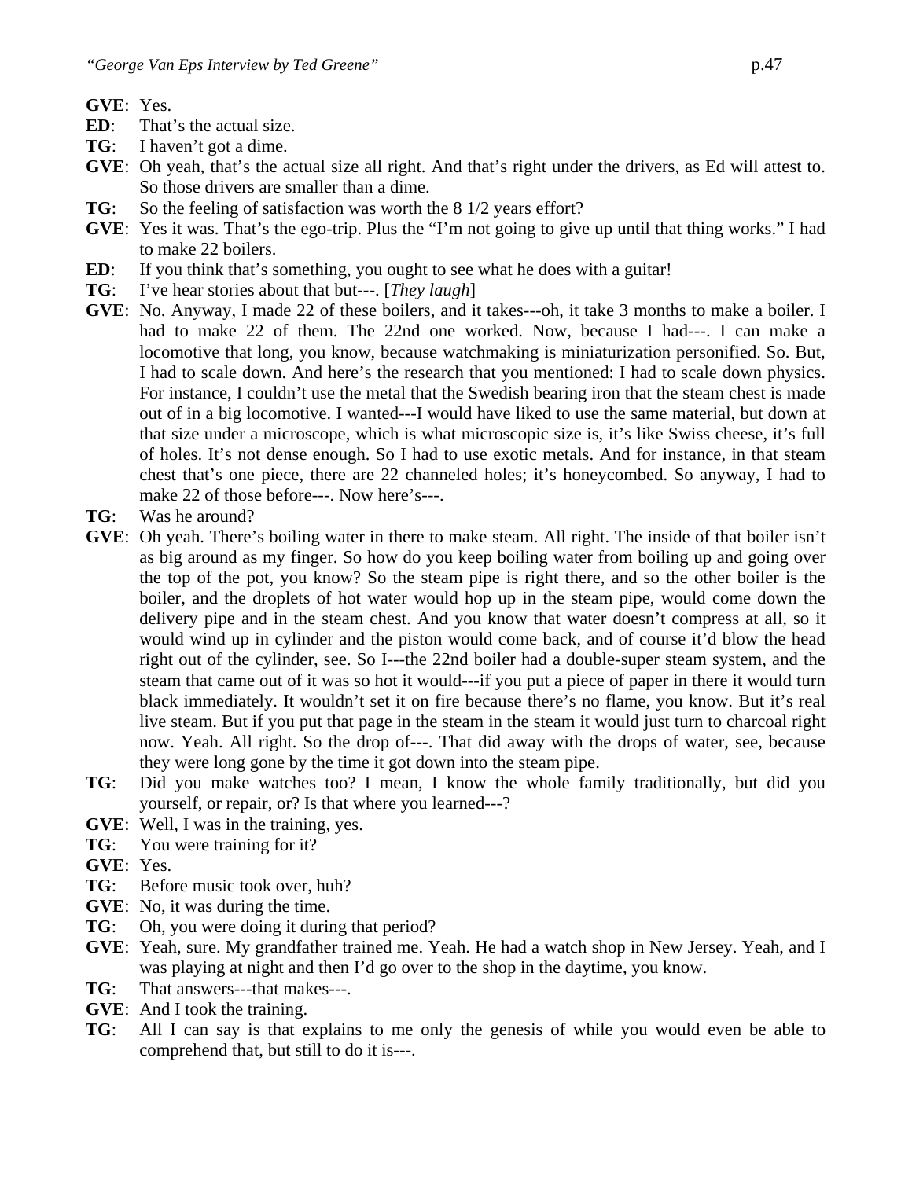**GVE**: Yes.

**ED**: That's the actual size.

**TG**: I haven't got a dime.

**GVE**: Oh yeah, that's the actual size all right. And that's right under the drivers, as Ed will attest to. So those drivers are smaller than a dime.

**TG**: So the feeling of satisfaction was worth the 8 1/2 years effort?

**GVE**: Yes it was. That's the ego-trip. Plus the "I'm not going to give up until that thing works." I had to make 22 boilers.

**ED**: If you think that's something, you ought to see what he does with a guitar!

**TG**: I've hear stories about that but---. [*They laugh*]

**GVE**: No. Anyway, I made 22 of these boilers, and it takes---oh, it take 3 months to make a boiler. I had to make 22 of them. The 22nd one worked. Now, because I had---. I can make a locomotive that long, you know, because watchmaking is miniaturization personified. So. But, I had to scale down. And here's the research that you mentioned: I had to scale down physics. For instance, I couldn't use the metal that the Swedish bearing iron that the steam chest is made out of in a big locomotive. I wanted---I would have liked to use the same material, but down at that size under a microscope, which is what microscopic size is, it's like Swiss cheese, it's full of holes. It's not dense enough. So I had to use exotic metals. And for instance, in that steam chest that's one piece, there are 22 channeled holes; it's honeycombed. So anyway, I had to make 22 of those before---. Now here's---.

**TG**: Was he around?

**GVE**: Oh yeah. There's boiling water in there to make steam. All right. The inside of that boiler isn't as big around as my finger. So how do you keep boiling water from boiling up and going over the top of the pot, you know? So the steam pipe is right there, and so the other boiler is the boiler, and the droplets of hot water would hop up in the steam pipe, would come down the delivery pipe and in the steam chest. And you know that water doesn't compress at all, so it would wind up in cylinder and the piston would come back, and of course it'd blow the head right out of the cylinder, see. So I---the 22nd boiler had a double-super steam system, and the steam that came out of it was so hot it would---if you put a piece of paper in there it would turn black immediately. It wouldn't set it on fire because there's no flame, you know. But it's real live steam. But if you put that page in the steam in the steam it would just turn to charcoal right now. Yeah. All right. So the drop of---. That did away with the drops of water, see, because they were long gone by the time it got down into the steam pipe.

**TG**: Did you make watches too? I mean, I know the whole family traditionally, but did you yourself, or repair, or? Is that where you learned---?

**GVE**: Well, I was in the training, yes.

**TG**: You were training for it?

**GVE**: Yes.

**TG**: Before music took over, huh?

**GVE**: No, it was during the time.

**TG**: Oh, you were doing it during that period?

**GVE**: Yeah, sure. My grandfather trained me. Yeah. He had a watch shop in New Jersey. Yeah, and I was playing at night and then I'd go over to the shop in the daytime, you know.

**TG**: That answers---that makes---.

**GVE**: And I took the training.

**TG**: All I can say is that explains to me only the genesis of while you would even be able to comprehend that, but still to do it is---.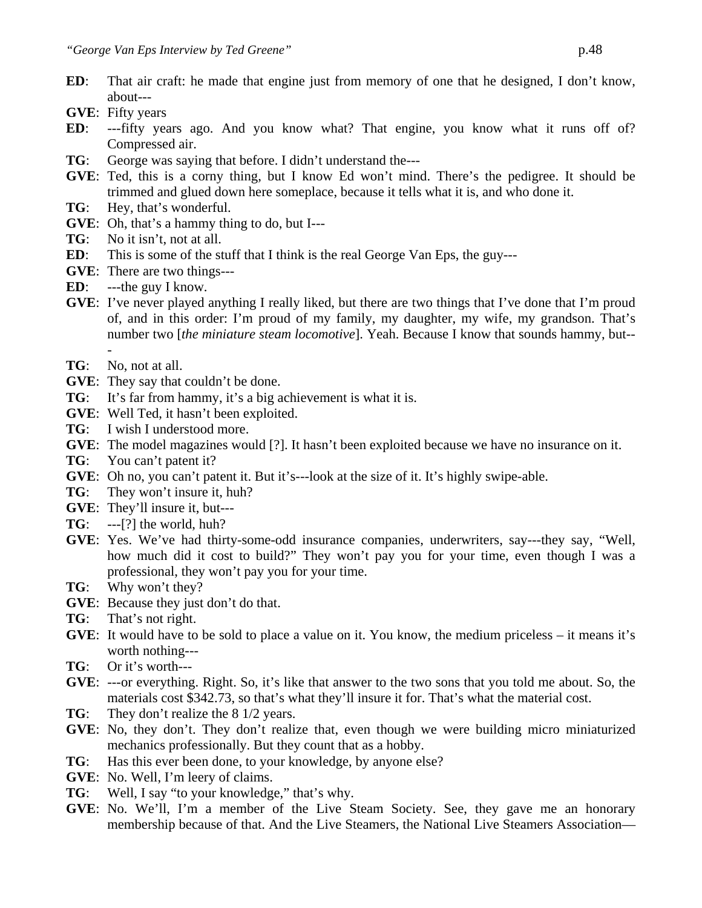**ED**: That air craft: he made that engine just from memory of one that he designed, I don't know, about---

**GVE**: Fifty years

**ED**: ---fifty years ago. And you know what? That engine, you know what it runs off of? Compressed air.

**TG**: George was saying that before. I didn't understand the---

**GVE**: Ted, this is a corny thing, but I know Ed won't mind. There's the pedigree. It should be trimmed and glued down here someplace, because it tells what it is, and who done it.

**TG**: Hey, that's wonderful.

**GVE**: Oh, that's a hammy thing to do, but I---

**TG**: No it isn't, not at all.

**ED**: This is some of the stuff that I think is the real George Van Eps, the guy---

**GVE**: There are two things---

**ED**: ---the guy I know.

**GVE**: I've never played anything I really liked, but there are two things that I've done that I'm proud of, and in this order: I'm proud of my family, my daughter, my wife, my grandson. That's number two [*the miniature steam locomotive*]. Yeah. Because I know that sounds hammy, but---

**TG**: No, not at all.

**GVE**: They say that couldn't be done.

**TG**: It's far from hammy, it's a big achievement is what it is.

**GVE**: Well Ted, it hasn't been exploited.

**TG**: I wish I understood more.

**GVE**: The model magazines would [?]. It hasn't been exploited because we have no insurance on it.

**TG**: You can't patent it?

**GVE**: Oh no, you can't patent it. But it's---look at the size of it. It's highly swipe-able.

**TG**: They won't insure it, huh?

**GVE**: They'll insure it, but---

**TG**: ---[?] the world, huh?

**GVE**: Yes. We've had thirty-some-odd insurance companies, underwriters, say---they say, "Well, how much did it cost to build?" They won't pay you for your time, even though I was a professional, they won't pay you for your time.

**TG**: Why won't they?

**GVE**: Because they just don't do that.

**TG**: That's not right.

**GVE**: It would have to be sold to place a value on it. You know, the medium priceless – it means it's worth nothing---

**TG**: Or it's worth---

**GVE**: ---or everything. Right. So, it's like that answer to the two sons that you told me about. So, the materials cost $342.73, so that's what they'll insure it for. That's what the material cost.

**TG**: They don't realize the 8 1/2 years.

**GVE**: No, they don't. They don't realize that, even though we were building micro miniaturized mechanics professionally. But they count that as a hobby.

**TG**: Has this ever been done, to your knowledge, by anyone else?

**GVE**: No. Well, I'm leery of claims.

**TG**: Well, I say "to your knowledge," that's why.

**GVE**: No. We'll, I'm a member of the Live Steam Society. See, they gave me an honorary membership because of that. And the Live Steamers, the National Live Steamers Association—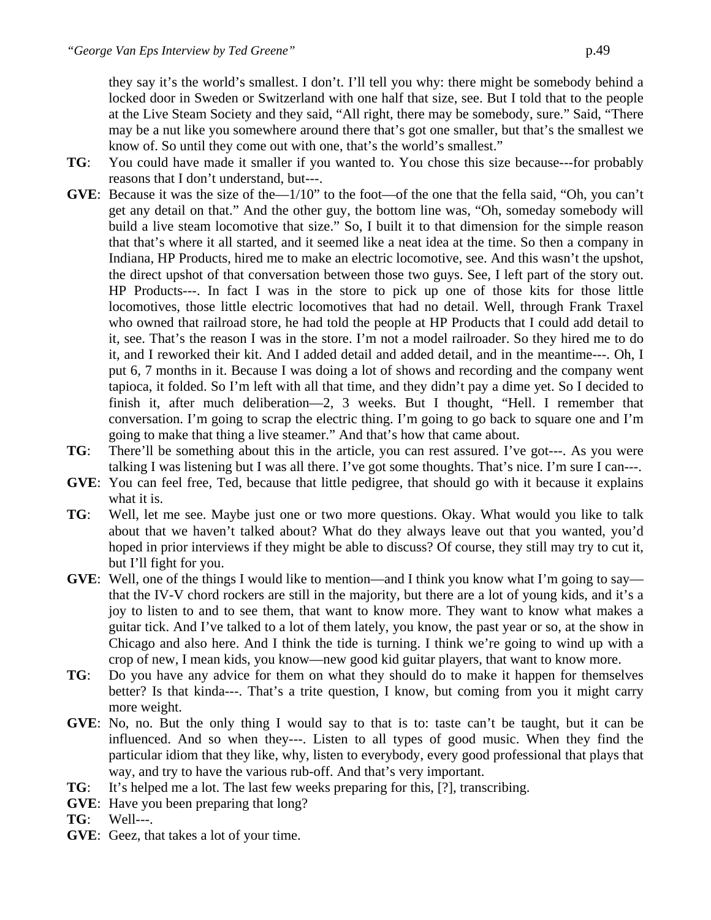they say it's the world's smallest. I don't. I'll tell you why: there might be somebody behind a locked door in Sweden or Switzerland with one half that size, see. But I told that to the people at the Live Steam Society and they said, "All right, there may be somebody, sure." Said, "There may be a nut like you somewhere around there that's got one smaller, but that's the smallest we know of. So until they come out with one, that's the world's smallest."

**TG**: You could have made it smaller if you wanted to. You chose this size because---for probably reasons that I don't understand, but---.

**GVE**: Because it was the size of the—1/10" to the foot—of the one that the fella said, "Oh, you can't get any detail on that." And the other guy, the bottom line was, "Oh, someday somebody will build a live steam locomotive that size." So, I built it to that dimension for the simple reason that that's where it all started, and it seemed like a neat idea at the time. So then a company in Indiana, HP Products, hired me to make an electric locomotive, see. And this wasn't the upshot, the direct upshot of that conversation between those two guys. See, I left part of the story out. HP Products---. In fact I was in the store to pick up one of those kits for those little locomotives, those little electric locomotives that had no detail. Well, through Frank Traxel who owned that railroad store, he had told the people at HP Products that I could add detail to it, see. That's the reason I was in the store. I'm not a model railroader. So they hired me to do it, and I reworked their kit. And I added detail and added detail, and in the meantime---. Oh, I put 6, 7 months in it. Because I was doing a lot of shows and recording and the company went tapioca, it folded. So I'm left with all that time, and they didn't pay a dime yet. So I decided to finish it, after much deliberation—2, 3 weeks. But I thought, "Hell. I remember that conversation. I'm going to scrap the electric thing. I'm going to go back to square one and I'm going to make that thing a live steamer." And that's how that came about.

**TG**: There'll be something about this in the article, you can rest assured. I've got---. As you were talking I was listening but I was all there. I've got some thoughts. That's nice. I'm sure I can---.

**GVE**: You can feel free, Ted, because that little pedigree, that should go with it because it explains what it is.

**TG**: Well, let me see. Maybe just one or two more questions. Okay. What would you like to talk about that we haven't talked about? What do they always leave out that you wanted, you'd hoped in prior interviews if they might be able to discuss? Of course, they still may try to cut it, but I'll fight for you.

**GVE**: Well, one of the things I would like to mention—and I think you know what I'm going to say—that the IV-V chord rockers are still in the majority, but there are a lot of young kids, and it's a joy to listen to and to see them, that want to know more. They want to know what makes a guitar tick. And I've talked to a lot of them lately, you know, the past year or so, at the show in Chicago and also here. And I think the tide is turning. I think we're going to wind up with a crop of new, I mean kids, you know—new good kid guitar players, that want to know more.

**TG**: Do you have any advice for them on what they should do to make it happen for themselves better? Is that kinda---. That's a trite question, I know, but coming from you it might carry more weight.

**GVE**: No, no. But the only thing I would say to that is to: taste can't be taught, but it can be influenced. And so when they---. Listen to all types of good music. When they find the particular idiom that they like, why, listen to everybody, every good professional that plays that way, and try to have the various rub-off. And that's very important.

**TG**: It's helped me a lot. The last few weeks preparing for this, [?], transcribing.

**GVE**: Have you been preparing that long?

**TG**: Well---.

**GVE**: Geez, that takes a lot of your time.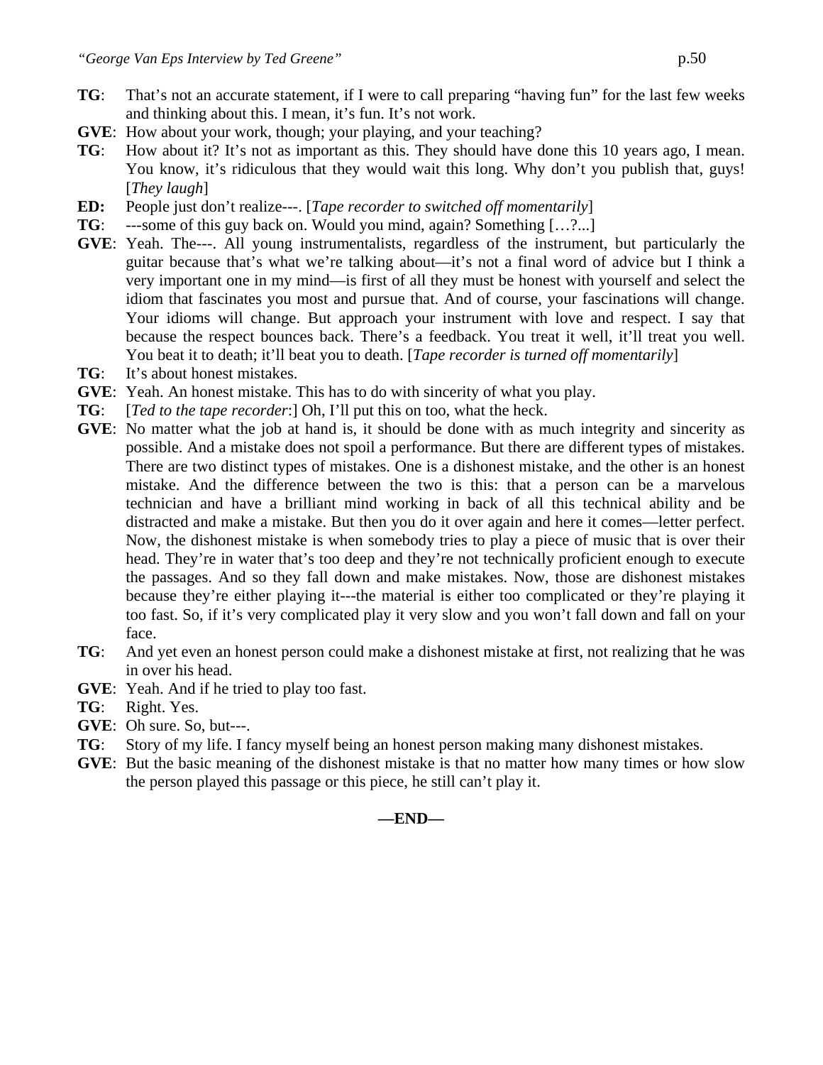**TG**: That's not an accurate statement, if I were to call preparing "having fun" for the last few weeks and thinking about this. I mean, it's fun. It's not work.

**GVE**: How about your work, though; your playing, and your teaching?

**TG**: How about it? It's not as important as this. They should have done this 10 years ago, I mean. You know, it's ridiculous that they would wait this long. Why don't you publish that, guys! [*They laugh*]

**ED:** People just don't realize---. [*Tape recorder to switched off momentarily*]

**TG**: ---some of this guy back on. Would you mind, again? Something […?...]

**GVE**: Yeah. The---. All young instrumentalists, regardless of the instrument, but particularly the guitar because that's what we're talking about—it's not a final word of advice but I think a very important one in my mind—is first of all they must be honest with yourself and select the idiom that fascinates you most and pursue that. And of course, your fascinations will change. Your idioms will change. But approach your instrument with love and respect. I say that because the respect bounces back. There's a feedback. You treat it well, it'll treat you well. You beat it to death; it'll beat you to death. [*Tape recorder is turned off momentarily*]

**TG**: It's about honest mistakes.

**GVE**: Yeah. An honest mistake. This has to do with sincerity of what you play.

**TG**: [*Ted to the tape recorder*:] Oh, I'll put this on too, what the heck.

**GVE**: No matter what the job at hand is, it should be done with as much integrity and sincerity as possible. And a mistake does not spoil a performance. But there are different types of mistakes. There are two distinct types of mistakes. One is a dishonest mistake, and the other is an honest mistake. And the difference between the two is this: that a person can be a marvelous technician and have a brilliant mind working in back of all this technical ability and be distracted and make a mistake. But then you do it over again and here it comes—letter perfect. Now, the dishonest mistake is when somebody tries to play a piece of music that is over their head. They're in water that's too deep and they're not technically proficient enough to execute the passages. And so they fall down and make mistakes. Now, those are dishonest mistakes because they're either playing it---the material is either too complicated or they're playing it too fast. So, if it's very complicated play it very slow and you won't fall down and fall on your face.

**TG**: And yet even an honest person could make a dishonest mistake at first, not realizing that he was in over his head.

**GVE**: Yeah. And if he tried to play too fast.

**TG**: Right. Yes.

**GVE**: Oh sure. So, but---.

**TG**: Story of my life. I fancy myself being an honest person making many dishonest mistakes.

**GVE**: But the basic meaning of the dishonest mistake is that no matter how many times or how slow the person played this passage or this piece, he still can't play it.

**—END—**